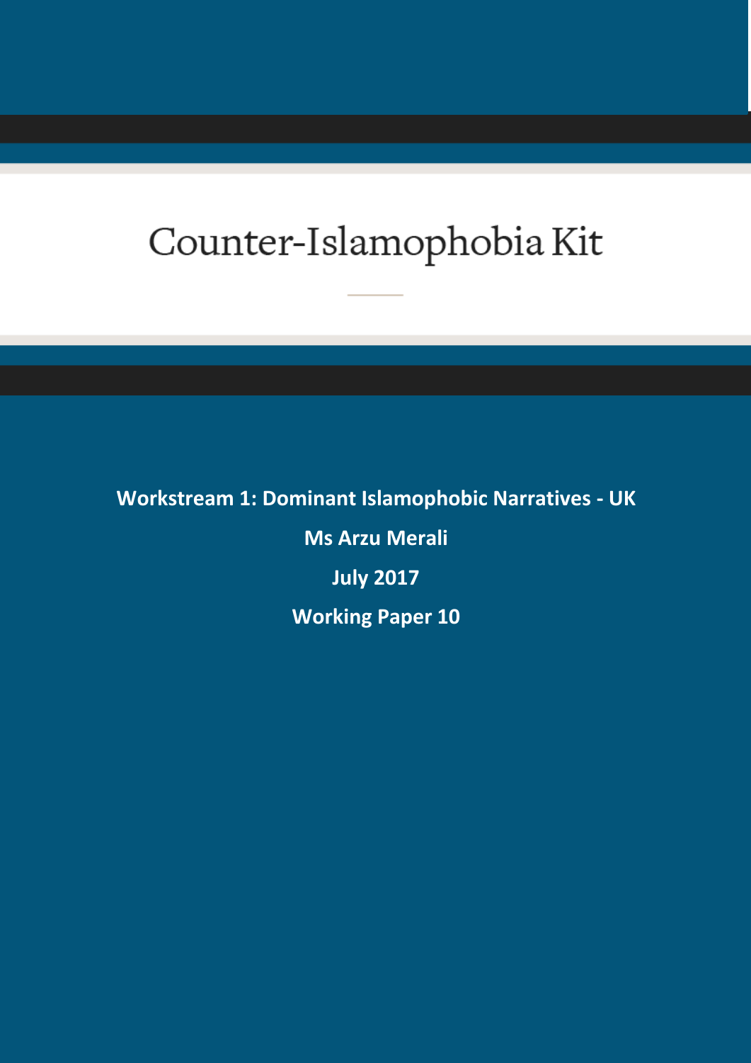# Counter-Islamophobia Kit

**Workstream 1: Dominant Islamophobic Narratives - UK**

**Ms Arzu Merali**

**July 2017**

**Working Paper 10**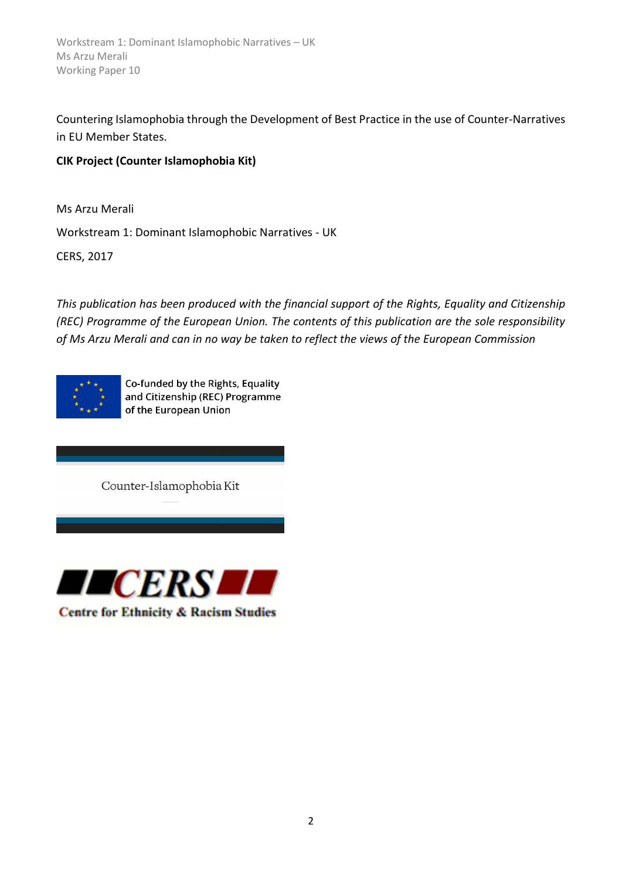Countering Islamophobia through the Development of Best Practice in the use of Counter-Narratives in EU Member States.

**CIK Project (Counter Islamophobia Kit)**

Ms Arzu Merali

Workstream 1: Dominant Islamophobic Narratives - UK

CERS, 2017

*This publication has been produced with the financial support of the Rights, Equality and Citizenship (REC) Programme of the European Union. The contents of this publication are the sole responsibility of Ms Arzu Merali and can in no way be taken to reflect the views of the European Commission*

Co-funded by the Rights, Equality and Citizenship (REC) Programme of the European Union

Counter-Islamophobia Kit

CERS

Centre for Ethnicity & Racism Studies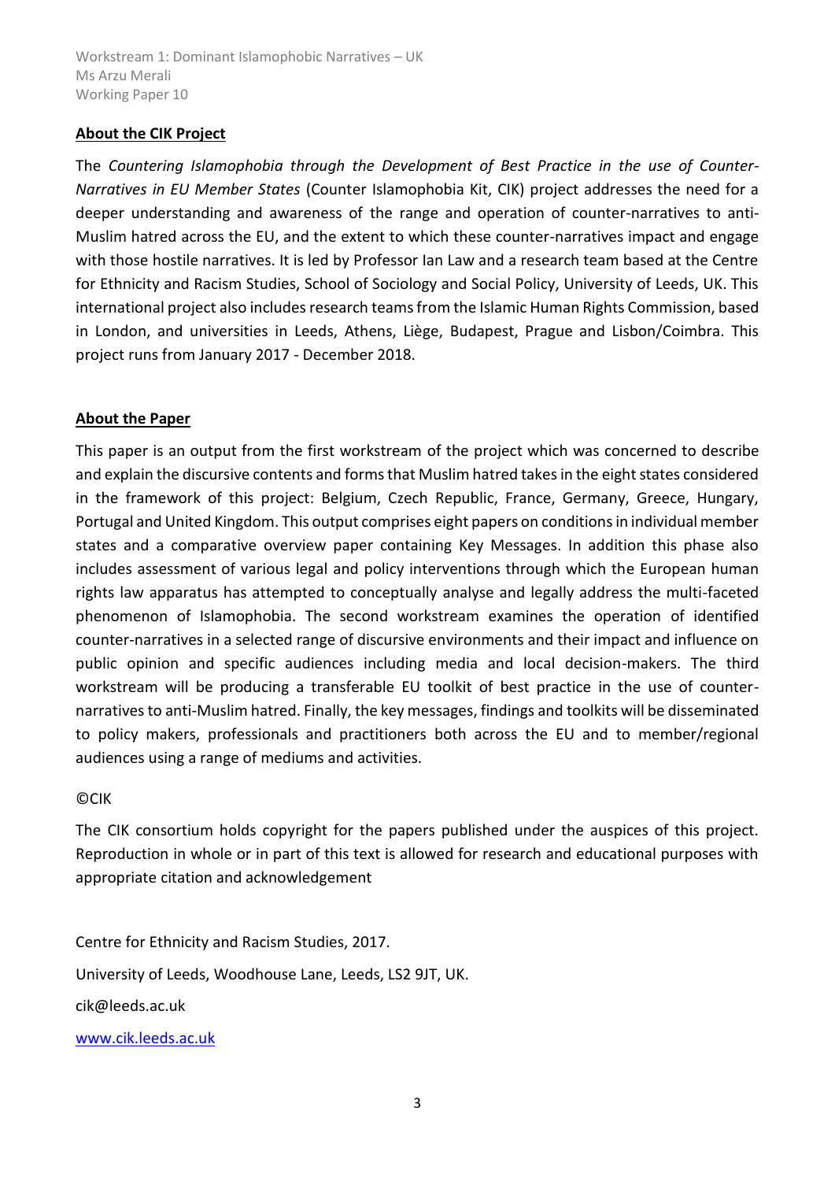## About the CIK Project

The *Countering Islamophobia through the Development of Best Practice in the use of Counter-Narratives in EU Member States* (Counter Islamophobia Kit, CIK) project addresses the need for a deeper understanding and awareness of the range and operation of counter-narratives to anti-Muslim hatred across the EU, and the extent to which these counter-narratives impact and engage with those hostile narratives. It is led by Professor Ian Law and a research team based at the Centre for Ethnicity and Racism Studies, School of Sociology and Social Policy, University of Leeds, UK. This international project also includes research teams from the Islamic Human Rights Commission, based in London, and universities in Leeds, Athens, Liège, Budapest, Prague and Lisbon/Coimbra. This project runs from January 2017 - December 2018.

## About the Paper

This paper is an output from the first workstream of the project which was concerned to describe and explain the discursive contents and forms that Muslim hatred takes in the eight states considered in the framework of this project: Belgium, Czech Republic, France, Germany, Greece, Hungary, Portugal and United Kingdom. This output comprises eight papers on conditions in individual member states and a comparative overview paper containing Key Messages. In addition this phase also includes assessment of various legal and policy interventions through which the European human rights law apparatus has attempted to conceptually analyse and legally address the multi-faceted phenomenon of Islamophobia. The second workstream examines the operation of identified counter-narratives in a selected range of discursive environments and their impact and influence on public opinion and specific audiences including media and local decision-makers. The third workstream will be producing a transferable EU toolkit of best practice in the use of counter-narratives to anti-Muslim hatred. Finally, the key messages, findings and toolkits will be disseminated to policy makers, professionals and practitioners both across the EU and to member/regional audiences using a range of mediums and activities.

©CIK

The CIK consortium holds copyright for the papers published under the auspices of this project. Reproduction in whole or in part of this text is allowed for research and educational purposes with appropriate citation and acknowledgement

Centre for Ethnicity and Racism Studies, 2017.

University of Leeds, Woodhouse Lane, Leeds, LS2 9JT, UK.

cik@leeds.ac.uk

www.cik.leeds.ac.uk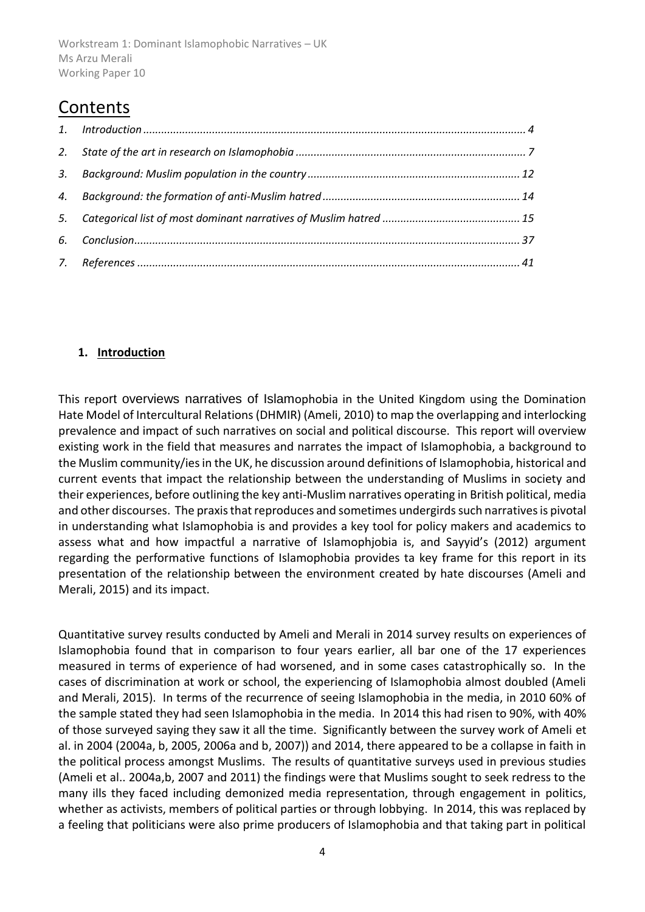# Contents

1. *Introduction* ........ 4
2. *State of the art in research on Islamophobia* ........ 7
3. *Background: Muslim population in the country* ........ 12
4. *Background: the formation of anti-Muslim hatred* ........ 14
5. *Categorical list of most dominant narratives of Muslim hatred* ........ 15
6. *Conclusion* ........ 37
7. *References* ........ 41

## 1. Introduction

This report overviews narratives of Islamophobia in the United Kingdom using the Domination Hate Model of Intercultural Relations (DHMIR) (Ameli, 2010) to map the overlapping and interlocking prevalence and impact of such narratives on social and political discourse. This report will overview existing work in the field that measures and narrates the impact of Islamophobia, a background to the Muslim community/ies in the UK, he discussion around definitions of Islamophobia, historical and current events that impact the relationship between the understanding of Muslims in society and their experiences, before outlining the key anti-Muslim narratives operating in British political, media and other discourses. The praxis that reproduces and sometimes undergirds such narratives is pivotal in understanding what Islamophobia is and provides a key tool for policy makers and academics to assess what and how impactful a narrative of Islamophjobia is, and Sayyid's (2012) argument regarding the performative functions of Islamophobia provides ta key frame for this report in its presentation of the relationship between the environment created by hate discourses (Ameli and Merali, 2015) and its impact.

Quantitative survey results conducted by Ameli and Merali in 2014 survey results on experiences of Islamophobia found that in comparison to four years earlier, all bar one of the 17 experiences measured in terms of experience of had worsened, and in some cases catastrophically so. In the cases of discrimination at work or school, the experiencing of Islamophobia almost doubled (Ameli and Merali, 2015). In terms of the recurrence of seeing Islamophobia in the media, in 2010 60% of the sample stated they had seen Islamophobia in the media. In 2014 this had risen to 90%, with 40% of those surveyed saying they saw it all the time. Significantly between the survey work of Ameli et al. in 2004 (2004a, b, 2005, 2006a and b, 2007)) and 2014, there appeared to be a collapse in faith in the political process amongst Muslims. The results of quantitative surveys used in previous studies (Ameli et al.. 2004a,b, 2007 and 2011) the findings were that Muslims sought to seek redress to the many ills they faced including demonized media representation, through engagement in politics, whether as activists, members of political parties or through lobbying. In 2014, this was replaced by a feeling that politicians were also prime producers of Islamophobia and that taking part in political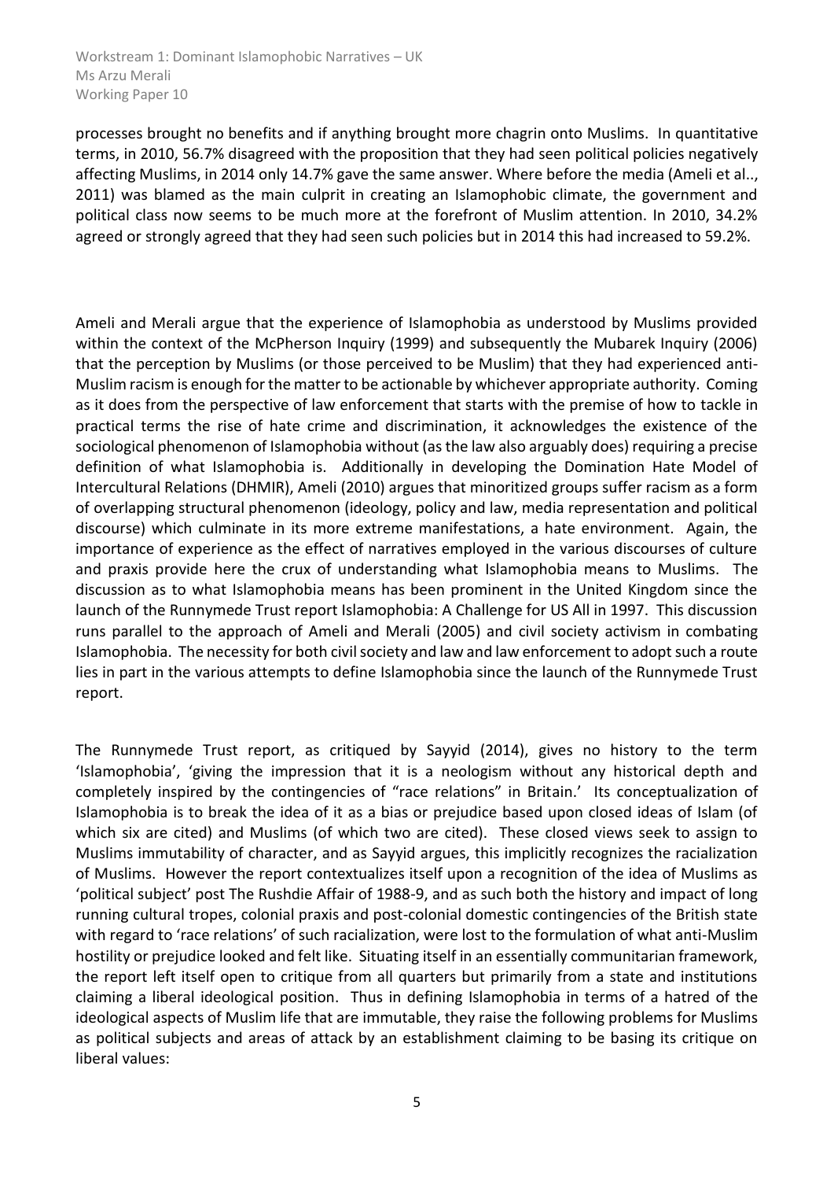processes brought no benefits and if anything brought more chagrin onto Muslims. In quantitative terms, in 2010, 56.7% disagreed with the proposition that they had seen political policies negatively affecting Muslims, in 2014 only 14.7% gave the same answer. Where before the media (Ameli et al.., 2011) was blamed as the main culprit in creating an Islamophobic climate, the government and political class now seems to be much more at the forefront of Muslim attention. In 2010, 34.2% agreed or strongly agreed that they had seen such policies but in 2014 this had increased to 59.2%.

Ameli and Merali argue that the experience of Islamophobia as understood by Muslims provided within the context of the McPherson Inquiry (1999) and subsequently the Mubarek Inquiry (2006) that the perception by Muslims (or those perceived to be Muslim) that they had experienced anti-Muslim racism is enough for the matter to be actionable by whichever appropriate authority. Coming as it does from the perspective of law enforcement that starts with the premise of how to tackle in practical terms the rise of hate crime and discrimination, it acknowledges the existence of the sociological phenomenon of Islamophobia without (as the law also arguably does) requiring a precise definition of what Islamophobia is. Additionally in developing the Domination Hate Model of Intercultural Relations (DHMIR), Ameli (2010) argues that minoritized groups suffer racism as a form of overlapping structural phenomenon (ideology, policy and law, media representation and political discourse) which culminate in its more extreme manifestations, a hate environment. Again, the importance of experience as the effect of narratives employed in the various discourses of culture and praxis provide here the crux of understanding what Islamophobia means to Muslims. The discussion as to what Islamophobia means has been prominent in the United Kingdom since the launch of the Runnymede Trust report Islamophobia: A Challenge for US All in 1997. This discussion runs parallel to the approach of Ameli and Merali (2005) and civil society activism in combating Islamophobia. The necessity for both civil society and law and law enforcement to adopt such a route lies in part in the various attempts to define Islamophobia since the launch of the Runnymede Trust report.

The Runnymede Trust report, as critiqued by Sayyid (2014), gives no history to the term 'Islamophobia', 'giving the impression that it is a neologism without any historical depth and completely inspired by the contingencies of "race relations" in Britain.' Its conceptualization of Islamophobia is to break the idea of it as a bias or prejudice based upon closed ideas of Islam (of which six are cited) and Muslims (of which two are cited). These closed views seek to assign to Muslims immutability of character, and as Sayyid argues, this implicitly recognizes the racialization of Muslims. However the report contextualizes itself upon a recognition of the idea of Muslims as 'political subject' post The Rushdie Affair of 1988-9, and as such both the history and impact of long running cultural tropes, colonial praxis and post-colonial domestic contingencies of the British state with regard to 'race relations' of such racialization, were lost to the formulation of what anti-Muslim hostility or prejudice looked and felt like. Situating itself in an essentially communitarian framework, the report left itself open to critique from all quarters but primarily from a state and institutions claiming a liberal ideological position. Thus in defining Islamophobia in terms of a hatred of the ideological aspects of Muslim life that are immutable, they raise the following problems for Muslims as political subjects and areas of attack by an establishment claiming to be basing its critique on liberal values: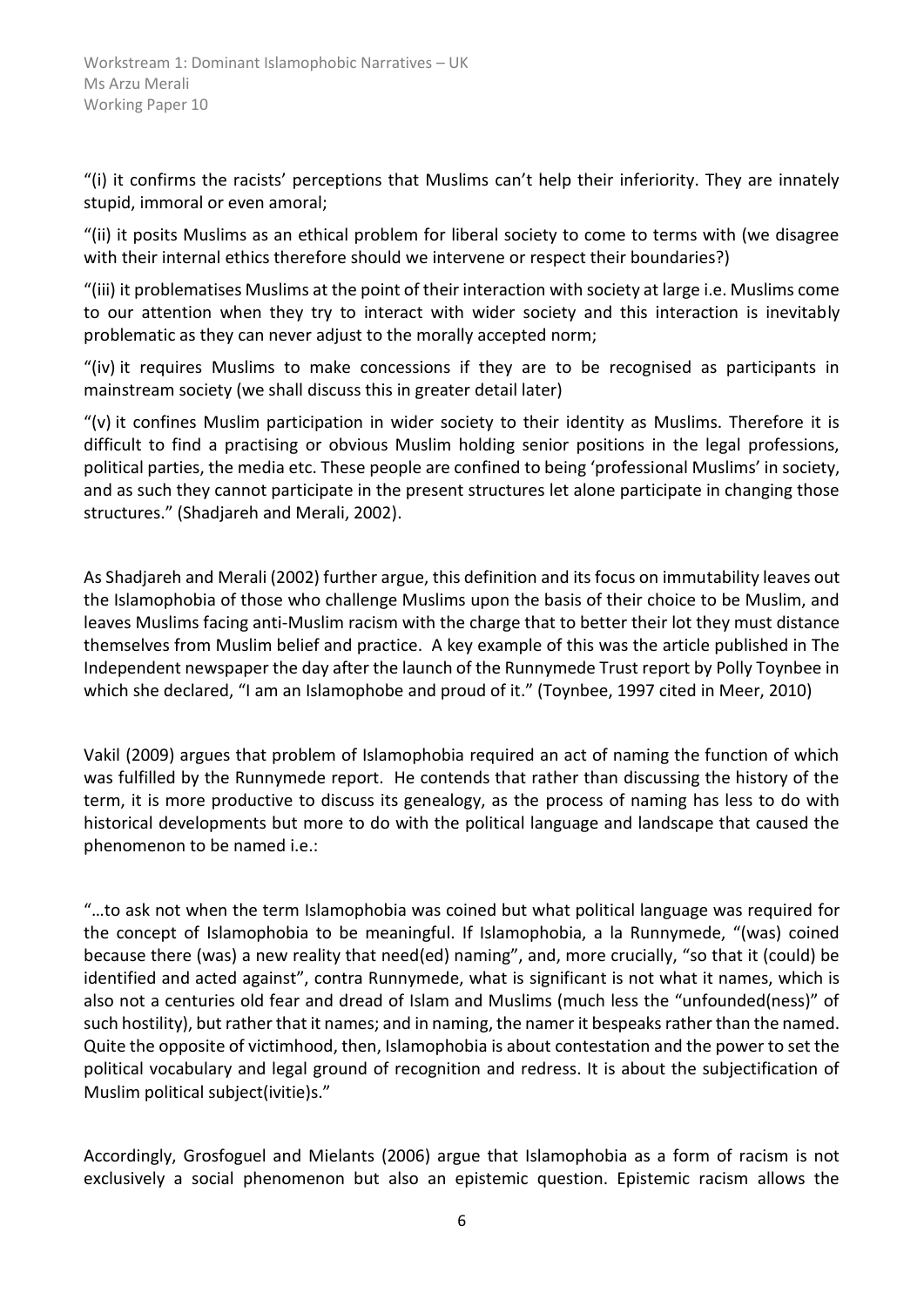"(i) it confirms the racists' perceptions that Muslims can't help their inferiority. They are innately stupid, immoral or even amoral;

"(ii) it posits Muslims as an ethical problem for liberal society to come to terms with (we disagree with their internal ethics therefore should we intervene or respect their boundaries?)

"(iii) it problematises Muslims at the point of their interaction with society at large i.e. Muslims come to our attention when they try to interact with wider society and this interaction is inevitably problematic as they can never adjust to the morally accepted norm;

"(iv) it requires Muslims to make concessions if they are to be recognised as participants in mainstream society (we shall discuss this in greater detail later)

"(v) it confines Muslim participation in wider society to their identity as Muslims. Therefore it is difficult to find a practising or obvious Muslim holding senior positions in the legal professions, political parties, the media etc. These people are confined to being 'professional Muslims' in society, and as such they cannot participate in the present structures let alone participate in changing those structures." (Shadjareh and Merali, 2002).

As Shadjareh and Merali (2002) further argue, this definition and its focus on immutability leaves out the Islamophobia of those who challenge Muslims upon the basis of their choice to be Muslim, and leaves Muslims facing anti-Muslim racism with the charge that to better their lot they must distance themselves from Muslim belief and practice. A key example of this was the article published in The Independent newspaper the day after the launch of the Runnymede Trust report by Polly Toynbee in which she declared, "I am an Islamophobe and proud of it." (Toynbee, 1997 cited in Meer, 2010)

Vakil (2009) argues that problem of Islamophobia required an act of naming the function of which was fulfilled by the Runnymede report. He contends that rather than discussing the history of the term, it is more productive to discuss its genealogy, as the process of naming has less to do with historical developments but more to do with the political language and landscape that caused the phenomenon to be named i.e.:

"…to ask not when the term Islamophobia was coined but what political language was required for the concept of Islamophobia to be meaningful. If Islamophobia, a la Runnymede, "(was) coined because there (was) a new reality that need(ed) naming", and, more crucially, "so that it (could) be identified and acted against", contra Runnymede, what is significant is not what it names, which is also not a centuries old fear and dread of Islam and Muslims (much less the "unfounded(ness)" of such hostility), but rather that it names; and in naming, the namer it bespeaks rather than the named. Quite the opposite of victimhood, then, Islamophobia is about contestation and the power to set the political vocabulary and legal ground of recognition and redress. It is about the subjectification of Muslim political subject(ivitie)s."

Accordingly, Grosfoguel and Mielants (2006) argue that Islamophobia as a form of racism is not exclusively a social phenomenon but also an epistemic question. Epistemic racism allows the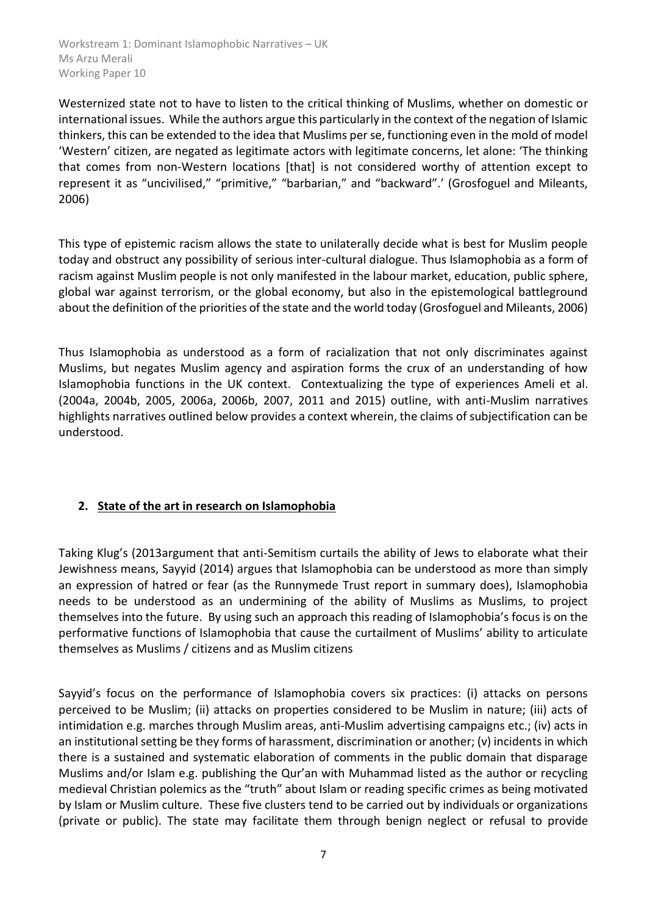Westernized state not to have to listen to the critical thinking of Muslims, whether on domestic or international issues. While the authors argue this particularly in the context of the negation of Islamic thinkers, this can be extended to the idea that Muslims per se, functioning even in the mold of model 'Western' citizen, are negated as legitimate actors with legitimate concerns, let alone: 'The thinking that comes from non-Western locations [that] is not considered worthy of attention except to represent it as "uncivilised," "primitive," "barbarian," and "backward".' (Grosfoguel and Mileants, 2006)

This type of epistemic racism allows the state to unilaterally decide what is best for Muslim people today and obstruct any possibility of serious inter-cultural dialogue. Thus Islamophobia as a form of racism against Muslim people is not only manifested in the labour market, education, public sphere, global war against terrorism, or the global economy, but also in the epistemological battleground about the definition of the priorities of the state and the world today (Grosfoguel and Mileants, 2006)

Thus Islamophobia as understood as a form of racialization that not only discriminates against Muslims, but negates Muslim agency and aspiration forms the crux of an understanding of how Islamophobia functions in the UK context. Contextualizing the type of experiences Ameli et al. (2004a, 2004b, 2005, 2006a, 2006b, 2007, 2011 and 2015) outline, with anti-Muslim narratives highlights narratives outlined below provides a context wherein, the claims of subjectification can be understood.

## 2. State of the art in research on Islamophobia

Taking Klug's (2013argument that anti-Semitism curtails the ability of Jews to elaborate what their Jewishness means, Sayyid (2014) argues that Islamophobia can be understood as more than simply an expression of hatred or fear (as the Runnymede Trust report in summary does), Islamophobia needs to be understood as an undermining of the ability of Muslims as Muslims, to project themselves into the future. By using such an approach this reading of Islamophobia's focus is on the performative functions of Islamophobia that cause the curtailment of Muslims' ability to articulate themselves as Muslims / citizens and as Muslim citizens

Sayyid's focus on the performance of Islamophobia covers six practices: (i) attacks on persons perceived to be Muslim; (ii) attacks on properties considered to be Muslim in nature; (iii) acts of intimidation e.g. marches through Muslim areas, anti-Muslim advertising campaigns etc.; (iv) acts in an institutional setting be they forms of harassment, discrimination or another; (v) incidents in which there is a sustained and systematic elaboration of comments in the public domain that disparage Muslims and/or Islam e.g. publishing the Qur'an with Muhammad listed as the author or recycling medieval Christian polemics as the "truth" about Islam or reading specific crimes as being motivated by Islam or Muslim culture. These five clusters tend to be carried out by individuals or organizations (private or public). The state may facilitate them through benign neglect or refusal to provide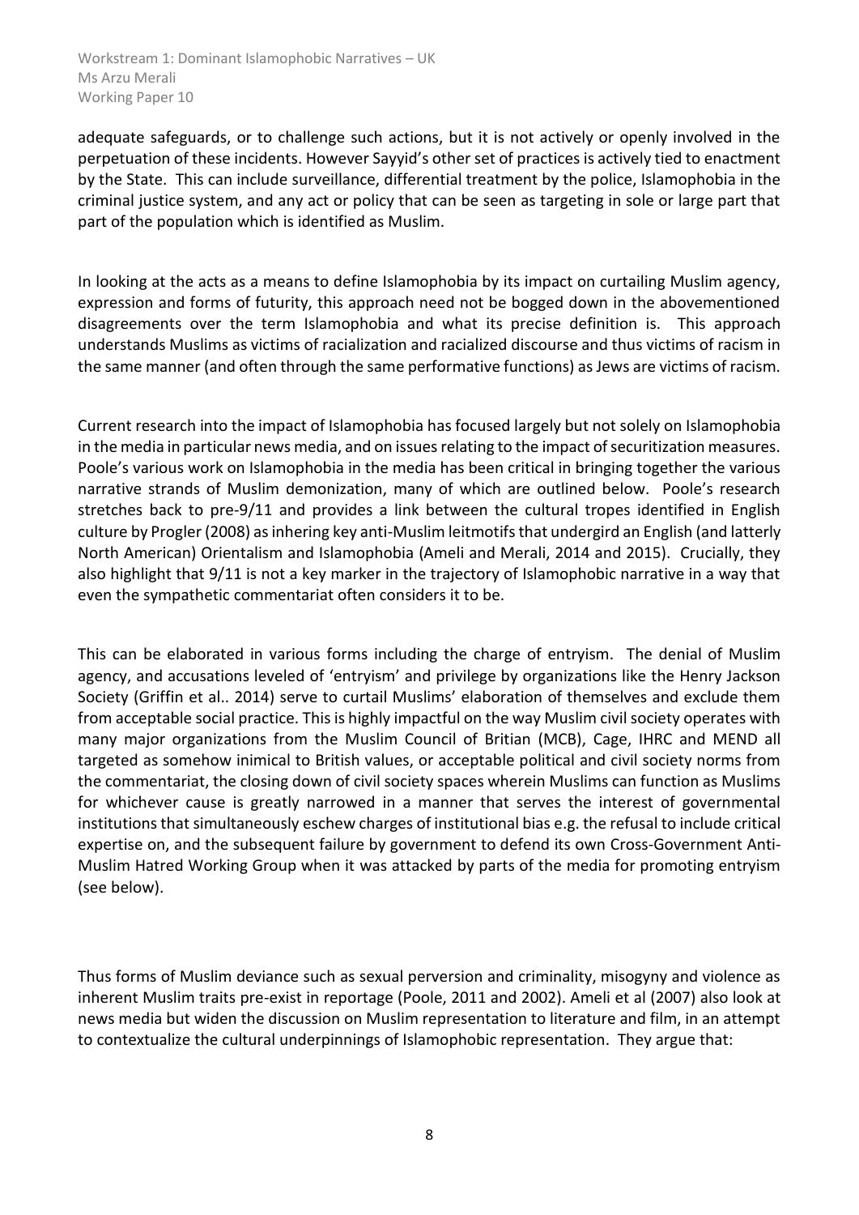adequate safeguards, or to challenge such actions, but it is not actively or openly involved in the perpetuation of these incidents. However Sayyid's other set of practices is actively tied to enactment by the State. This can include surveillance, differential treatment by the police, Islamophobia in the criminal justice system, and any act or policy that can be seen as targeting in sole or large part that part of the population which is identified as Muslim.

In looking at the acts as a means to define Islamophobia by its impact on curtailing Muslim agency, expression and forms of futurity, this approach need not be bogged down in the abovementioned disagreements over the term Islamophobia and what its precise definition is. This approach understands Muslims as victims of racialization and racialized discourse and thus victims of racism in the same manner (and often through the same performative functions) as Jews are victims of racism.

Current research into the impact of Islamophobia has focused largely but not solely on Islamophobia in the media in particular news media, and on issues relating to the impact of securitization measures. Poole's various work on Islamophobia in the media has been critical in bringing together the various narrative strands of Muslim demonization, many of which are outlined below. Poole's research stretches back to pre-9/11 and provides a link between the cultural tropes identified in English culture by Progler (2008) as inhering key anti-Muslim leitmotifs that undergird an English (and latterly North American) Orientalism and Islamophobia (Ameli and Merali, 2014 and 2015). Crucially, they also highlight that 9/11 is not a key marker in the trajectory of Islamophobic narrative in a way that even the sympathetic commentariat often considers it to be.

This can be elaborated in various forms including the charge of entryism. The denial of Muslim agency, and accusations leveled of 'entryism' and privilege by organizations like the Henry Jackson Society (Griffin et al.. 2014) serve to curtail Muslims' elaboration of themselves and exclude them from acceptable social practice. This is highly impactful on the way Muslim civil society operates with many major organizations from the Muslim Council of Britian (MCB), Cage, IHRC and MEND all targeted as somehow inimical to British values, or acceptable political and civil society norms from the commentariat, the closing down of civil society spaces wherein Muslims can function as Muslims for whichever cause is greatly narrowed in a manner that serves the interest of governmental institutions that simultaneously eschew charges of institutional bias e.g. the refusal to include critical expertise on, and the subsequent failure by government to defend its own Cross-Government Anti-Muslim Hatred Working Group when it was attacked by parts of the media for promoting entryism (see below).

Thus forms of Muslim deviance such as sexual perversion and criminality, misogyny and violence as inherent Muslim traits pre-exist in reportage (Poole, 2011 and 2002). Ameli et al (2007) also look at news media but widen the discussion on Muslim representation to literature and film, in an attempt to contextualize the cultural underpinnings of Islamophobic representation. They argue that: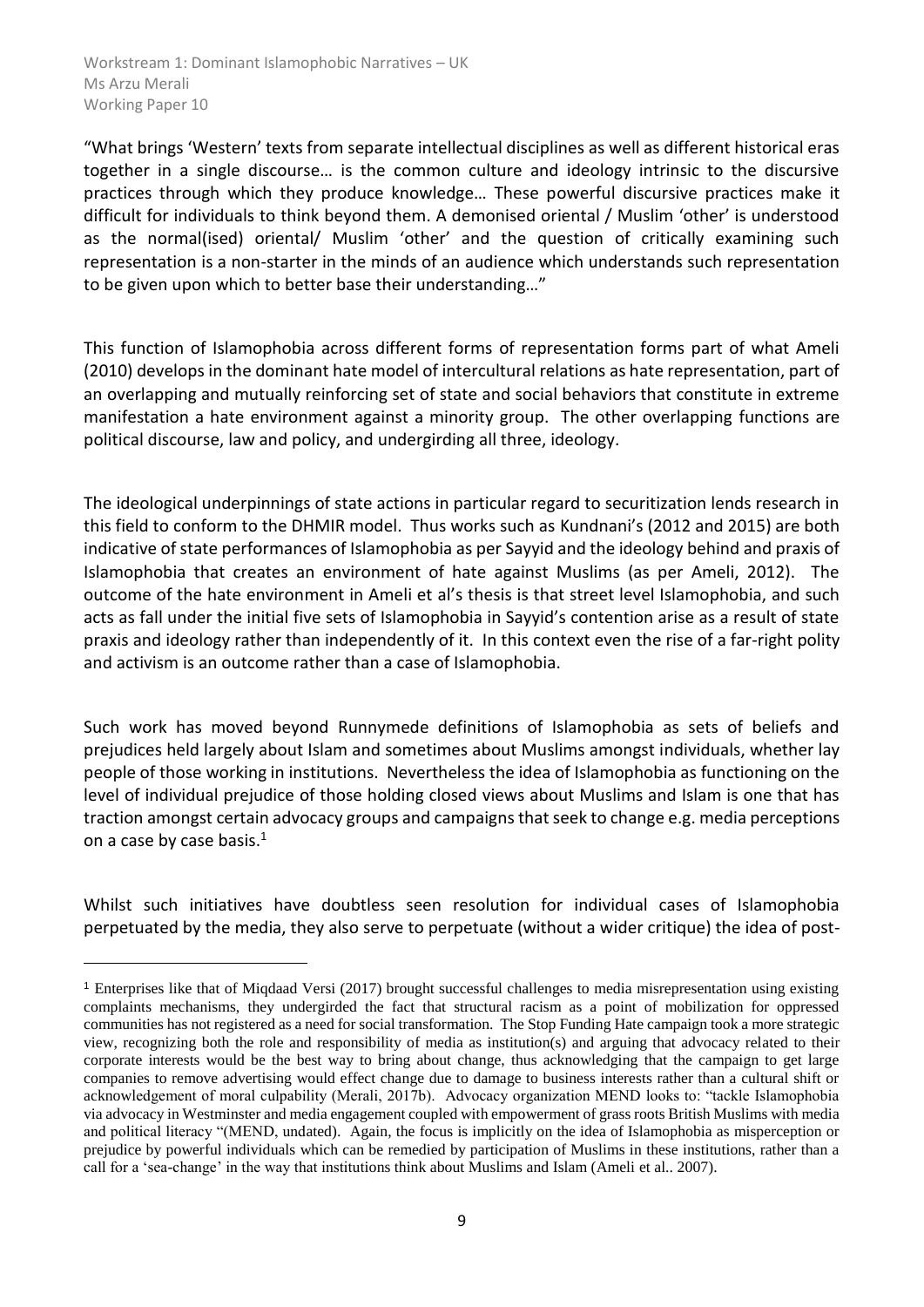"What brings 'Western' texts from separate intellectual disciplines as well as different historical eras together in a single discourse… is the common culture and ideology intrinsic to the discursive practices through which they produce knowledge… These powerful discursive practices make it difficult for individuals to think beyond them. A demonised oriental / Muslim 'other' is understood as the normal(ised) oriental/ Muslim 'other' and the question of critically examining such representation is a non-starter in the minds of an audience which understands such representation to be given upon which to better base their understanding…"

This function of Islamophobia across different forms of representation forms part of what Ameli (2010) develops in the dominant hate model of intercultural relations as hate representation, part of an overlapping and mutually reinforcing set of state and social behaviors that constitute in extreme manifestation a hate environment against a minority group. The other overlapping functions are political discourse, law and policy, and undergirding all three, ideology.

The ideological underpinnings of state actions in particular regard to securitization lends research in this field to conform to the DHMIR model. Thus works such as Kundnani's (2012 and 2015) are both indicative of state performances of Islamophobia as per Sayyid and the ideology behind and praxis of Islamophobia that creates an environment of hate against Muslims (as per Ameli, 2012). The outcome of the hate environment in Ameli et al's thesis is that street level Islamophobia, and such acts as fall under the initial five sets of Islamophobia in Sayyid's contention arise as a result of state praxis and ideology rather than independently of it. In this context even the rise of a far-right polity and activism is an outcome rather than a case of Islamophobia.

Such work has moved beyond Runnymede definitions of Islamophobia as sets of beliefs and prejudices held largely about Islam and sometimes about Muslims amongst individuals, whether lay people of those working in institutions. Nevertheless the idea of Islamophobia as functioning on the level of individual prejudice of those holding closed views about Muslims and Islam is one that has traction amongst certain advocacy groups and campaigns that seek to change e.g. media perceptions on a case by case basis.[1]

Whilst such initiatives have doubtless seen resolution for individual cases of Islamophobia perpetuated by the media, they also serve to perpetuate (without a wider critique) the idea of post-

---

[1] Enterprises like that of Miqdaad Versi (2017) brought successful challenges to media misrepresentation using existing complaints mechanisms, they undergirded the fact that structural racism as a point of mobilization for oppressed communities has not registered as a need for social transformation. The Stop Funding Hate campaign took a more strategic view, recognizing both the role and responsibility of media as institution(s) and arguing that advocacy related to their corporate interests would be the best way to bring about change, thus acknowledging that the campaign to get large companies to remove advertising would effect change due to damage to business interests rather than a cultural shift or acknowledgement of moral culpability (Merali, 2017b). Advocacy organization MEND looks to: "tackle Islamophobia via advocacy in Westminster and media engagement coupled with empowerment of grass roots British Muslims with media and political literacy "(MEND, undated). Again, the focus is implicitly on the idea of Islamophobia as misperception or prejudice by powerful individuals which can be remedied by participation of Muslims in these institutions, rather than a call for a 'sea-change' in the way that institutions think about Muslims and Islam (Ameli et al.. 2007).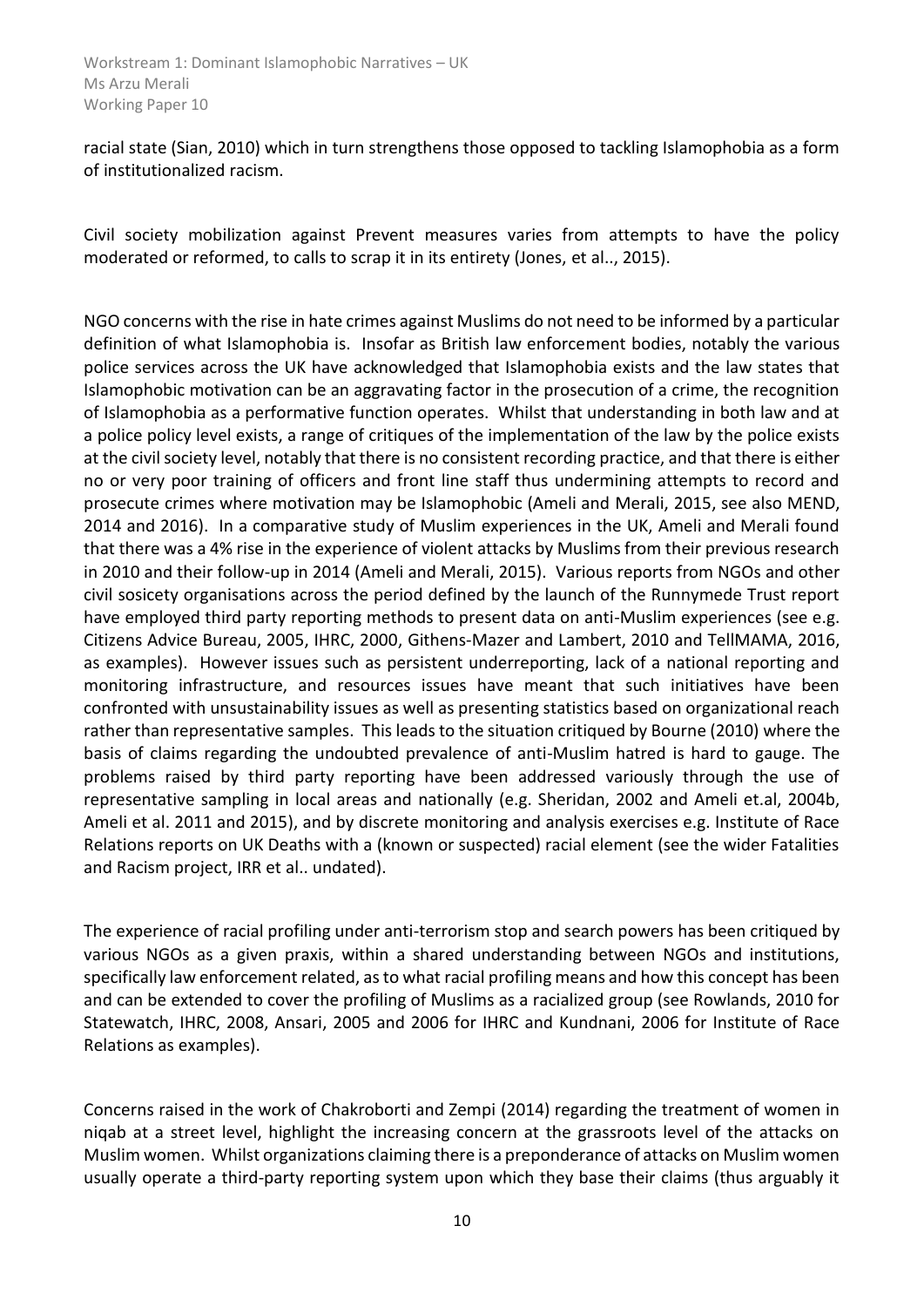racial state (Sian, 2010) which in turn strengthens those opposed to tackling Islamophobia as a form of institutionalized racism.

Civil society mobilization against Prevent measures varies from attempts to have the policy moderated or reformed, to calls to scrap it in its entirety (Jones, et al.., 2015).

NGO concerns with the rise in hate crimes against Muslims do not need to be informed by a particular definition of what Islamophobia is. Insofar as British law enforcement bodies, notably the various police services across the UK have acknowledged that Islamophobia exists and the law states that Islamophobic motivation can be an aggravating factor in the prosecution of a crime, the recognition of Islamophobia as a performative function operates. Whilst that understanding in both law and at a police policy level exists, a range of critiques of the implementation of the law by the police exists at the civil society level, notably that there is no consistent recording practice, and that there is either no or very poor training of officers and front line staff thus undermining attempts to record and prosecute crimes where motivation may be Islamophobic (Ameli and Merali, 2015, see also MEND, 2014 and 2016). In a comparative study of Muslim experiences in the UK, Ameli and Merali found that there was a 4% rise in the experience of violent attacks by Muslims from their previous research in 2010 and their follow-up in 2014 (Ameli and Merali, 2015). Various reports from NGOs and other civil sosicety organisations across the period defined by the launch of the Runnymede Trust report have employed third party reporting methods to present data on anti-Muslim experiences (see e.g. Citizens Advice Bureau, 2005, IHRC, 2000, Githens-Mazer and Lambert, 2010 and TellMAMA, 2016, as examples). However issues such as persistent underreporting, lack of a national reporting and monitoring infrastructure, and resources issues have meant that such initiatives have been confronted with unsustainability issues as well as presenting statistics based on organizational reach rather than representative samples. This leads to the situation critiqued by Bourne (2010) where the basis of claims regarding the undoubted prevalence of anti-Muslim hatred is hard to gauge. The problems raised by third party reporting have been addressed variously through the use of representative sampling in local areas and nationally (e.g. Sheridan, 2002 and Ameli et.al, 2004b, Ameli et al. 2011 and 2015), and by discrete monitoring and analysis exercises e.g. Institute of Race Relations reports on UK Deaths with a (known or suspected) racial element (see the wider Fatalities and Racism project, IRR et al.. undated).

The experience of racial profiling under anti-terrorism stop and search powers has been critiqued by various NGOs as a given praxis, within a shared understanding between NGOs and institutions, specifically law enforcement related, as to what racial profiling means and how this concept has been and can be extended to cover the profiling of Muslims as a racialized group (see Rowlands, 2010 for Statewatch, IHRC, 2008, Ansari, 2005 and 2006 for IHRC and Kundnani, 2006 for Institute of Race Relations as examples).

Concerns raised in the work of Chakroborti and Zempi (2014) regarding the treatment of women in niqab at a street level, highlight the increasing concern at the grassroots level of the attacks on Muslim women. Whilst organizations claiming there is a preponderance of attacks on Muslim women usually operate a third-party reporting system upon which they base their claims (thus arguably it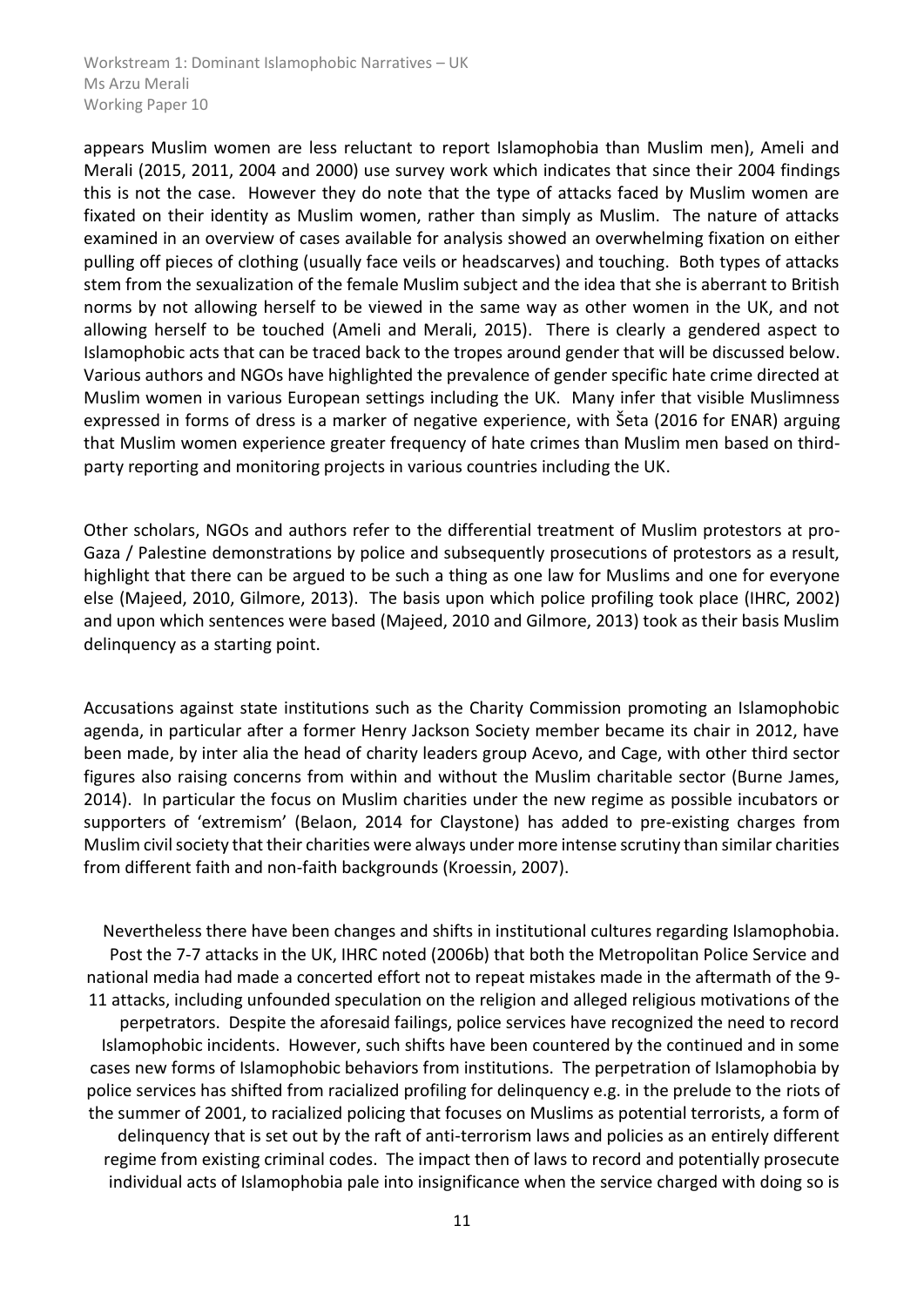appears Muslim women are less reluctant to report Islamophobia than Muslim men), Ameli and Merali (2015, 2011, 2004 and 2000) use survey work which indicates that since their 2004 findings this is not the case. However they do note that the type of attacks faced by Muslim women are fixated on their identity as Muslim women, rather than simply as Muslim. The nature of attacks examined in an overview of cases available for analysis showed an overwhelming fixation on either pulling off pieces of clothing (usually face veils or headscarves) and touching. Both types of attacks stem from the sexualization of the female Muslim subject and the idea that she is aberrant to British norms by not allowing herself to be viewed in the same way as other women in the UK, and not allowing herself to be touched (Ameli and Merali, 2015). There is clearly a gendered aspect to Islamophobic acts that can be traced back to the tropes around gender that will be discussed below. Various authors and NGOs have highlighted the prevalence of gender specific hate crime directed at Muslim women in various European settings including the UK. Many infer that visible Muslimness expressed in forms of dress is a marker of negative experience, with Šeta (2016 for ENAR) arguing that Muslim women experience greater frequency of hate crimes than Muslim men based on third-party reporting and monitoring projects in various countries including the UK.

Other scholars, NGOs and authors refer to the differential treatment of Muslim protestors at pro-Gaza / Palestine demonstrations by police and subsequently prosecutions of protestors as a result, highlight that there can be argued to be such a thing as one law for Muslims and one for everyone else (Majeed, 2010, Gilmore, 2013). The basis upon which police profiling took place (IHRC, 2002) and upon which sentences were based (Majeed, 2010 and Gilmore, 2013) took as their basis Muslim delinquency as a starting point.

Accusations against state institutions such as the Charity Commission promoting an Islamophobic agenda, in particular after a former Henry Jackson Society member became its chair in 2012, have been made, by inter alia the head of charity leaders group Acevo, and Cage, with other third sector figures also raising concerns from within and without the Muslim charitable sector (Burne James, 2014). In particular the focus on Muslim charities under the new regime as possible incubators or supporters of 'extremism' (Belaon, 2014 for Claystone) has added to pre-existing charges from Muslim civil society that their charities were always under more intense scrutiny than similar charities from different faith and non-faith backgrounds (Kroessin, 2007).

Nevertheless there have been changes and shifts in institutional cultures regarding Islamophobia. Post the 7-7 attacks in the UK, IHRC noted (2006b) that both the Metropolitan Police Service and national media had made a concerted effort not to repeat mistakes made in the aftermath of the 9-11 attacks, including unfounded speculation on the religion and alleged religious motivations of the perpetrators. Despite the aforesaid failings, police services have recognized the need to record Islamophobic incidents. However, such shifts have been countered by the continued and in some cases new forms of Islamophobic behaviors from institutions. The perpetration of Islamophobia by police services has shifted from racialized profiling for delinquency e.g. in the prelude to the riots of the summer of 2001, to racialized policing that focuses on Muslims as potential terrorists, a form of delinquency that is set out by the raft of anti-terrorism laws and policies as an entirely different regime from existing criminal codes. The impact then of laws to record and potentially prosecute individual acts of Islamophobia pale into insignificance when the service charged with doing so is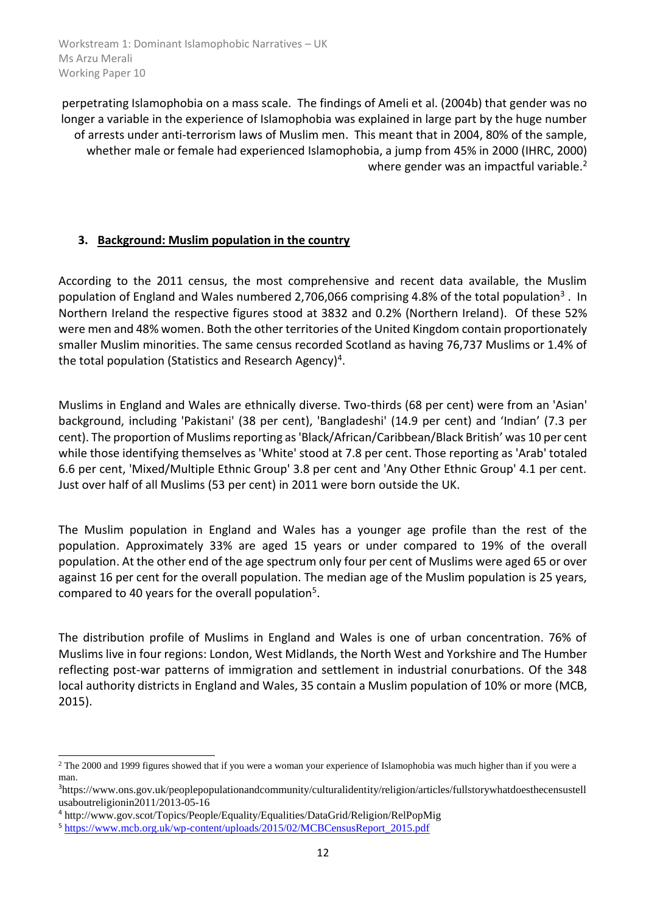perpetrating Islamophobia on a mass scale. The findings of Ameli et al. (2004b) that gender was no longer a variable in the experience of Islamophobia was explained in large part by the huge number of arrests under anti-terrorism laws of Muslim men. This meant that in 2004, 80% of the sample, whether male or female had experienced Islamophobia, a jump from 45% in 2000 (IHRC, 2000) where gender was an impactful variable.[2]

## 3. Background: Muslim population in the country

According to the 2011 census, the most comprehensive and recent data available, the Muslim population of England and Wales numbered 2,706,066 comprising 4.8% of the total population[3] . In Northern Ireland the respective figures stood at 3832 and 0.2% (Northern Ireland). Of these 52% were men and 48% women. Both the other territories of the United Kingdom contain proportionately smaller Muslim minorities. The same census recorded Scotland as having 76,737 Muslims or 1.4% of the total population (Statistics and Research Agency)[4].

Muslims in England and Wales are ethnically diverse. Two-thirds (68 per cent) were from an 'Asian' background, including 'Pakistani' (38 per cent), 'Bangladeshi' (14.9 per cent) and 'Indian' (7.3 per cent). The proportion of Muslims reporting as 'Black/African/Caribbean/Black British' was 10 per cent while those identifying themselves as 'White' stood at 7.8 per cent. Those reporting as 'Arab' totaled 6.6 per cent, 'Mixed/Multiple Ethnic Group' 3.8 per cent and 'Any Other Ethnic Group' 4.1 per cent. Just over half of all Muslims (53 per cent) in 2011 were born outside the UK.

The Muslim population in England and Wales has a younger age profile than the rest of the population. Approximately 33% are aged 15 years or under compared to 19% of the overall population. At the other end of the age spectrum only four per cent of Muslims were aged 65 or over against 16 per cent for the overall population. The median age of the Muslim population is 25 years, compared to 40 years for the overall population[5].

The distribution profile of Muslims in England and Wales is one of urban concentration. 76% of Muslims live in four regions: London, West Midlands, the North West and Yorkshire and The Humber reflecting post-war patterns of immigration and settlement in industrial conurbations. Of the 348 local authority districts in England and Wales, 35 contain a Muslim population of 10% or more (MCB, 2015).

---

[2] The 2000 and 1999 figures showed that if you were a woman your experience of Islamophobia was much higher than if you were a man.

[3] https://www.ons.gov.uk/peoplepopulationandcommunity/culturalidentity/religion/articles/fullstorywhatdoesthecensustellusaboutreligionin2011/2013-05-16

[4] http://www.gov.scot/Topics/People/Equality/Equalities/DataGrid/Religion/RelPopMig

[5] https://www.mcb.org.uk/wp-content/uploads/2015/02/MCBCensusReport_2015.pdf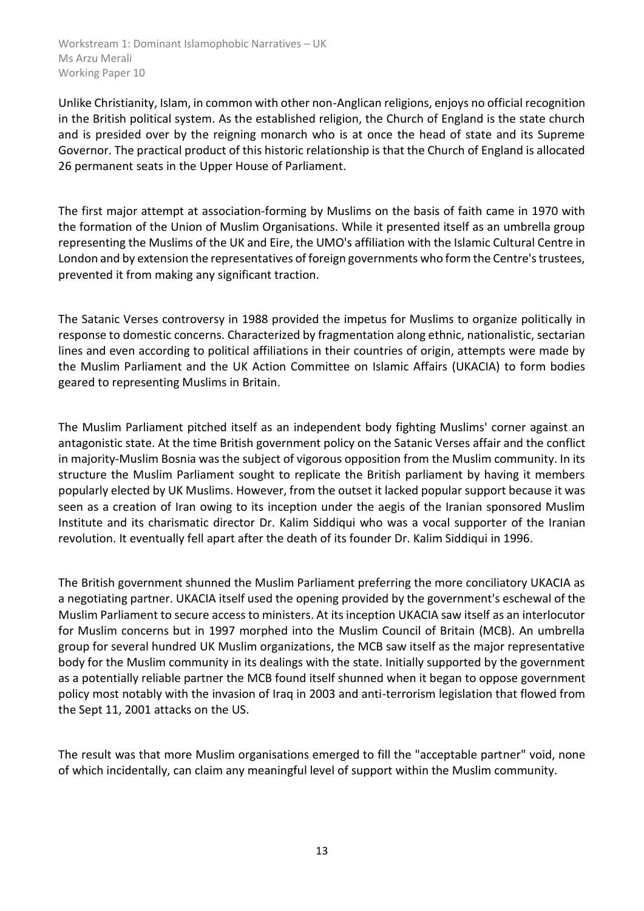Unlike Christianity, Islam, in common with other non-Anglican religions, enjoys no official recognition in the British political system. As the established religion, the Church of England is the state church and is presided over by the reigning monarch who is at once the head of state and its Supreme Governor. The practical product of this historic relationship is that the Church of England is allocated 26 permanent seats in the Upper House of Parliament.

The first major attempt at association-forming by Muslims on the basis of faith came in 1970 with the formation of the Union of Muslim Organisations. While it presented itself as an umbrella group representing the Muslims of the UK and Eire, the UMO's affiliation with the Islamic Cultural Centre in London and by extension the representatives of foreign governments who form the Centre's trustees, prevented it from making any significant traction.

The Satanic Verses controversy in 1988 provided the impetus for Muslims to organize politically in response to domestic concerns. Characterized by fragmentation along ethnic, nationalistic, sectarian lines and even according to political affiliations in their countries of origin, attempts were made by the Muslim Parliament and the UK Action Committee on Islamic Affairs (UKACIA) to form bodies geared to representing Muslims in Britain.

The Muslim Parliament pitched itself as an independent body fighting Muslims' corner against an antagonistic state. At the time British government policy on the Satanic Verses affair and the conflict in majority-Muslim Bosnia was the subject of vigorous opposition from the Muslim community. In its structure the Muslim Parliament sought to replicate the British parliament by having it members popularly elected by UK Muslims. However, from the outset it lacked popular support because it was seen as a creation of Iran owing to its inception under the aegis of the Iranian sponsored Muslim Institute and its charismatic director Dr. Kalim Siddiqui who was a vocal supporter of the Iranian revolution. It eventually fell apart after the death of its founder Dr. Kalim Siddiqui in 1996.

The British government shunned the Muslim Parliament preferring the more conciliatory UKACIA as a negotiating partner. UKACIA itself used the opening provided by the government's eschewal of the Muslim Parliament to secure access to ministers. At its inception UKACIA saw itself as an interlocutor for Muslim concerns but in 1997 morphed into the Muslim Council of Britain (MCB). An umbrella group for several hundred UK Muslim organizations, the MCB saw itself as the major representative body for the Muslim community in its dealings with the state. Initially supported by the government as a potentially reliable partner the MCB found itself shunned when it began to oppose government policy most notably with the invasion of Iraq in 2003 and anti-terrorism legislation that flowed from the Sept 11, 2001 attacks on the US.

The result was that more Muslim organisations emerged to fill the "acceptable partner" void, none of which incidentally, can claim any meaningful level of support within the Muslim community.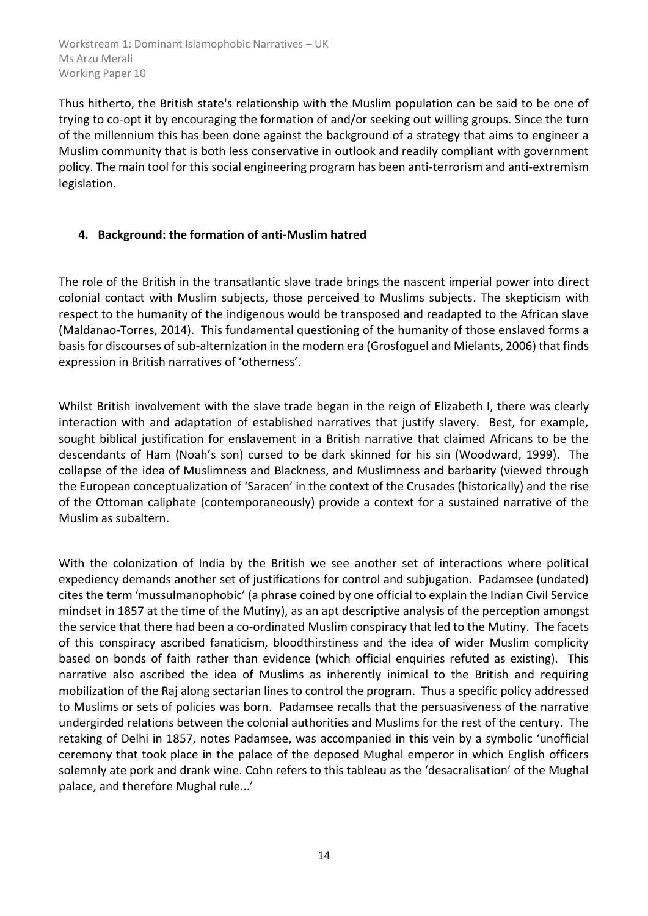Thus hitherto, the British state's relationship with the Muslim population can be said to be one of trying to co-opt it by encouraging the formation of and/or seeking out willing groups. Since the turn of the millennium this has been done against the background of a strategy that aims to engineer a Muslim community that is both less conservative in outlook and readily compliant with government policy. The main tool for this social engineering program has been anti-terrorism and anti-extremism legislation.

## 4. Background: the formation of anti-Muslim hatred

The role of the British in the transatlantic slave trade brings the nascent imperial power into direct colonial contact with Muslim subjects, those perceived to Muslims subjects. The skepticism with respect to the humanity of the indigenous would be transposed and readapted to the African slave (Maldanao-Torres, 2014). This fundamental questioning of the humanity of those enslaved forms a basis for discourses of sub-alternization in the modern era (Grosfoguel and Mielants, 2006) that finds expression in British narratives of 'otherness'.

Whilst British involvement with the slave trade began in the reign of Elizabeth I, there was clearly interaction with and adaptation of established narratives that justify slavery. Best, for example, sought biblical justification for enslavement in a British narrative that claimed Africans to be the descendants of Ham (Noah's son) cursed to be dark skinned for his sin (Woodward, 1999). The collapse of the idea of Muslimness and Blackness, and Muslimness and barbarity (viewed through the European conceptualization of 'Saracen' in the context of the Crusades (historically) and the rise of the Ottoman caliphate (contemporaneously) provide a context for a sustained narrative of the Muslim as subaltern.

With the colonization of India by the British we see another set of interactions where political expediency demands another set of justifications for control and subjugation. Padamsee (undated) cites the term 'mussulmanophobic' (a phrase coined by one official to explain the Indian Civil Service mindset in 1857 at the time of the Mutiny), as an apt descriptive analysis of the perception amongst the service that there had been a co-ordinated Muslim conspiracy that led to the Mutiny. The facets of this conspiracy ascribed fanaticism, bloodthirstiness and the idea of wider Muslim complicity based on bonds of faith rather than evidence (which official enquiries refuted as existing). This narrative also ascribed the idea of Muslims as inherently inimical to the British and requiring mobilization of the Raj along sectarian lines to control the program. Thus a specific policy addressed to Muslims or sets of policies was born. Padamsee recalls that the persuasiveness of the narrative undergirded relations between the colonial authorities and Muslims for the rest of the century. The retaking of Delhi in 1857, notes Padamsee, was accompanied in this vein by a symbolic 'unofficial ceremony that took place in the palace of the deposed Mughal emperor in which English officers solemnly ate pork and drank wine. Cohn refers to this tableau as the 'desacralisation' of the Mughal palace, and therefore Mughal rule...'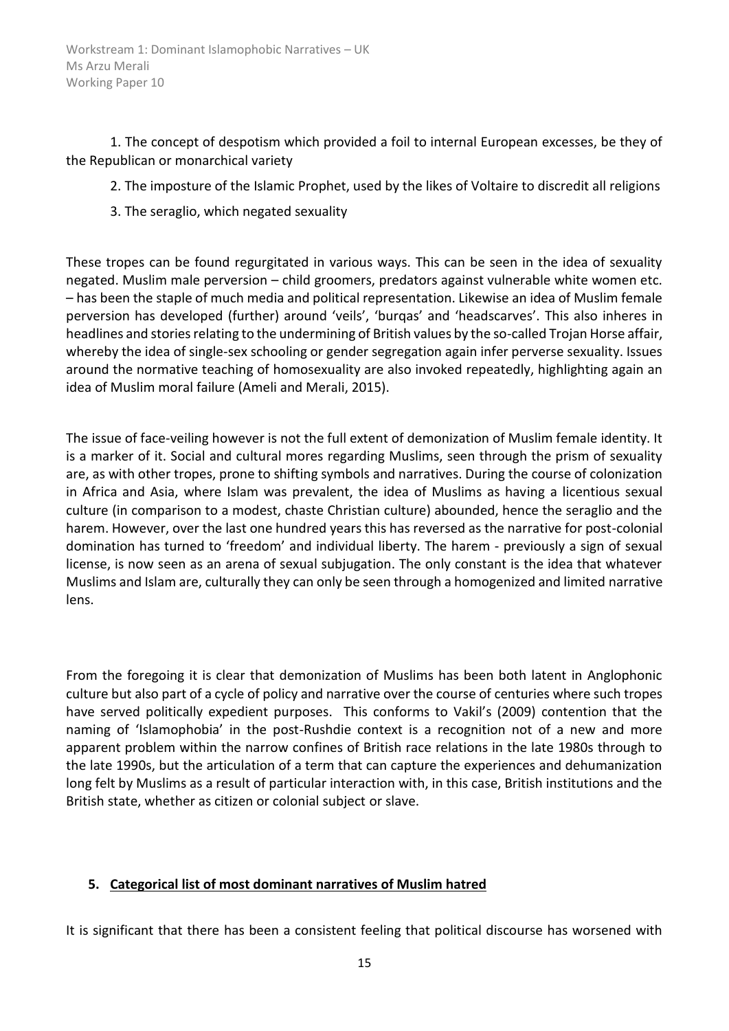1. The concept of despotism which provided a foil to internal European excesses, be they of the Republican or monarchical variety

2. The imposture of the Islamic Prophet, used by the likes of Voltaire to discredit all religions

3. The seraglio, which negated sexuality

These tropes can be found regurgitated in various ways. This can be seen in the idea of sexuality negated. Muslim male perversion – child groomers, predators against vulnerable white women etc. – has been the staple of much media and political representation. Likewise an idea of Muslim female perversion has developed (further) around 'veils', 'burqas' and 'headscarves'. This also inheres in headlines and stories relating to the undermining of British values by the so-called Trojan Horse affair, whereby the idea of single-sex schooling or gender segregation again infer perverse sexuality. Issues around the normative teaching of homosexuality are also invoked repeatedly, highlighting again an idea of Muslim moral failure (Ameli and Merali, 2015).

The issue of face-veiling however is not the full extent of demonization of Muslim female identity. It is a marker of it. Social and cultural mores regarding Muslims, seen through the prism of sexuality are, as with other tropes, prone to shifting symbols and narratives. During the course of colonization in Africa and Asia, where Islam was prevalent, the idea of Muslims as having a licentious sexual culture (in comparison to a modest, chaste Christian culture) abounded, hence the seraglio and the harem. However, over the last one hundred years this has reversed as the narrative for post-colonial domination has turned to 'freedom' and individual liberty. The harem - previously a sign of sexual license, is now seen as an arena of sexual subjugation. The only constant is the idea that whatever Muslims and Islam are, culturally they can only be seen through a homogenized and limited narrative lens.

From the foregoing it is clear that demonization of Muslims has been both latent in Anglophonic culture but also part of a cycle of policy and narrative over the course of centuries where such tropes have served politically expedient purposes. This conforms to Vakil's (2009) contention that the naming of 'Islamophobia' in the post-Rushdie context is a recognition not of a new and more apparent problem within the narrow confines of British race relations in the late 1980s through to the late 1990s, but the articulation of a term that can capture the experiences and dehumanization long felt by Muslims as a result of particular interaction with, in this case, British institutions and the British state, whether as citizen or colonial subject or slave.

## 5. Categorical list of most dominant narratives of Muslim hatred

It is significant that there has been a consistent feeling that political discourse has worsened with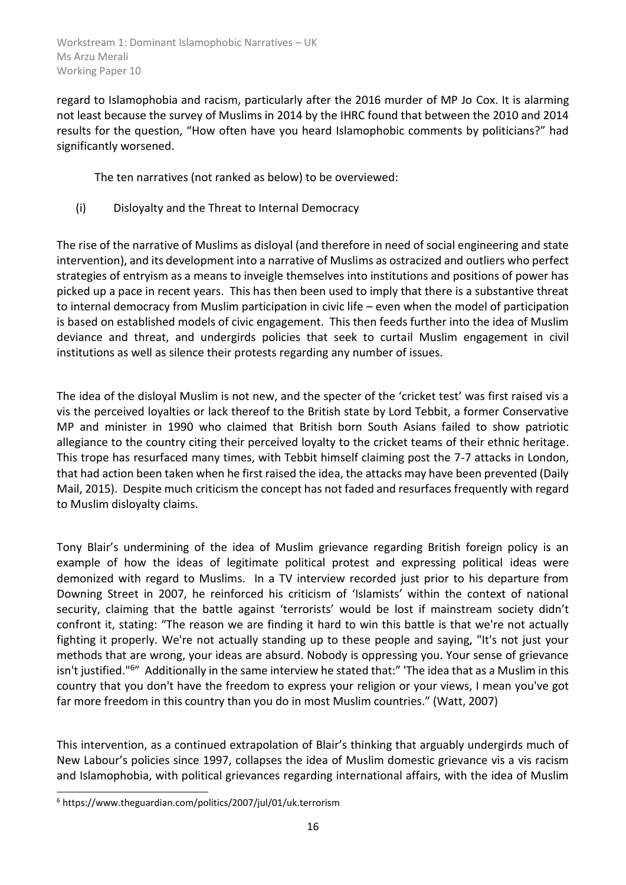regard to Islamophobia and racism, particularly after the 2016 murder of MP Jo Cox. It is alarming not least because the survey of Muslims in 2014 by the IHRC found that between the 2010 and 2014 results for the question, "How often have you heard Islamophobic comments by politicians?" had significantly worsened.

The ten narratives (not ranked as below) to be overviewed:

(i) Disloyalty and the Threat to Internal Democracy

The rise of the narrative of Muslims as disloyal (and therefore in need of social engineering and state intervention), and its development into a narrative of Muslims as ostracized and outliers who perfect strategies of entryism as a means to inveigle themselves into institutions and positions of power has picked up a pace in recent years. This has then been used to imply that there is a substantive threat to internal democracy from Muslim participation in civic life – even when the model of participation is based on established models of civic engagement. This then feeds further into the idea of Muslim deviance and threat, and undergirds policies that seek to curtail Muslim engagement in civil institutions as well as silence their protests regarding any number of issues.

The idea of the disloyal Muslim is not new, and the specter of the 'cricket test' was first raised vis a vis the perceived loyalties or lack thereof to the British state by Lord Tebbit, a former Conservative MP and minister in 1990 who claimed that British born South Asians failed to show patriotic allegiance to the country citing their perceived loyalty to the cricket teams of their ethnic heritage. This trope has resurfaced many times, with Tebbit himself claiming post the 7-7 attacks in London, that had action been taken when he first raised the idea, the attacks may have been prevented (Daily Mail, 2015). Despite much criticism the concept has not faded and resurfaces frequently with regard to Muslim disloyalty claims.

Tony Blair's undermining of the idea of Muslim grievance regarding British foreign policy is an example of how the ideas of legitimate political protest and expressing political ideas were demonized with regard to Muslims. In a TV interview recorded just prior to his departure from Downing Street in 2007, he reinforced his criticism of 'Islamists' within the context of national security, claiming that the battle against 'terrorists' would be lost if mainstream society didn't confront it, stating: "The reason we are finding it hard to win this battle is that we're not actually fighting it properly. We're not actually standing up to these people and saying, "It's not just your methods that are wrong, your ideas are absurd. Nobody is oppressing you. Your sense of grievance isn't justified."[6]" Additionally in the same interview he stated that:" 'The idea that as a Muslim in this country that you don't have the freedom to express your religion or your views, I mean you've got far more freedom in this country than you do in most Muslim countries." (Watt, 2007)

This intervention, as a continued extrapolation of Blair's thinking that arguably undergirds much of New Labour's policies since 1997, collapses the idea of Muslim domestic grievance vis a vis racism and Islamophobia, with political grievances regarding international affairs, with the idea of Muslim

[6] https://www.theguardian.com/politics/2007/jul/01/uk.terrorism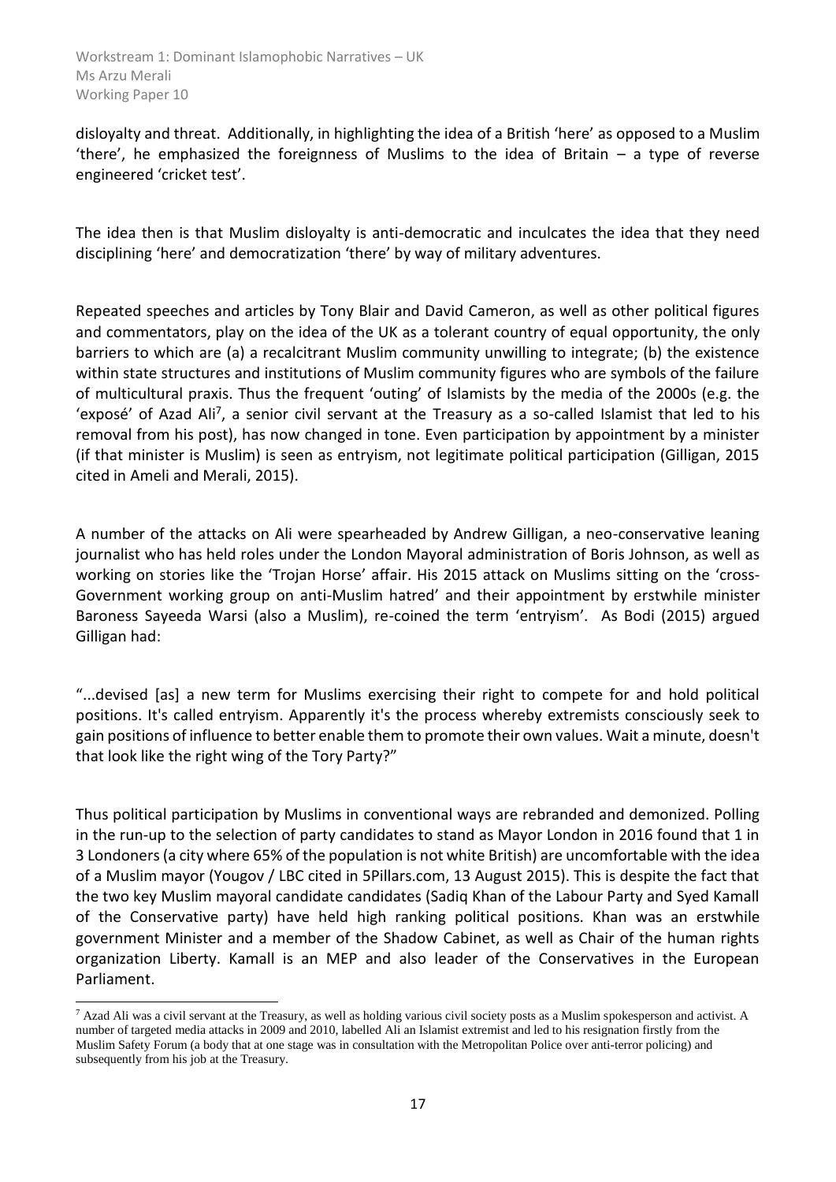disloyalty and threat. Additionally, in highlighting the idea of a British 'here' as opposed to a Muslim 'there', he emphasized the foreignness of Muslims to the idea of Britain – a type of reverse engineered 'cricket test'.

The idea then is that Muslim disloyalty is anti-democratic and inculcates the idea that they need disciplining 'here' and democratization 'there' by way of military adventures.

Repeated speeches and articles by Tony Blair and David Cameron, as well as other political figures and commentators, play on the idea of the UK as a tolerant country of equal opportunity, the only barriers to which are (a) a recalcitrant Muslim community unwilling to integrate; (b) the existence within state structures and institutions of Muslim community figures who are symbols of the failure of multicultural praxis. Thus the frequent 'outing' of Islamists by the media of the 2000s (e.g. the 'exposé' of Azad Ali[7], a senior civil servant at the Treasury as a so-called Islamist that led to his removal from his post), has now changed in tone. Even participation by appointment by a minister (if that minister is Muslim) is seen as entryism, not legitimate political participation (Gilligan, 2015 cited in Ameli and Merali, 2015).

A number of the attacks on Ali were spearheaded by Andrew Gilligan, a neo-conservative leaning journalist who has held roles under the London Mayoral administration of Boris Johnson, as well as working on stories like the 'Trojan Horse' affair. His 2015 attack on Muslims sitting on the 'cross-Government working group on anti-Muslim hatred' and their appointment by erstwhile minister Baroness Sayeeda Warsi (also a Muslim), re-coined the term 'entryism'. As Bodi (2015) argued Gilligan had:

"...devised [as] a new term for Muslims exercising their right to compete for and hold political positions. It's called entryism. Apparently it's the process whereby extremists consciously seek to gain positions of influence to better enable them to promote their own values. Wait a minute, doesn't that look like the right wing of the Tory Party?"

Thus political participation by Muslims in conventional ways are rebranded and demonized. Polling in the run-up to the selection of party candidates to stand as Mayor London in 2016 found that 1 in 3 Londoners (a city where 65% of the population is not white British) are uncomfortable with the idea of a Muslim mayor (Yougov / LBC cited in 5Pillars.com, 13 August 2015). This is despite the fact that the two key Muslim mayoral candidate candidates (Sadiq Khan of the Labour Party and Syed Kamall of the Conservative party) have held high ranking political positions. Khan was an erstwhile government Minister and a member of the Shadow Cabinet, as well as Chair of the human rights organization Liberty. Kamall is an MEP and also leader of the Conservatives in the European Parliament.

[7] Azad Ali was a civil servant at the Treasury, as well as holding various civil society posts as a Muslim spokesperson and activist. A number of targeted media attacks in 2009 and 2010, labelled Ali an Islamist extremist and led to his resignation firstly from the Muslim Safety Forum (a body that at one stage was in consultation with the Metropolitan Police over anti-terror policing) and subsequently from his job at the Treasury.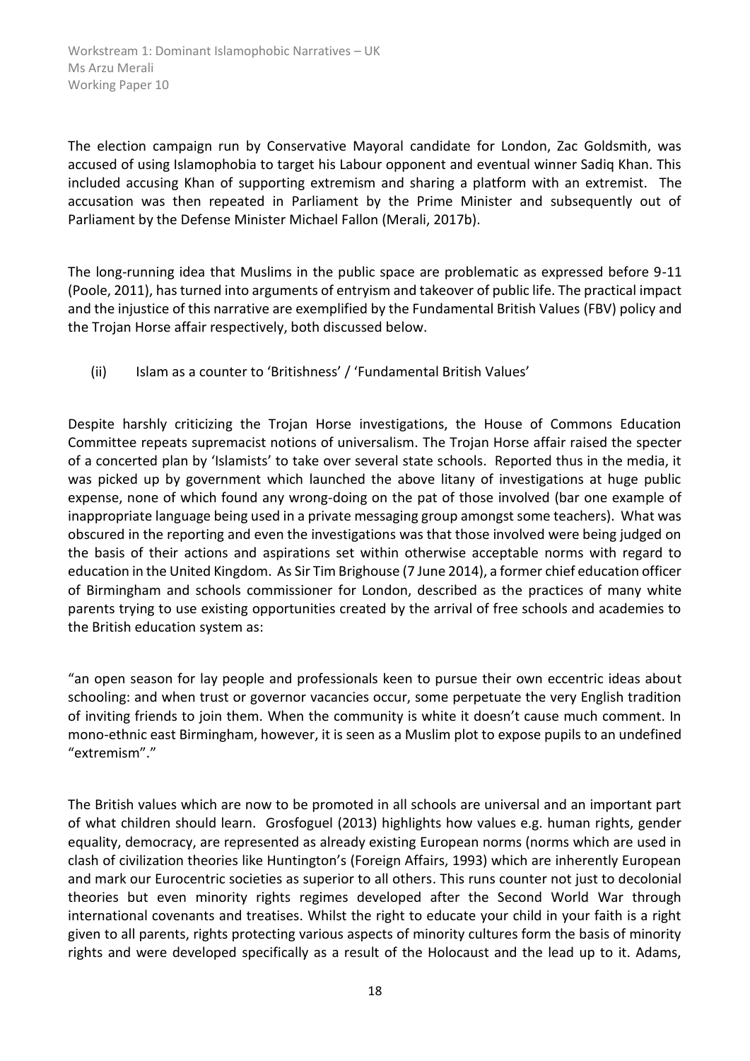The election campaign run by Conservative Mayoral candidate for London, Zac Goldsmith, was accused of using Islamophobia to target his Labour opponent and eventual winner Sadiq Khan. This included accusing Khan of supporting extremism and sharing a platform with an extremist. The accusation was then repeated in Parliament by the Prime Minister and subsequently out of Parliament by the Defense Minister Michael Fallon (Merali, 2017b).

The long-running idea that Muslims in the public space are problematic as expressed before 9-11 (Poole, 2011), has turned into arguments of entryism and takeover of public life. The practical impact and the injustice of this narrative are exemplified by the Fundamental British Values (FBV) policy and the Trojan Horse affair respectively, both discussed below.

(ii) Islam as a counter to 'Britishness' / 'Fundamental British Values'

Despite harshly criticizing the Trojan Horse investigations, the House of Commons Education Committee repeats supremacist notions of universalism. The Trojan Horse affair raised the specter of a concerted plan by 'Islamists' to take over several state schools. Reported thus in the media, it was picked up by government which launched the above litany of investigations at huge public expense, none of which found any wrong-doing on the pat of those involved (bar one example of inappropriate language being used in a private messaging group amongst some teachers). What was obscured in the reporting and even the investigations was that those involved were being judged on the basis of their actions and aspirations set within otherwise acceptable norms with regard to education in the United Kingdom. As Sir Tim Brighouse (7 June 2014), a former chief education officer of Birmingham and schools commissioner for London, described as the practices of many white parents trying to use existing opportunities created by the arrival of free schools and academies to the British education system as:

"an open season for lay people and professionals keen to pursue their own eccentric ideas about schooling: and when trust or governor vacancies occur, some perpetuate the very English tradition of inviting friends to join them. When the community is white it doesn't cause much comment. In mono-ethnic east Birmingham, however, it is seen as a Muslim plot to expose pupils to an undefined "extremism"."

The British values which are now to be promoted in all schools are universal and an important part of what children should learn. Grosfoguel (2013) highlights how values e.g. human rights, gender equality, democracy, are represented as already existing European norms (norms which are used in clash of civilization theories like Huntington's (Foreign Affairs, 1993) which are inherently European and mark our Eurocentric societies as superior to all others. This runs counter not just to decolonial theories but even minority rights regimes developed after the Second World War through international covenants and treatises. Whilst the right to educate your child in your faith is a right given to all parents, rights protecting various aspects of minority cultures form the basis of minority rights and were developed specifically as a result of the Holocaust and the lead up to it. Adams,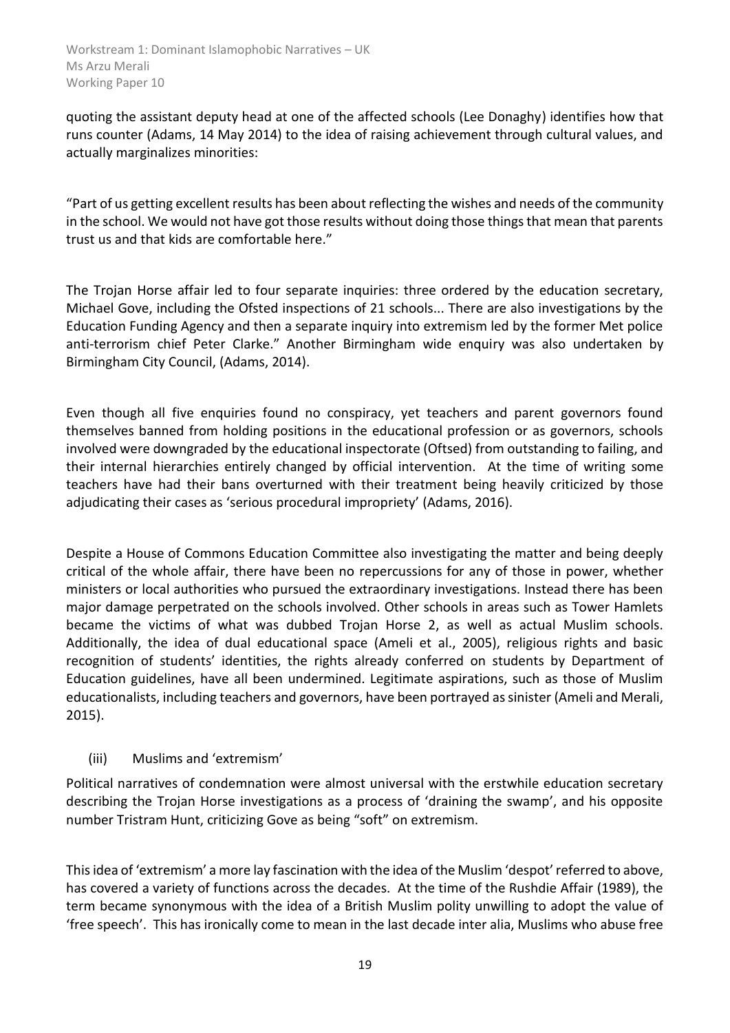quoting the assistant deputy head at one of the affected schools (Lee Donaghy) identifies how that runs counter (Adams, 14 May 2014) to the idea of raising achievement through cultural values, and actually marginalizes minorities:

"Part of us getting excellent results has been about reflecting the wishes and needs of the community in the school. We would not have got those results without doing those things that mean that parents trust us and that kids are comfortable here."

The Trojan Horse affair led to four separate inquiries: three ordered by the education secretary, Michael Gove, including the Ofsted inspections of 21 schools... There are also investigations by the Education Funding Agency and then a separate inquiry into extremism led by the former Met police anti-terrorism chief Peter Clarke." Another Birmingham wide enquiry was also undertaken by Birmingham City Council, (Adams, 2014).

Even though all five enquiries found no conspiracy, yet teachers and parent governors found themselves banned from holding positions in the educational profession or as governors, schools involved were downgraded by the educational inspectorate (Oftsed) from outstanding to failing, and their internal hierarchies entirely changed by official intervention. At the time of writing some teachers have had their bans overturned with their treatment being heavily criticized by those adjudicating their cases as 'serious procedural impropriety' (Adams, 2016).

Despite a House of Commons Education Committee also investigating the matter and being deeply critical of the whole affair, there have been no repercussions for any of those in power, whether ministers or local authorities who pursued the extraordinary investigations. Instead there has been major damage perpetrated on the schools involved. Other schools in areas such as Tower Hamlets became the victims of what was dubbed Trojan Horse 2, as well as actual Muslim schools. Additionally, the idea of dual educational space (Ameli et al., 2005), religious rights and basic recognition of students' identities, the rights already conferred on students by Department of Education guidelines, have all been undermined. Legitimate aspirations, such as those of Muslim educationalists, including teachers and governors, have been portrayed as sinister (Ameli and Merali, 2015).

### (iii) Muslims and 'extremism'

Political narratives of condemnation were almost universal with the erstwhile education secretary describing the Trojan Horse investigations as a process of 'draining the swamp', and his opposite number Tristram Hunt, criticizing Gove as being "soft" on extremism.

This idea of 'extremism' a more lay fascination with the idea of the Muslim 'despot' referred to above, has covered a variety of functions across the decades. At the time of the Rushdie Affair (1989), the term became synonymous with the idea of a British Muslim polity unwilling to adopt the value of 'free speech'. This has ironically come to mean in the last decade inter alia, Muslims who abuse free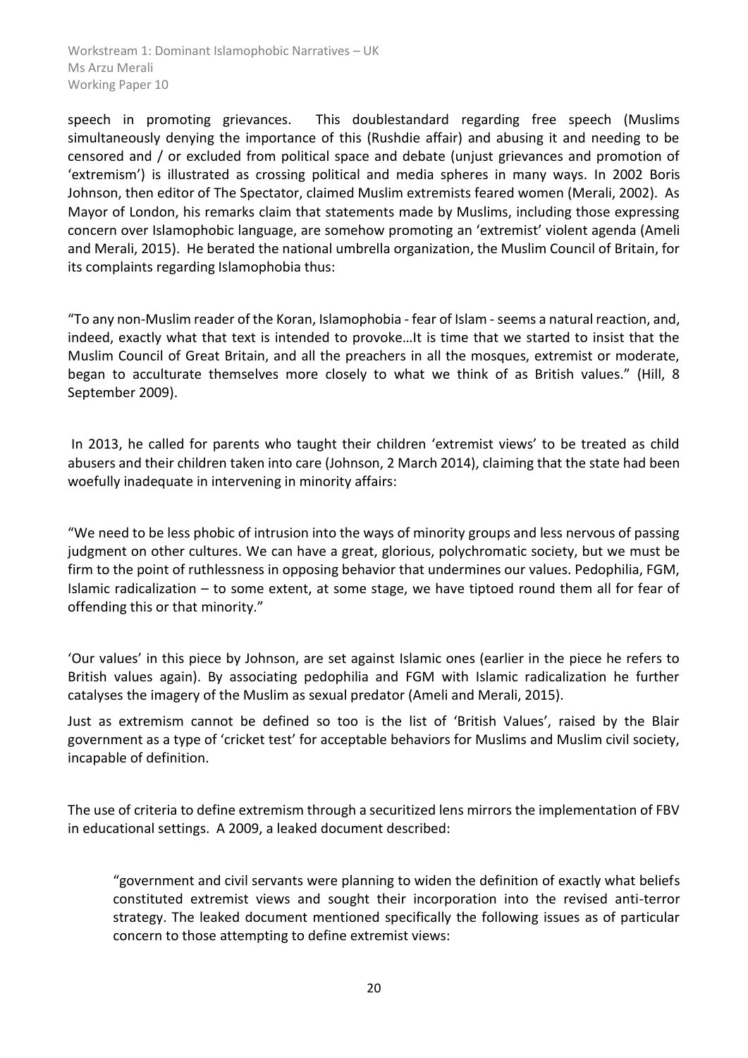speech in promoting grievances. This doublestandard regarding free speech (Muslims simultaneously denying the importance of this (Rushdie affair) and abusing it and needing to be censored and / or excluded from political space and debate (unjust grievances and promotion of 'extremism') is illustrated as crossing political and media spheres in many ways. In 2002 Boris Johnson, then editor of The Spectator, claimed Muslim extremists feared women (Merali, 2002). As Mayor of London, his remarks claim that statements made by Muslims, including those expressing concern over Islamophobic language, are somehow promoting an 'extremist' violent agenda (Ameli and Merali, 2015). He berated the national umbrella organization, the Muslim Council of Britain, for its complaints regarding Islamophobia thus:

"To any non-Muslim reader of the Koran, Islamophobia - fear of Islam - seems a natural reaction, and, indeed, exactly what that text is intended to provoke…It is time that we started to insist that the Muslim Council of Great Britain, and all the preachers in all the mosques, extremist or moderate, began to acculturate themselves more closely to what we think of as British values." (Hill, 8 September 2009).

In 2013, he called for parents who taught their children 'extremist views' to be treated as child abusers and their children taken into care (Johnson, 2 March 2014), claiming that the state had been woefully inadequate in intervening in minority affairs:

"We need to be less phobic of intrusion into the ways of minority groups and less nervous of passing judgment on other cultures. We can have a great, glorious, polychromatic society, but we must be firm to the point of ruthlessness in opposing behavior that undermines our values. Pedophilia, FGM, Islamic radicalization – to some extent, at some stage, we have tiptoed round them all for fear of offending this or that minority."

'Our values' in this piece by Johnson, are set against Islamic ones (earlier in the piece he refers to British values again). By associating pedophilia and FGM with Islamic radicalization he further catalyses the imagery of the Muslim as sexual predator (Ameli and Merali, 2015).

Just as extremism cannot be defined so too is the list of 'British Values', raised by the Blair government as a type of 'cricket test' for acceptable behaviors for Muslims and Muslim civil society, incapable of definition.

The use of criteria to define extremism through a securitized lens mirrors the implementation of FBV in educational settings. A 2009, a leaked document described:

> "government and civil servants were planning to widen the definition of exactly what beliefs constituted extremist views and sought their incorporation into the revised anti-terror strategy. The leaked document mentioned specifically the following issues as of particular concern to those attempting to define extremist views: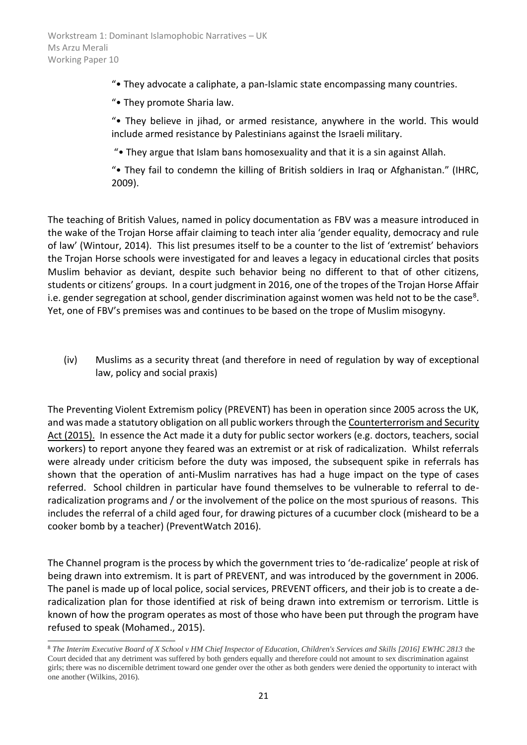"• They advocate a caliphate, a pan-Islamic state encompassing many countries.

"• They promote Sharia law.

"• They believe in jihad, or armed resistance, anywhere in the world. This would include armed resistance by Palestinians against the Israeli military.

"• They argue that Islam bans homosexuality and that it is a sin against Allah.

"• They fail to condemn the killing of British soldiers in Iraq or Afghanistan." (IHRC, 2009).

The teaching of British Values, named in policy documentation as FBV was a measure introduced in the wake of the Trojan Horse affair claiming to teach inter alia 'gender equality, democracy and rule of law' (Wintour, 2014). This list presumes itself to be a counter to the list of 'extremist' behaviors the Trojan Horse schools were investigated for and leaves a legacy in educational circles that posits Muslim behavior as deviant, despite such behavior being no different to that of other citizens, students or citizens' groups. In a court judgment in 2016, one of the tropes of the Trojan Horse Affair i.e. gender segregation at school, gender discrimination against women was held not to be the case[8]. Yet, one of FBV's premises was and continues to be based on the trope of Muslim misogyny.

(iv) Muslims as a security threat (and therefore in need of regulation by way of exceptional law, policy and social praxis)

The Preventing Violent Extremism policy (PREVENT) has been in operation since 2005 across the UK, and was made a statutory obligation on all public workers through the Counterterrorism and Security Act (2015). In essence the Act made it a duty for public sector workers (e.g. doctors, teachers, social workers) to report anyone they feared was an extremist or at risk of radicalization. Whilst referrals were already under criticism before the duty was imposed, the subsequent spike in referrals has shown that the operation of anti-Muslim narratives has had a huge impact on the type of cases referred. School children in particular have found themselves to be vulnerable to referral to de-radicalization programs and / or the involvement of the police on the most spurious of reasons. This includes the referral of a child aged four, for drawing pictures of a cucumber clock (misheard to be a cooker bomb by a teacher) (PreventWatch 2016).

The Channel program is the process by which the government tries to 'de-radicalize' people at risk of being drawn into extremism. It is part of PREVENT, and was introduced by the government in 2006. The panel is made up of local police, social services, PREVENT officers, and their job is to create a de-radicalization plan for those identified at risk of being drawn into extremism or terrorism. Little is known of how the program operates as most of those who have been put through the program have refused to speak (Mohamed., 2015).

[8] *The Interim Executive Board of X School v HM Chief Inspector of Education, Children's Services and Skills [2016] EWHC 2813* the Court decided that any detriment was suffered by both genders equally and therefore could not amount to sex discrimination against girls; there was no discernible detriment toward one gender over the other as both genders were denied the opportunity to interact with one another (Wilkins, 2016).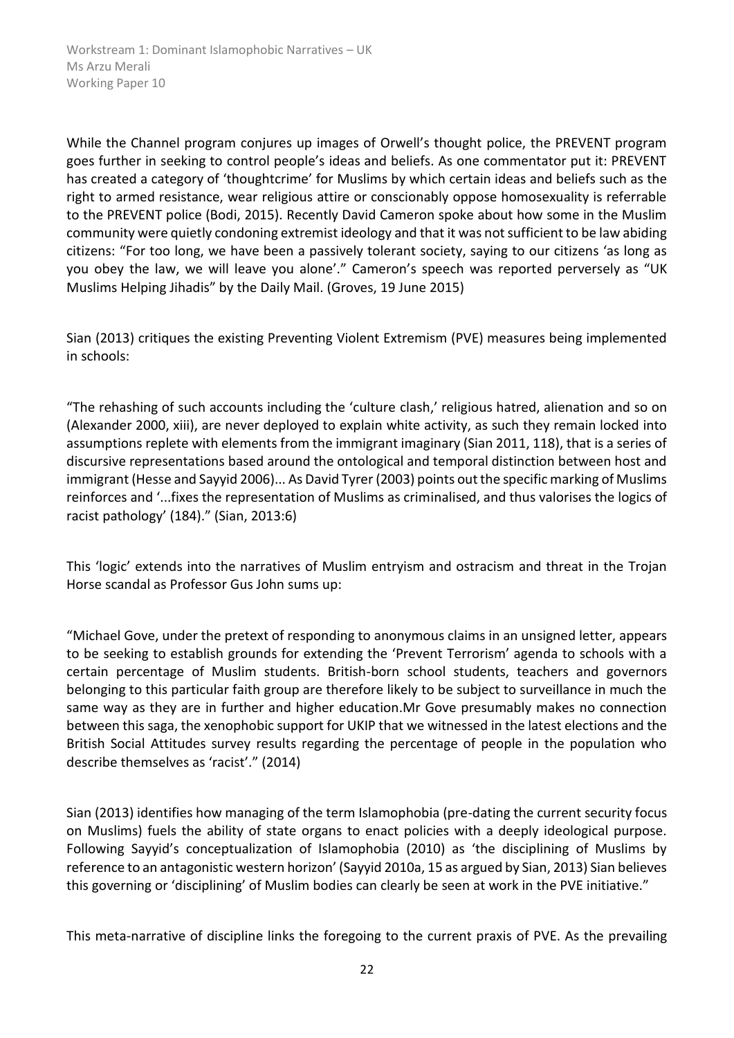While the Channel program conjures up images of Orwell's thought police, the PREVENT program goes further in seeking to control people's ideas and beliefs. As one commentator put it: PREVENT has created a category of 'thoughtcrime' for Muslims by which certain ideas and beliefs such as the right to armed resistance, wear religious attire or conscionably oppose homosexuality is referrable to the PREVENT police (Bodi, 2015). Recently David Cameron spoke about how some in the Muslim community were quietly condoning extremist ideology and that it was not sufficient to be law abiding citizens: "For too long, we have been a passively tolerant society, saying to our citizens 'as long as you obey the law, we will leave you alone'." Cameron's speech was reported perversely as "UK Muslims Helping Jihadis" by the Daily Mail. (Groves, 19 June 2015)

Sian (2013) critiques the existing Preventing Violent Extremism (PVE) measures being implemented in schools:

"The rehashing of such accounts including the 'culture clash,' religious hatred, alienation and so on (Alexander 2000, xiii), are never deployed to explain white activity, as such they remain locked into assumptions replete with elements from the immigrant imaginary (Sian 2011, 118), that is a series of discursive representations based around the ontological and temporal distinction between host and immigrant (Hesse and Sayyid 2006)... As David Tyrer (2003) points out the specific marking of Muslims reinforces and '...fixes the representation of Muslims as criminalised, and thus valorises the logics of racist pathology' (184)." (Sian, 2013:6)

This 'logic' extends into the narratives of Muslim entryism and ostracism and threat in the Trojan Horse scandal as Professor Gus John sums up:

"Michael Gove, under the pretext of responding to anonymous claims in an unsigned letter, appears to be seeking to establish grounds for extending the 'Prevent Terrorism' agenda to schools with a certain percentage of Muslim students. British-born school students, teachers and governors belonging to this particular faith group are therefore likely to be subject to surveillance in much the same way as they are in further and higher education.Mr Gove presumably makes no connection between this saga, the xenophobic support for UKIP that we witnessed in the latest elections and the British Social Attitudes survey results regarding the percentage of people in the population who describe themselves as 'racist'." (2014)

Sian (2013) identifies how managing of the term Islamophobia (pre-dating the current security focus on Muslims) fuels the ability of state organs to enact policies with a deeply ideological purpose. Following Sayyid's conceptualization of Islamophobia (2010) as 'the disciplining of Muslims by reference to an antagonistic western horizon' (Sayyid 2010a, 15 as argued by Sian, 2013) Sian believes this governing or 'disciplining' of Muslim bodies can clearly be seen at work in the PVE initiative."

This meta-narrative of discipline links the foregoing to the current praxis of PVE. As the prevailing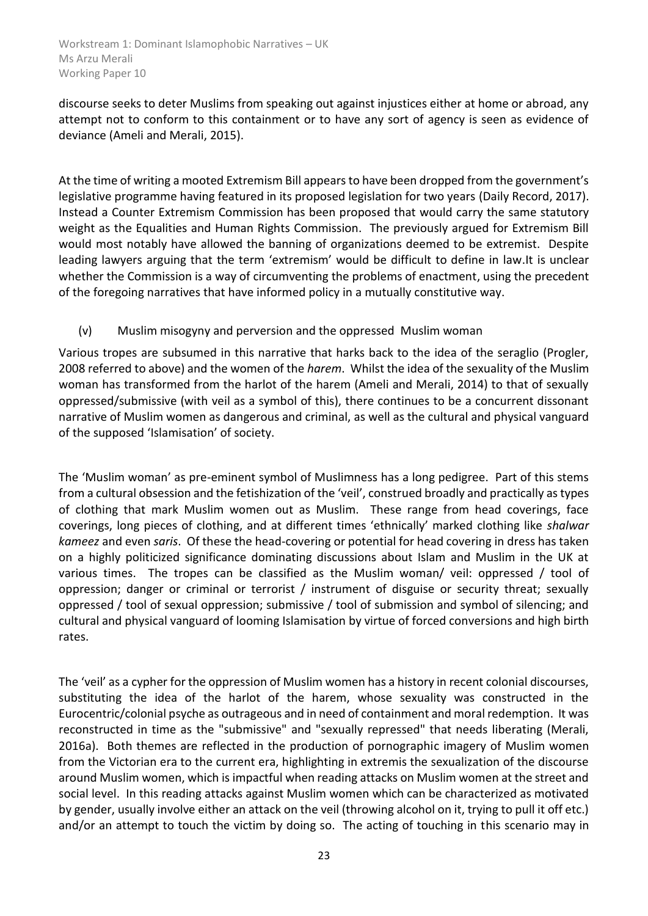discourse seeks to deter Muslims from speaking out against injustices either at home or abroad, any attempt not to conform to this containment or to have any sort of agency is seen as evidence of deviance (Ameli and Merali, 2015).

At the time of writing a mooted Extremism Bill appears to have been dropped from the government's legislative programme having featured in its proposed legislation for two years (Daily Record, 2017). Instead a Counter Extremism Commission has been proposed that would carry the same statutory weight as the Equalities and Human Rights Commission. The previously argued for Extremism Bill would most notably have allowed the banning of organizations deemed to be extremist. Despite leading lawyers arguing that the term 'extremism' would be difficult to define in law.It is unclear whether the Commission is a way of circumventing the problems of enactment, using the precedent of the foregoing narratives that have informed policy in a mutually constitutive way.

### (v) Muslim misogyny and perversion and the oppressed Muslim woman

Various tropes are subsumed in this narrative that harks back to the idea of the seraglio (Progler, 2008 referred to above) and the women of the *harem*. Whilst the idea of the sexuality of the Muslim woman has transformed from the harlot of the harem (Ameli and Merali, 2014) to that of sexually oppressed/submissive (with veil as a symbol of this), there continues to be a concurrent dissonant narrative of Muslim women as dangerous and criminal, as well as the cultural and physical vanguard of the supposed 'Islamisation' of society.

The 'Muslim woman' as pre-eminent symbol of Muslimness has a long pedigree. Part of this stems from a cultural obsession and the fetishization of the 'veil', construed broadly and practically as types of clothing that mark Muslim women out as Muslim. These range from head coverings, face coverings, long pieces of clothing, and at different times 'ethnically' marked clothing like *shalwar kameez* and even *saris*. Of these the head-covering or potential for head covering in dress has taken on a highly politicized significance dominating discussions about Islam and Muslim in the UK at various times. The tropes can be classified as the Muslim woman/ veil: oppressed / tool of oppression; danger or criminal or terrorist / instrument of disguise or security threat; sexually oppressed / tool of sexual oppression; submissive / tool of submission and symbol of silencing; and cultural and physical vanguard of looming Islamisation by virtue of forced conversions and high birth rates.

The 'veil' as a cypher for the oppression of Muslim women has a history in recent colonial discourses, substituting the idea of the harlot of the harem, whose sexuality was constructed in the Eurocentric/colonial psyche as outrageous and in need of containment and moral redemption. It was reconstructed in time as the "submissive" and "sexually repressed" that needs liberating (Merali, 2016a). Both themes are reflected in the production of pornographic imagery of Muslim women from the Victorian era to the current era, highlighting in extremis the sexualization of the discourse around Muslim women, which is impactful when reading attacks on Muslim women at the street and social level. In this reading attacks against Muslim women which can be characterized as motivated by gender, usually involve either an attack on the veil (throwing alcohol on it, trying to pull it off etc.) and/or an attempt to touch the victim by doing so. The acting of touching in this scenario may in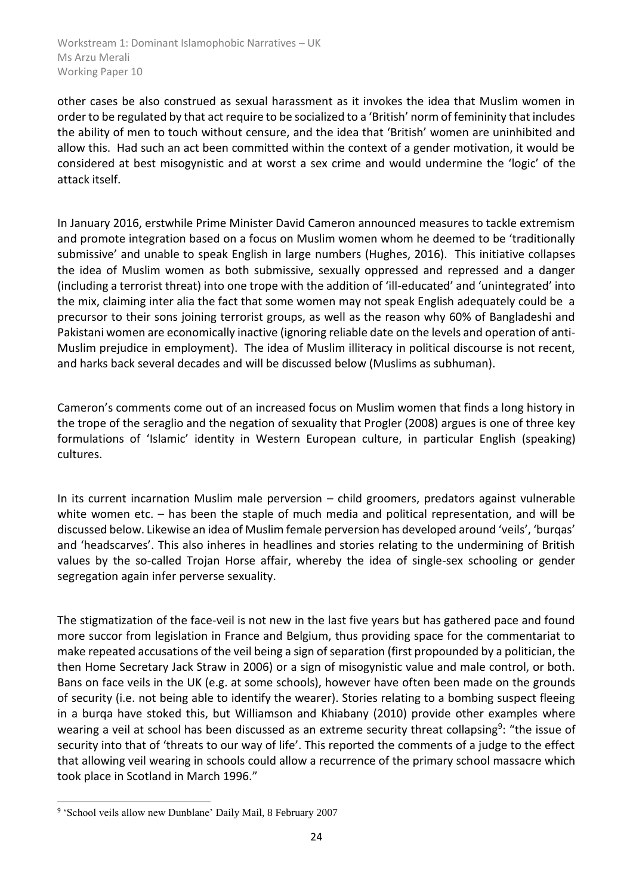other cases be also construed as sexual harassment as it invokes the idea that Muslim women in order to be regulated by that act require to be socialized to a 'British' norm of femininity that includes the ability of men to touch without censure, and the idea that 'British' women are uninhibited and allow this. Had such an act been committed within the context of a gender motivation, it would be considered at best misogynistic and at worst a sex crime and would undermine the 'logic' of the attack itself.

In January 2016, erstwhile Prime Minister David Cameron announced measures to tackle extremism and promote integration based on a focus on Muslim women whom he deemed to be 'traditionally submissive' and unable to speak English in large numbers (Hughes, 2016). This initiative collapses the idea of Muslim women as both submissive, sexually oppressed and repressed and a danger (including a terrorist threat) into one trope with the addition of 'ill-educated' and 'unintegrated' into the mix, claiming inter alia the fact that some women may not speak English adequately could be a precursor to their sons joining terrorist groups, as well as the reason why 60% of Bangladeshi and Pakistani women are economically inactive (ignoring reliable date on the levels and operation of anti-Muslim prejudice in employment). The idea of Muslim illiteracy in political discourse is not recent, and harks back several decades and will be discussed below (Muslims as subhuman).

Cameron's comments come out of an increased focus on Muslim women that finds a long history in the trope of the seraglio and the negation of sexuality that Progler (2008) argues is one of three key formulations of 'Islamic' identity in Western European culture, in particular English (speaking) cultures.

In its current incarnation Muslim male perversion – child groomers, predators against vulnerable white women etc. – has been the staple of much media and political representation, and will be discussed below. Likewise an idea of Muslim female perversion has developed around 'veils', 'burqas' and 'headscarves'. This also inheres in headlines and stories relating to the undermining of British values by the so-called Trojan Horse affair, whereby the idea of single-sex schooling or gender segregation again infer perverse sexuality.

The stigmatization of the face-veil is not new in the last five years but has gathered pace and found more succor from legislation in France and Belgium, thus providing space for the commentariat to make repeated accusations of the veil being a sign of separation (first propounded by a politician, the then Home Secretary Jack Straw in 2006) or a sign of misogynistic value and male control, or both. Bans on face veils in the UK (e.g. at some schools), however have often been made on the grounds of security (i.e. not being able to identify the wearer). Stories relating to a bombing suspect fleeing in a burqa have stoked this, but Williamson and Khiabany (2010) provide other examples where wearing a veil at school has been discussed as an extreme security threat collapsing[9]: "the issue of security into that of 'threats to our way of life'. This reported the comments of a judge to the effect that allowing veil wearing in schools could allow a recurrence of the primary school massacre which took place in Scotland in March 1996."

---

[9] 'School veils allow new Dunblane' Daily Mail, 8 February 2007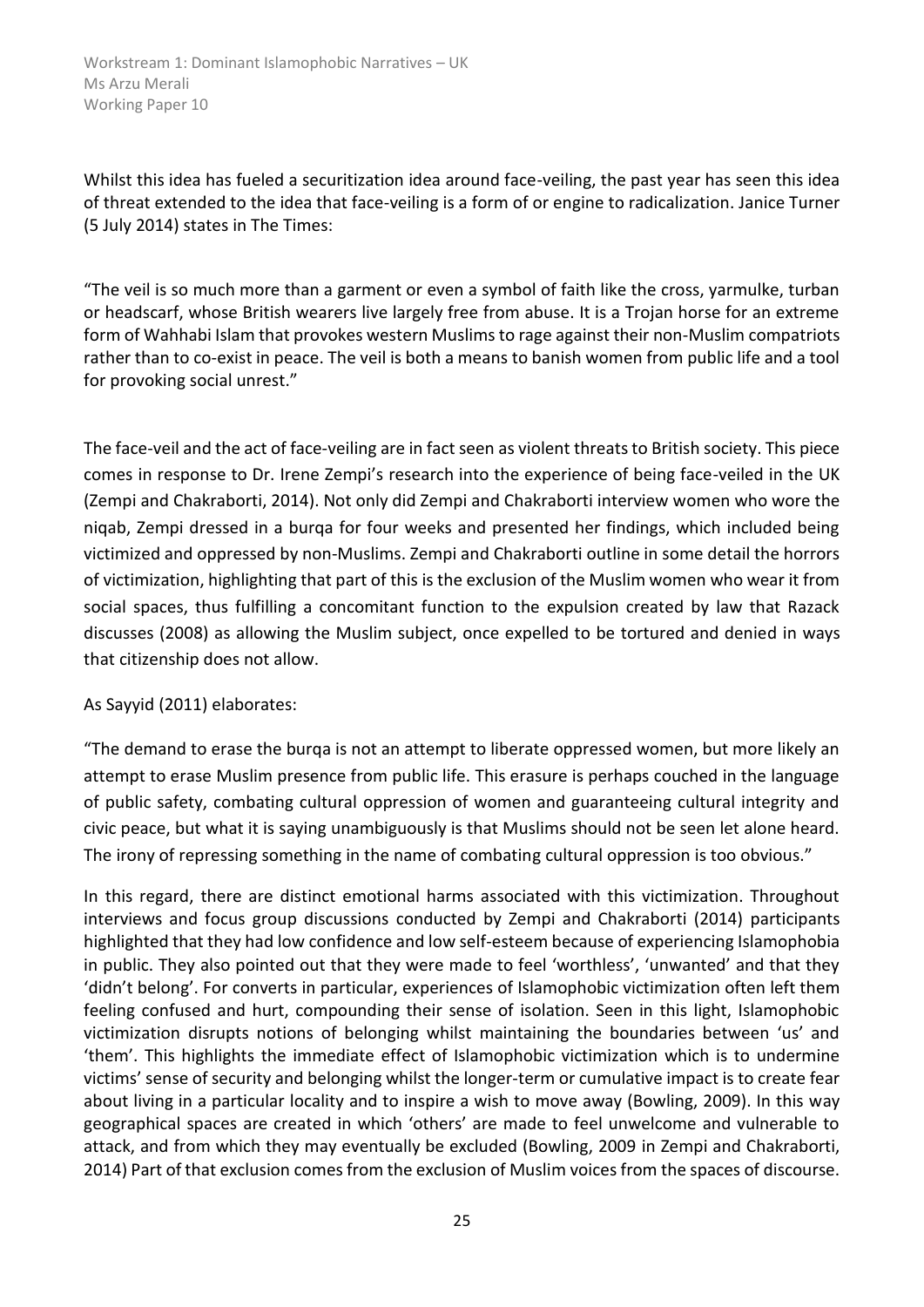Whilst this idea has fueled a securitization idea around face-veiling, the past year has seen this idea of threat extended to the idea that face-veiling is a form of or engine to radicalization. Janice Turner (5 July 2014) states in The Times:

"The veil is so much more than a garment or even a symbol of faith like the cross, yarmulke, turban or headscarf, whose British wearers live largely free from abuse. It is a Trojan horse for an extreme form of Wahhabi Islam that provokes western Muslims to rage against their non-Muslim compatriots rather than to co-exist in peace. The veil is both a means to banish women from public life and a tool for provoking social unrest."

The face-veil and the act of face-veiling are in fact seen as violent threats to British society. This piece comes in response to Dr. Irene Zempi's research into the experience of being face-veiled in the UK (Zempi and Chakraborti, 2014). Not only did Zempi and Chakraborti interview women who wore the niqab, Zempi dressed in a burqa for four weeks and presented her findings, which included being victimized and oppressed by non-Muslims. Zempi and Chakraborti outline in some detail the horrors of victimization, highlighting that part of this is the exclusion of the Muslim women who wear it from social spaces, thus fulfilling a concomitant function to the expulsion created by law that Razack discusses (2008) as allowing the Muslim subject, once expelled to be tortured and denied in ways that citizenship does not allow.

As Sayyid (2011) elaborates:

"The demand to erase the burqa is not an attempt to liberate oppressed women, but more likely an attempt to erase Muslim presence from public life. This erasure is perhaps couched in the language of public safety, combating cultural oppression of women and guaranteeing cultural integrity and civic peace, but what it is saying unambiguously is that Muslims should not be seen let alone heard. The irony of repressing something in the name of combating cultural oppression is too obvious."

In this regard, there are distinct emotional harms associated with this victimization. Throughout interviews and focus group discussions conducted by Zempi and Chakraborti (2014) participants highlighted that they had low confidence and low self-esteem because of experiencing Islamophobia in public. They also pointed out that they were made to feel 'worthless', 'unwanted' and that they 'didn't belong'. For converts in particular, experiences of Islamophobic victimization often left them feeling confused and hurt, compounding their sense of isolation. Seen in this light, Islamophobic victimization disrupts notions of belonging whilst maintaining the boundaries between 'us' and 'them'. This highlights the immediate effect of Islamophobic victimization which is to undermine victims' sense of security and belonging whilst the longer-term or cumulative impact is to create fear about living in a particular locality and to inspire a wish to move away (Bowling, 2009). In this way geographical spaces are created in which 'others' are made to feel unwelcome and vulnerable to attack, and from which they may eventually be excluded (Bowling, 2009 in Zempi and Chakraborti, 2014) Part of that exclusion comes from the exclusion of Muslim voices from the spaces of discourse.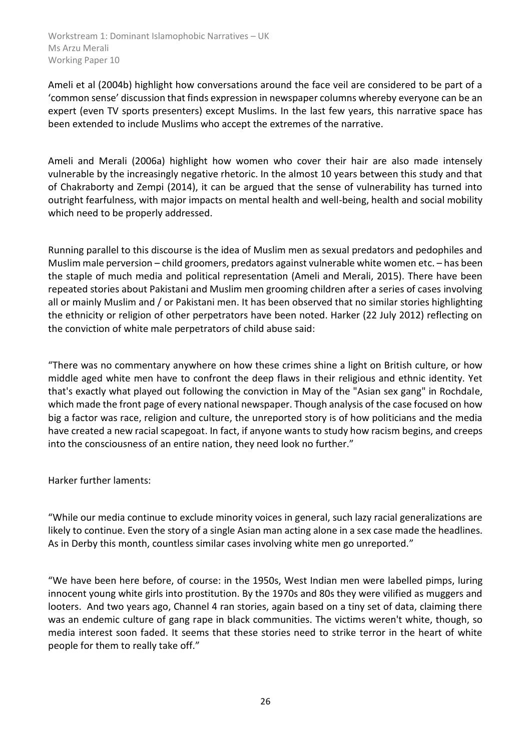Ameli et al (2004b) highlight how conversations around the face veil are considered to be part of a 'common sense' discussion that finds expression in newspaper columns whereby everyone can be an expert (even TV sports presenters) except Muslims. In the last few years, this narrative space has been extended to include Muslims who accept the extremes of the narrative.

Ameli and Merali (2006a) highlight how women who cover their hair are also made intensely vulnerable by the increasingly negative rhetoric. In the almost 10 years between this study and that of Chakraborty and Zempi (2014), it can be argued that the sense of vulnerability has turned into outright fearfulness, with major impacts on mental health and well-being, health and social mobility which need to be properly addressed.

Running parallel to this discourse is the idea of Muslim men as sexual predators and pedophiles and Muslim male perversion – child groomers, predators against vulnerable white women etc. – has been the staple of much media and political representation (Ameli and Merali, 2015). There have been repeated stories about Pakistani and Muslim men grooming children after a series of cases involving all or mainly Muslim and / or Pakistani men. It has been observed that no similar stories highlighting the ethnicity or religion of other perpetrators have been noted. Harker (22 July 2012) reflecting on the conviction of white male perpetrators of child abuse said:

"There was no commentary anywhere on how these crimes shine a light on British culture, or how middle aged white men have to confront the deep flaws in their religious and ethnic identity. Yet that's exactly what played out following the conviction in May of the "Asian sex gang" in Rochdale, which made the front page of every national newspaper. Though analysis of the case focused on how big a factor was race, religion and culture, the unreported story is of how politicians and the media have created a new racial scapegoat. In fact, if anyone wants to study how racism begins, and creeps into the consciousness of an entire nation, they need look no further."

Harker further laments:

"While our media continue to exclude minority voices in general, such lazy racial generalizations are likely to continue. Even the story of a single Asian man acting alone in a sex case made the headlines. As in Derby this month, countless similar cases involving white men go unreported."

"We have been here before, of course: in the 1950s, West Indian men were labelled pimps, luring innocent young white girls into prostitution. By the 1970s and 80s they were vilified as muggers and looters. And two years ago, Channel 4 ran stories, again based on a tiny set of data, claiming there was an endemic culture of gang rape in black communities. The victims weren't white, though, so media interest soon faded. It seems that these stories need to strike terror in the heart of white people for them to really take off."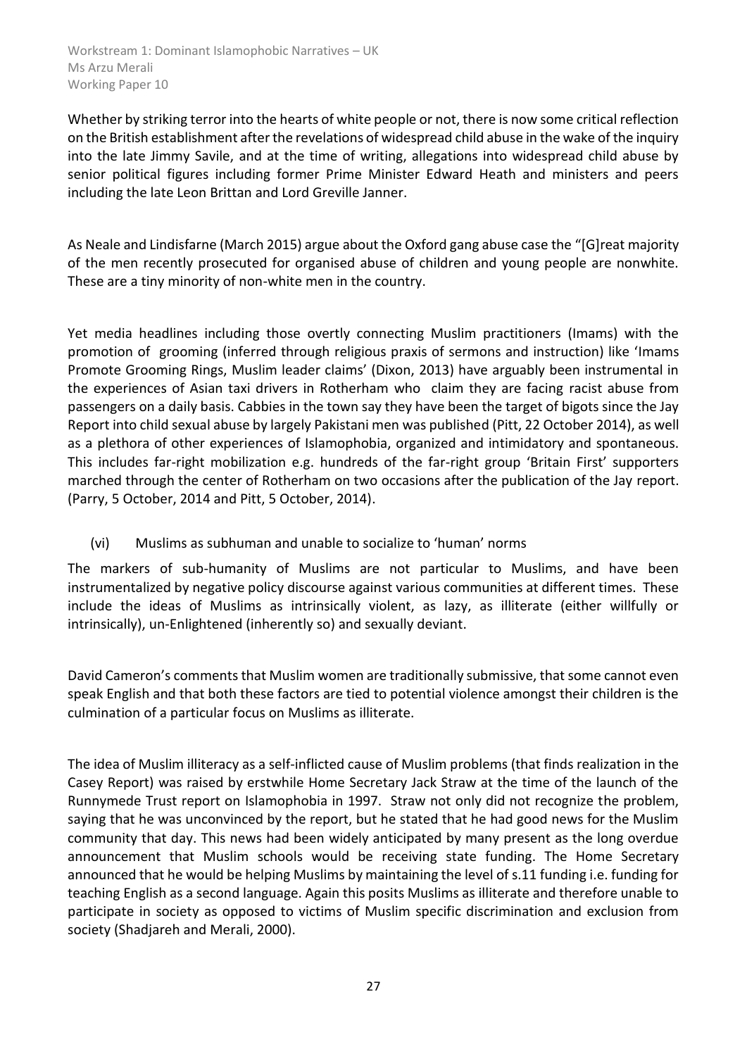Whether by striking terror into the hearts of white people or not, there is now some critical reflection on the British establishment after the revelations of widespread child abuse in the wake of the inquiry into the late Jimmy Savile, and at the time of writing, allegations into widespread child abuse by senior political figures including former Prime Minister Edward Heath and ministers and peers including the late Leon Brittan and Lord Greville Janner.

As Neale and Lindisfarne (March 2015) argue about the Oxford gang abuse case the "[G]reat majority of the men recently prosecuted for organised abuse of children and young people are nonwhite. These are a tiny minority of non-white men in the country.

Yet media headlines including those overtly connecting Muslim practitioners (Imams) with the promotion of grooming (inferred through religious praxis of sermons and instruction) like 'Imams Promote Grooming Rings, Muslim leader claims' (Dixon, 2013) have arguably been instrumental in the experiences of Asian taxi drivers in Rotherham who claim they are facing racist abuse from passengers on a daily basis. Cabbies in the town say they have been the target of bigots since the Jay Report into child sexual abuse by largely Pakistani men was published (Pitt, 22 October 2014), as well as a plethora of other experiences of Islamophobia, organized and intimidatory and spontaneous. This includes far-right mobilization e.g. hundreds of the far-right group 'Britain First' supporters marched through the center of Rotherham on two occasions after the publication of the Jay report. (Parry, 5 October, 2014 and Pitt, 5 October, 2014).

(vi) Muslims as subhuman and unable to socialize to 'human' norms

The markers of sub-humanity of Muslims are not particular to Muslims, and have been instrumentalized by negative policy discourse against various communities at different times. These include the ideas of Muslims as intrinsically violent, as lazy, as illiterate (either willfully or intrinsically), un-Enlightened (inherently so) and sexually deviant.

David Cameron's comments that Muslim women are traditionally submissive, that some cannot even speak English and that both these factors are tied to potential violence amongst their children is the culmination of a particular focus on Muslims as illiterate.

The idea of Muslim illiteracy as a self-inflicted cause of Muslim problems (that finds realization in the Casey Report) was raised by erstwhile Home Secretary Jack Straw at the time of the launch of the Runnymede Trust report on Islamophobia in 1997. Straw not only did not recognize the problem, saying that he was unconvinced by the report, but he stated that he had good news for the Muslim community that day. This news had been widely anticipated by many present as the long overdue announcement that Muslim schools would be receiving state funding. The Home Secretary announced that he would be helping Muslims by maintaining the level of s.11 funding i.e. funding for teaching English as a second language. Again this posits Muslims as illiterate and therefore unable to participate in society as opposed to victims of Muslim specific discrimination and exclusion from society (Shadjareh and Merali, 2000).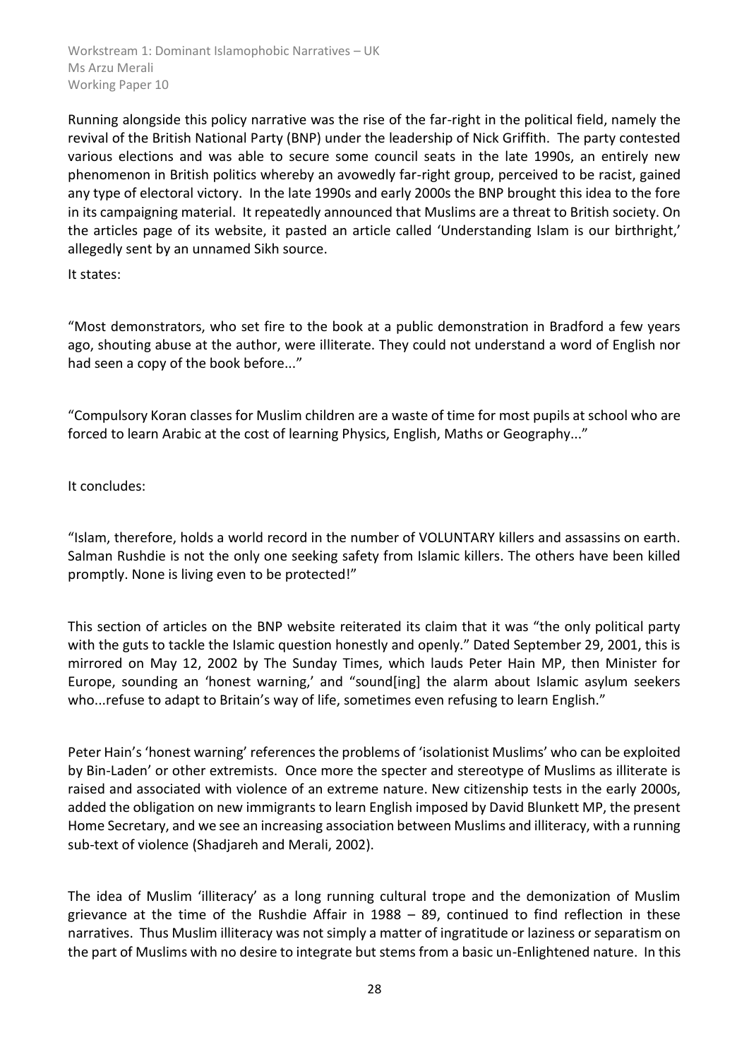Running alongside this policy narrative was the rise of the far-right in the political field, namely the revival of the British National Party (BNP) under the leadership of Nick Griffith. The party contested various elections and was able to secure some council seats in the late 1990s, an entirely new phenomenon in British politics whereby an avowedly far-right group, perceived to be racist, gained any type of electoral victory. In the late 1990s and early 2000s the BNP brought this idea to the fore in its campaigning material. It repeatedly announced that Muslims are a threat to British society. On the articles page of its website, it pasted an article called 'Understanding Islam is our birthright,' allegedly sent by an unnamed Sikh source.

It states:

"Most demonstrators, who set fire to the book at a public demonstration in Bradford a few years ago, shouting abuse at the author, were illiterate. They could not understand a word of English nor had seen a copy of the book before..."

"Compulsory Koran classes for Muslim children are a waste of time for most pupils at school who are forced to learn Arabic at the cost of learning Physics, English, Maths or Geography..."

It concludes:

"Islam, therefore, holds a world record in the number of VOLUNTARY killers and assassins on earth. Salman Rushdie is not the only one seeking safety from Islamic killers. The others have been killed promptly. None is living even to be protected!"

This section of articles on the BNP website reiterated its claim that it was "the only political party with the guts to tackle the Islamic question honestly and openly." Dated September 29, 2001, this is mirrored on May 12, 2002 by The Sunday Times, which lauds Peter Hain MP, then Minister for Europe, sounding an 'honest warning,' and "sound[ing] the alarm about Islamic asylum seekers who...refuse to adapt to Britain's way of life, sometimes even refusing to learn English."

Peter Hain's 'honest warning' references the problems of 'isolationist Muslims' who can be exploited by Bin-Laden' or other extremists. Once more the specter and stereotype of Muslims as illiterate is raised and associated with violence of an extreme nature. New citizenship tests in the early 2000s, added the obligation on new immigrants to learn English imposed by David Blunkett MP, the present Home Secretary, and we see an increasing association between Muslims and illiteracy, with a running sub-text of violence (Shadjareh and Merali, 2002).

The idea of Muslim 'illiteracy' as a long running cultural trope and the demonization of Muslim grievance at the time of the Rushdie Affair in 1988 – 89, continued to find reflection in these narratives. Thus Muslim illiteracy was not simply a matter of ingratitude or laziness or separatism on the part of Muslims with no desire to integrate but stems from a basic un-Enlightened nature. In this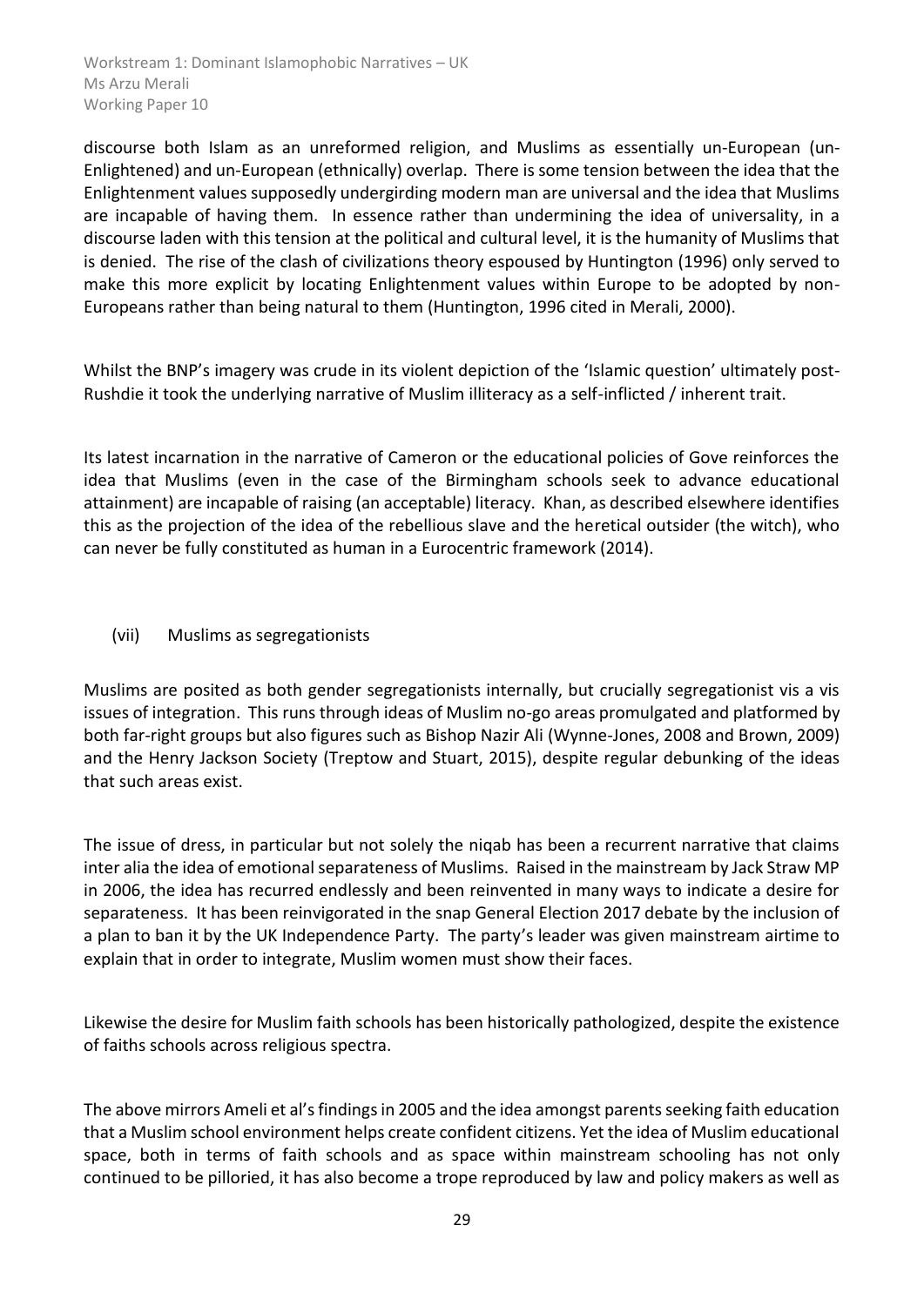discourse both Islam as an unreformed religion, and Muslims as essentially un-European (un-Enlightened) and un-European (ethnically) overlap. There is some tension between the idea that the Enlightenment values supposedly undergirding modern man are universal and the idea that Muslims are incapable of having them. In essence rather than undermining the idea of universality, in a discourse laden with this tension at the political and cultural level, it is the humanity of Muslims that is denied. The rise of the clash of civilizations theory espoused by Huntington (1996) only served to make this more explicit by locating Enlightenment values within Europe to be adopted by non-Europeans rather than being natural to them (Huntington, 1996 cited in Merali, 2000).

Whilst the BNP's imagery was crude in its violent depiction of the 'Islamic question' ultimately post-Rushdie it took the underlying narrative of Muslim illiteracy as a self-inflicted / inherent trait.

Its latest incarnation in the narrative of Cameron or the educational policies of Gove reinforces the idea that Muslims (even in the case of the Birmingham schools seek to advance educational attainment) are incapable of raising (an acceptable) literacy. Khan, as described elsewhere identifies this as the projection of the idea of the rebellious slave and the heretical outsider (the witch), who can never be fully constituted as human in a Eurocentric framework (2014).

### (vii) Muslims as segregationists

Muslims are posited as both gender segregationists internally, but crucially segregationist vis a vis issues of integration. This runs through ideas of Muslim no-go areas promulgated and platformed by both far-right groups but also figures such as Bishop Nazir Ali (Wynne-Jones, 2008 and Brown, 2009) and the Henry Jackson Society (Treptow and Stuart, 2015), despite regular debunking of the ideas that such areas exist.

The issue of dress, in particular but not solely the niqab has been a recurrent narrative that claims inter alia the idea of emotional separateness of Muslims. Raised in the mainstream by Jack Straw MP in 2006, the idea has recurred endlessly and been reinvented in many ways to indicate a desire for separateness. It has been reinvigorated in the snap General Election 2017 debate by the inclusion of a plan to ban it by the UK Independence Party. The party's leader was given mainstream airtime to explain that in order to integrate, Muslim women must show their faces.

Likewise the desire for Muslim faith schools has been historically pathologized, despite the existence of faiths schools across religious spectra.

The above mirrors Ameli et al's findings in 2005 and the idea amongst parents seeking faith education that a Muslim school environment helps create confident citizens. Yet the idea of Muslim educational space, both in terms of faith schools and as space within mainstream schooling has not only continued to be pilloried, it has also become a trope reproduced by law and policy makers as well as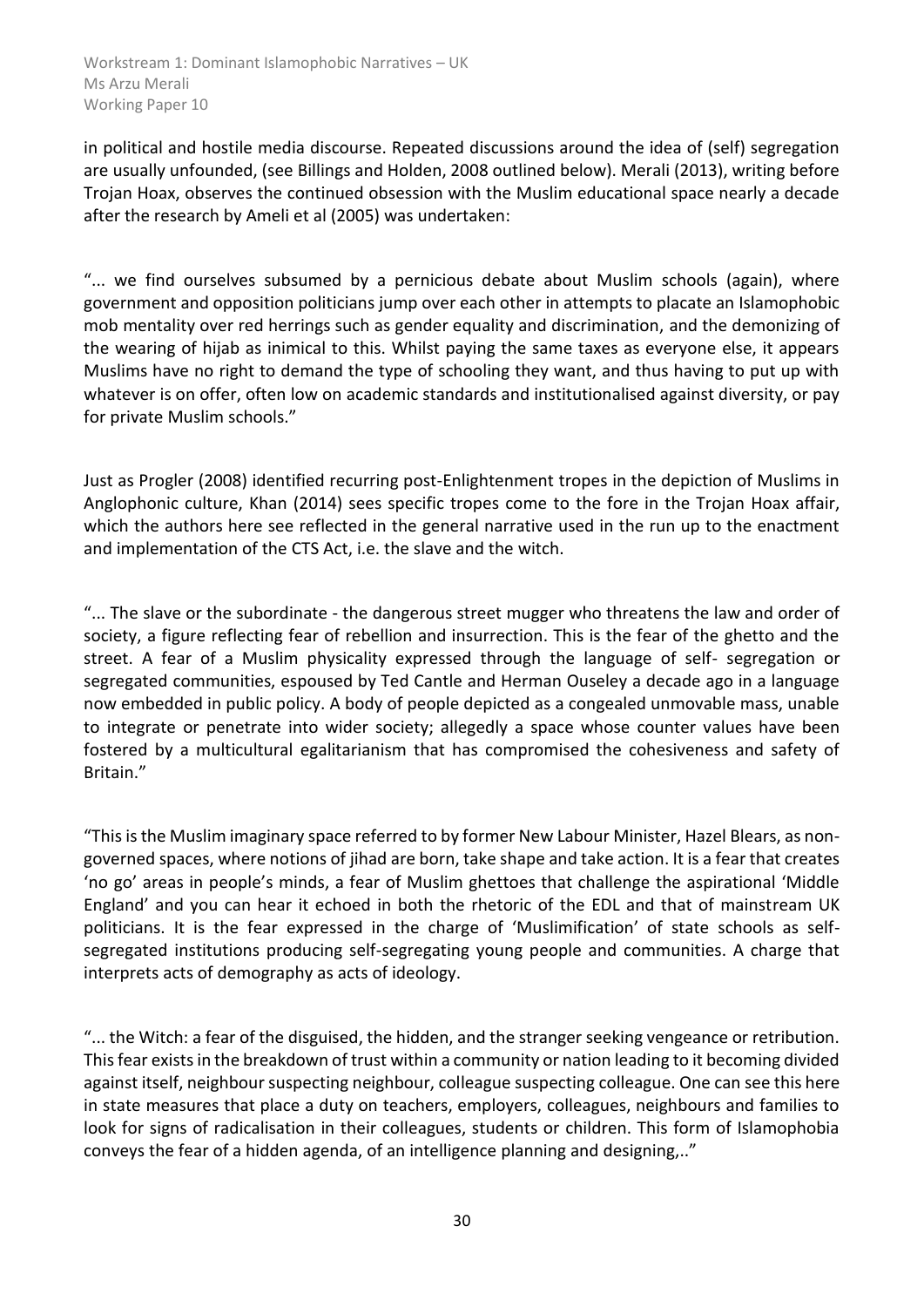in political and hostile media discourse. Repeated discussions around the idea of (self) segregation are usually unfounded, (see Billings and Holden, 2008 outlined below). Merali (2013), writing before Trojan Hoax, observes the continued obsession with the Muslim educational space nearly a decade after the research by Ameli et al (2005) was undertaken:

"... we find ourselves subsumed by a pernicious debate about Muslim schools (again), where government and opposition politicians jump over each other in attempts to placate an Islamophobic mob mentality over red herrings such as gender equality and discrimination, and the demonizing of the wearing of hijab as inimical to this. Whilst paying the same taxes as everyone else, it appears Muslims have no right to demand the type of schooling they want, and thus having to put up with whatever is on offer, often low on academic standards and institutionalised against diversity, or pay for private Muslim schools."

Just as Progler (2008) identified recurring post-Enlightenment tropes in the depiction of Muslims in Anglophonic culture, Khan (2014) sees specific tropes come to the fore in the Trojan Hoax affair, which the authors here see reflected in the general narrative used in the run up to the enactment and implementation of the CTS Act, i.e. the slave and the witch.

"... The slave or the subordinate - the dangerous street mugger who threatens the law and order of society, a figure reflecting fear of rebellion and insurrection. This is the fear of the ghetto and the street. A fear of a Muslim physicality expressed through the language of self- segregation or segregated communities, espoused by Ted Cantle and Herman Ouseley a decade ago in a language now embedded in public policy. A body of people depicted as a congealed unmovable mass, unable to integrate or penetrate into wider society; allegedly a space whose counter values have been fostered by a multicultural egalitarianism that has compromised the cohesiveness and safety of Britain."

"This is the Muslim imaginary space referred to by former New Labour Minister, Hazel Blears, as non-governed spaces, where notions of jihad are born, take shape and take action. It is a fear that creates 'no go' areas in people's minds, a fear of Muslim ghettoes that challenge the aspirational 'Middle England' and you can hear it echoed in both the rhetoric of the EDL and that of mainstream UK politicians. It is the fear expressed in the charge of 'Muslimification' of state schools as self-segregated institutions producing self-segregating young people and communities. A charge that interprets acts of demography as acts of ideology.

"... the Witch: a fear of the disguised, the hidden, and the stranger seeking vengeance or retribution. This fear exists in the breakdown of trust within a community or nation leading to it becoming divided against itself, neighbour suspecting neighbour, colleague suspecting colleague. One can see this here in state measures that place a duty on teachers, employers, colleagues, neighbours and families to look for signs of radicalisation in their colleagues, students or children. This form of Islamophobia conveys the fear of a hidden agenda, of an intelligence planning and designing,.."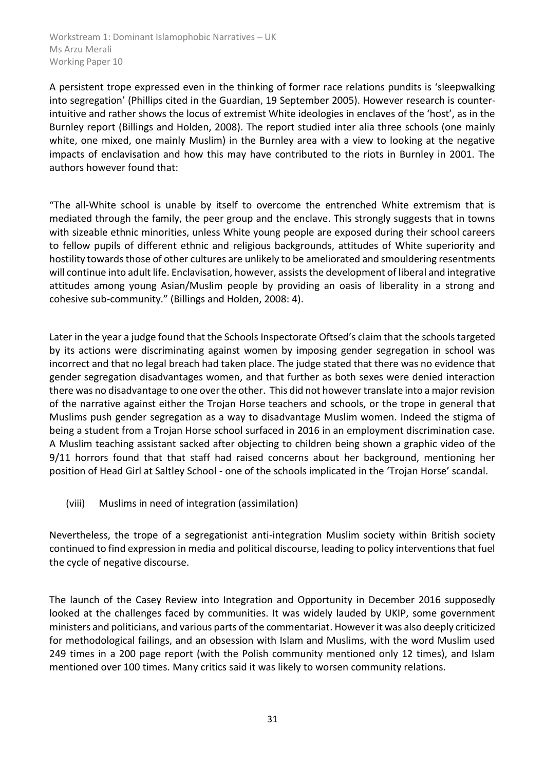A persistent trope expressed even in the thinking of former race relations pundits is 'sleepwalking into segregation' (Phillips cited in the Guardian, 19 September 2005). However research is counter-intuitive and rather shows the locus of extremist White ideologies in enclaves of the 'host', as in the Burnley report (Billings and Holden, 2008). The report studied inter alia three schools (one mainly white, one mixed, one mainly Muslim) in the Burnley area with a view to looking at the negative impacts of enclavisation and how this may have contributed to the riots in Burnley in 2001. The authors however found that:

"The all-White school is unable by itself to overcome the entrenched White extremism that is mediated through the family, the peer group and the enclave. This strongly suggests that in towns with sizeable ethnic minorities, unless White young people are exposed during their school careers to fellow pupils of different ethnic and religious backgrounds, attitudes of White superiority and hostility towards those of other cultures are unlikely to be ameliorated and smouldering resentments will continue into adult life. Enclavisation, however, assists the development of liberal and integrative attitudes among young Asian/Muslim people by providing an oasis of liberality in a strong and cohesive sub-community." (Billings and Holden, 2008: 4).

Later in the year a judge found that the Schools Inspectorate Oftsed's claim that the schools targeted by its actions were discriminating against women by imposing gender segregation in school was incorrect and that no legal breach had taken place. The judge stated that there was no evidence that gender segregation disadvantages women, and that further as both sexes were denied interaction there was no disadvantage to one over the other. This did not however translate into a major revision of the narrative against either the Trojan Horse teachers and schools, or the trope in general that Muslims push gender segregation as a way to disadvantage Muslim women. Indeed the stigma of being a student from a Trojan Horse school surfaced in 2016 in an employment discrimination case. A Muslim teaching assistant sacked after objecting to children being shown a graphic video of the 9/11 horrors found that that staff had raised concerns about her background, mentioning her position of Head Girl at Saltley School - one of the schools implicated in the 'Trojan Horse' scandal.

(viii) Muslims in need of integration (assimilation)

Nevertheless, the trope of a segregationist anti-integration Muslim society within British society continued to find expression in media and political discourse, leading to policy interventions that fuel the cycle of negative discourse.

The launch of the Casey Review into Integration and Opportunity in December 2016 supposedly looked at the challenges faced by communities. It was widely lauded by UKIP, some government ministers and politicians, and various parts of the commentariat. However it was also deeply criticized for methodological failings, and an obsession with Islam and Muslims, with the word Muslim used 249 times in a 200 page report (with the Polish community mentioned only 12 times), and Islam mentioned over 100 times. Many critics said it was likely to worsen community relations.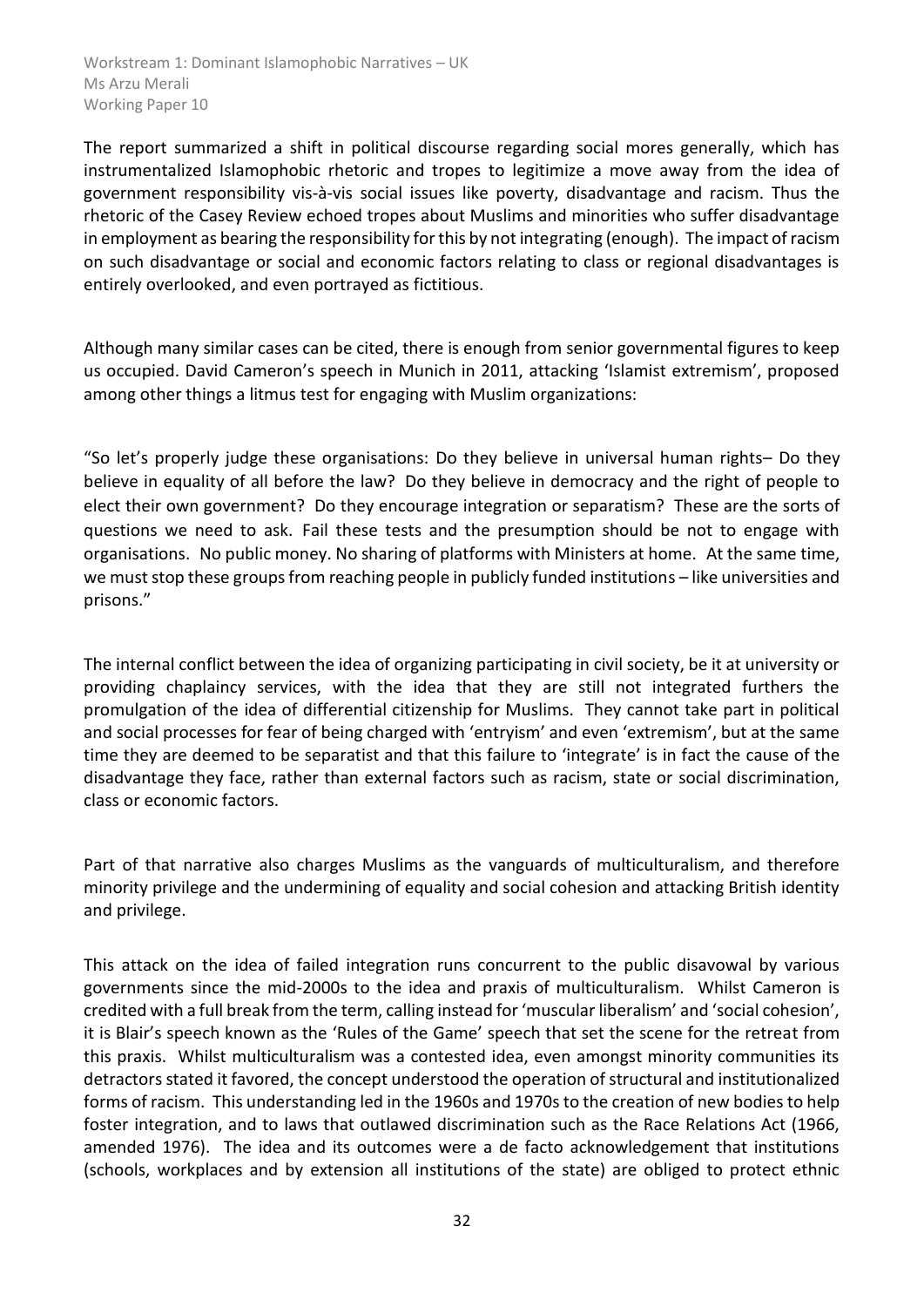The report summarized a shift in political discourse regarding social mores generally, which has instrumentalized Islamophobic rhetoric and tropes to legitimize a move away from the idea of government responsibility vis-à-vis social issues like poverty, disadvantage and racism. Thus the rhetoric of the Casey Review echoed tropes about Muslims and minorities who suffer disadvantage in employment as bearing the responsibility for this by not integrating (enough). The impact of racism on such disadvantage or social and economic factors relating to class or regional disadvantages is entirely overlooked, and even portrayed as fictitious.

Although many similar cases can be cited, there is enough from senior governmental figures to keep us occupied. David Cameron's speech in Munich in 2011, attacking 'Islamist extremism', proposed among other things a litmus test for engaging with Muslim organizations:

"So let's properly judge these organisations: Do they believe in universal human rights– Do they believe in equality of all before the law? Do they believe in democracy and the right of people to elect their own government? Do they encourage integration or separatism? These are the sorts of questions we need to ask. Fail these tests and the presumption should be not to engage with organisations. No public money. No sharing of platforms with Ministers at home. At the same time, we must stop these groups from reaching people in publicly funded institutions – like universities and prisons."

The internal conflict between the idea of organizing participating in civil society, be it at university or providing chaplaincy services, with the idea that they are still not integrated furthers the promulgation of the idea of differential citizenship for Muslims. They cannot take part in political and social processes for fear of being charged with 'entryism' and even 'extremism', but at the same time they are deemed to be separatist and that this failure to 'integrate' is in fact the cause of the disadvantage they face, rather than external factors such as racism, state or social discrimination, class or economic factors.

Part of that narrative also charges Muslims as the vanguards of multiculturalism, and therefore minority privilege and the undermining of equality and social cohesion and attacking British identity and privilege.

This attack on the idea of failed integration runs concurrent to the public disavowal by various governments since the mid-2000s to the idea and praxis of multiculturalism. Whilst Cameron is credited with a full break from the term, calling instead for 'muscular liberalism' and 'social cohesion', it is Blair's speech known as the 'Rules of the Game' speech that set the scene for the retreat from this praxis. Whilst multiculturalism was a contested idea, even amongst minority communities its detractors stated it favored, the concept understood the operation of structural and institutionalized forms of racism. This understanding led in the 1960s and 1970s to the creation of new bodies to help foster integration, and to laws that outlawed discrimination such as the Race Relations Act (1966, amended 1976). The idea and its outcomes were a de facto acknowledgement that institutions (schools, workplaces and by extension all institutions of the state) are obliged to protect ethnic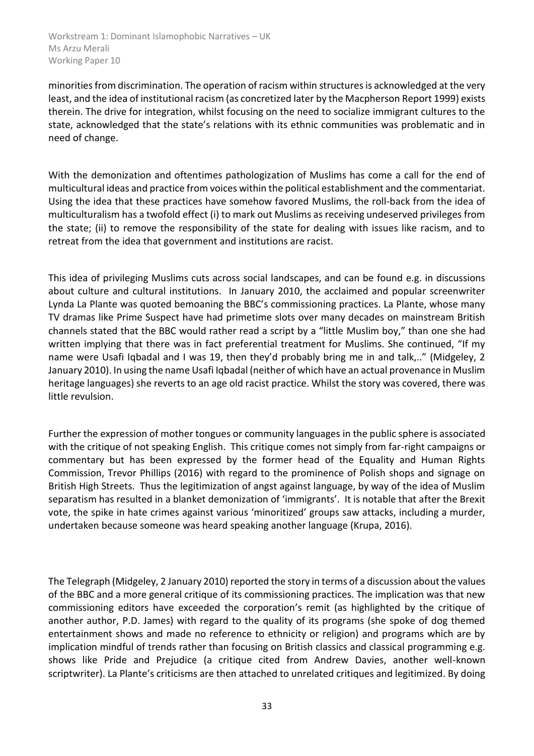minorities from discrimination. The operation of racism within structures is acknowledged at the very least, and the idea of institutional racism (as concretized later by the Macpherson Report 1999) exists therein. The drive for integration, whilst focusing on the need to socialize immigrant cultures to the state, acknowledged that the state's relations with its ethnic communities was problematic and in need of change.

With the demonization and oftentimes pathologization of Muslims has come a call for the end of multicultural ideas and practice from voices within the political establishment and the commentariat. Using the idea that these practices have somehow favored Muslims, the roll-back from the idea of multiculturalism has a twofold effect (i) to mark out Muslims as receiving undeserved privileges from the state; (ii) to remove the responsibility of the state for dealing with issues like racism, and to retreat from the idea that government and institutions are racist.

This idea of privileging Muslims cuts across social landscapes, and can be found e.g. in discussions about culture and cultural institutions. In January 2010, the acclaimed and popular screenwriter Lynda La Plante was quoted bemoaning the BBC's commissioning practices. La Plante, whose many TV dramas like Prime Suspect have had primetime slots over many decades on mainstream British channels stated that the BBC would rather read a script by a "little Muslim boy," than one she had written implying that there was in fact preferential treatment for Muslims. She continued, "If my name were Usafi Iqbadal and I was 19, then they'd probably bring me in and talk,.." (Midgeley, 2 January 2010). In using the name Usafi Iqbadal (neither of which have an actual provenance in Muslim heritage languages) she reverts to an age old racist practice. Whilst the story was covered, there was little revulsion.

Further the expression of mother tongues or community languages in the public sphere is associated with the critique of not speaking English. This critique comes not simply from far-right campaigns or commentary but has been expressed by the former head of the Equality and Human Rights Commission, Trevor Phillips (2016) with regard to the prominence of Polish shops and signage on British High Streets. Thus the legitimization of angst against language, by way of the idea of Muslim separatism has resulted in a blanket demonization of 'immigrants'. It is notable that after the Brexit vote, the spike in hate crimes against various 'minoritized' groups saw attacks, including a murder, undertaken because someone was heard speaking another language (Krupa, 2016).

The Telegraph (Midgeley, 2 January 2010) reported the story in terms of a discussion about the values of the BBC and a more general critique of its commissioning practices. The implication was that new commissioning editors have exceeded the corporation's remit (as highlighted by the critique of another author, P.D. James) with regard to the quality of its programs (she spoke of dog themed entertainment shows and made no reference to ethnicity or religion) and programs which are by implication mindful of trends rather than focusing on British classics and classical programming e.g. shows like Pride and Prejudice (a critique cited from Andrew Davies, another well-known scriptwriter). La Plante's criticisms are then attached to unrelated critiques and legitimized. By doing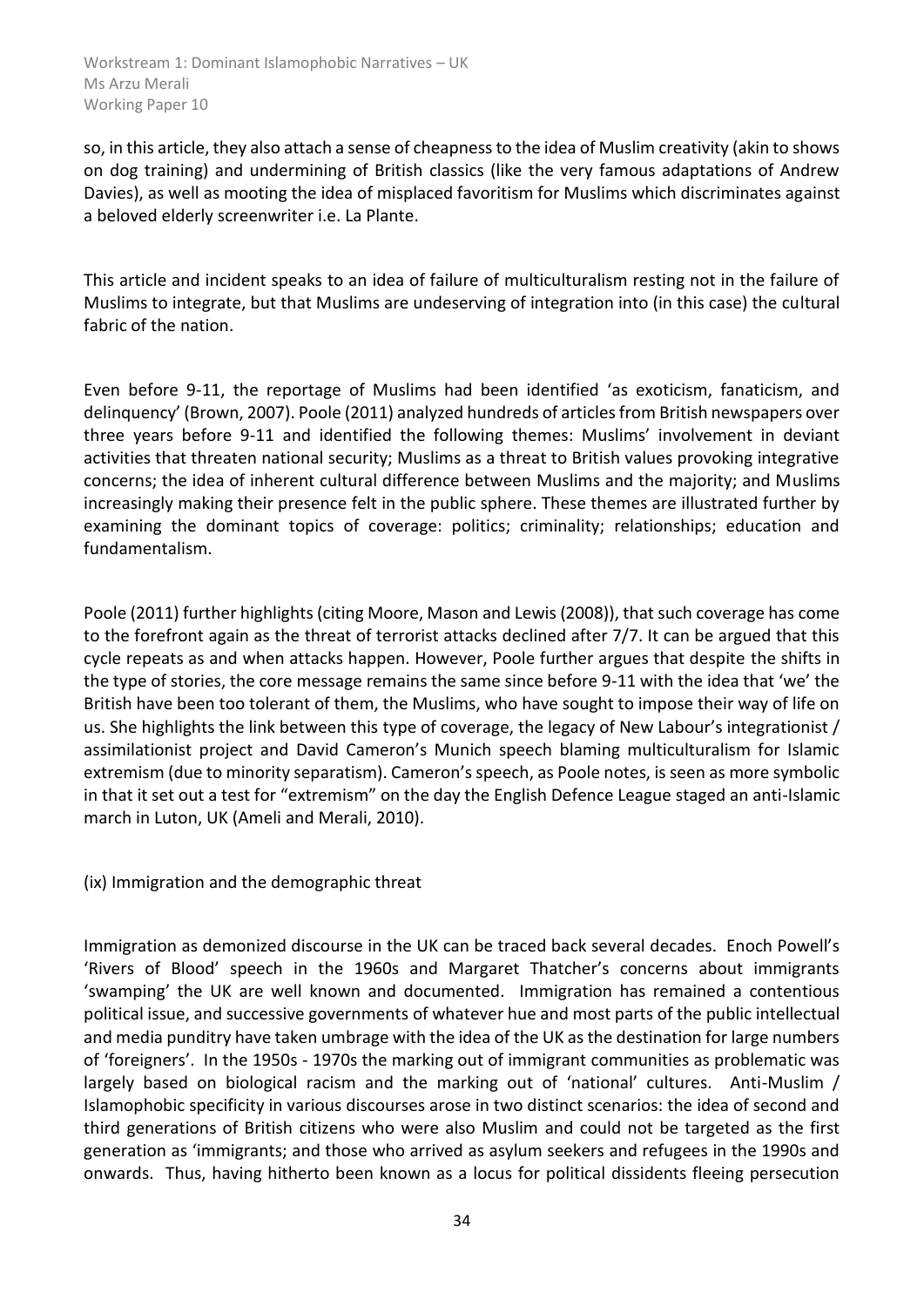so, in this article, they also attach a sense of cheapness to the idea of Muslim creativity (akin to shows on dog training) and undermining of British classics (like the very famous adaptations of Andrew Davies), as well as mooting the idea of misplaced favoritism for Muslims which discriminates against a beloved elderly screenwriter i.e. La Plante.

This article and incident speaks to an idea of failure of multiculturalism resting not in the failure of Muslims to integrate, but that Muslims are undeserving of integration into (in this case) the cultural fabric of the nation.

Even before 9-11, the reportage of Muslims had been identified 'as exoticism, fanaticism, and delinquency' (Brown, 2007). Poole (2011) analyzed hundreds of articles from British newspapers over three years before 9-11 and identified the following themes: Muslims' involvement in deviant activities that threaten national security; Muslims as a threat to British values provoking integrative concerns; the idea of inherent cultural difference between Muslims and the majority; and Muslims increasingly making their presence felt in the public sphere. These themes are illustrated further by examining the dominant topics of coverage: politics; criminality; relationships; education and fundamentalism.

Poole (2011) further highlights (citing Moore, Mason and Lewis (2008)), that such coverage has come to the forefront again as the threat of terrorist attacks declined after 7/7. It can be argued that this cycle repeats as and when attacks happen. However, Poole further argues that despite the shifts in the type of stories, the core message remains the same since before 9-11 with the idea that 'we' the British have been too tolerant of them, the Muslims, who have sought to impose their way of life on us. She highlights the link between this type of coverage, the legacy of New Labour's integrationist / assimilationist project and David Cameron's Munich speech blaming multiculturalism for Islamic extremism (due to minority separatism). Cameron's speech, as Poole notes, is seen as more symbolic in that it set out a test for "extremism" on the day the English Defence League staged an anti-Islamic march in Luton, UK (Ameli and Merali, 2010).

(ix) Immigration and the demographic threat

Immigration as demonized discourse in the UK can be traced back several decades. Enoch Powell's 'Rivers of Blood' speech in the 1960s and Margaret Thatcher's concerns about immigrants 'swamping' the UK are well known and documented. Immigration has remained a contentious political issue, and successive governments of whatever hue and most parts of the public intellectual and media punditry have taken umbrage with the idea of the UK as the destination for large numbers of 'foreigners'. In the 1950s - 1970s the marking out of immigrant communities as problematic was largely based on biological racism and the marking out of 'national' cultures. Anti-Muslim / Islamophobic specificity in various discourses arose in two distinct scenarios: the idea of second and third generations of British citizens who were also Muslim and could not be targeted as the first generation as 'immigrants; and those who arrived as asylum seekers and refugees in the 1990s and onwards. Thus, having hitherto been known as a locus for political dissidents fleeing persecution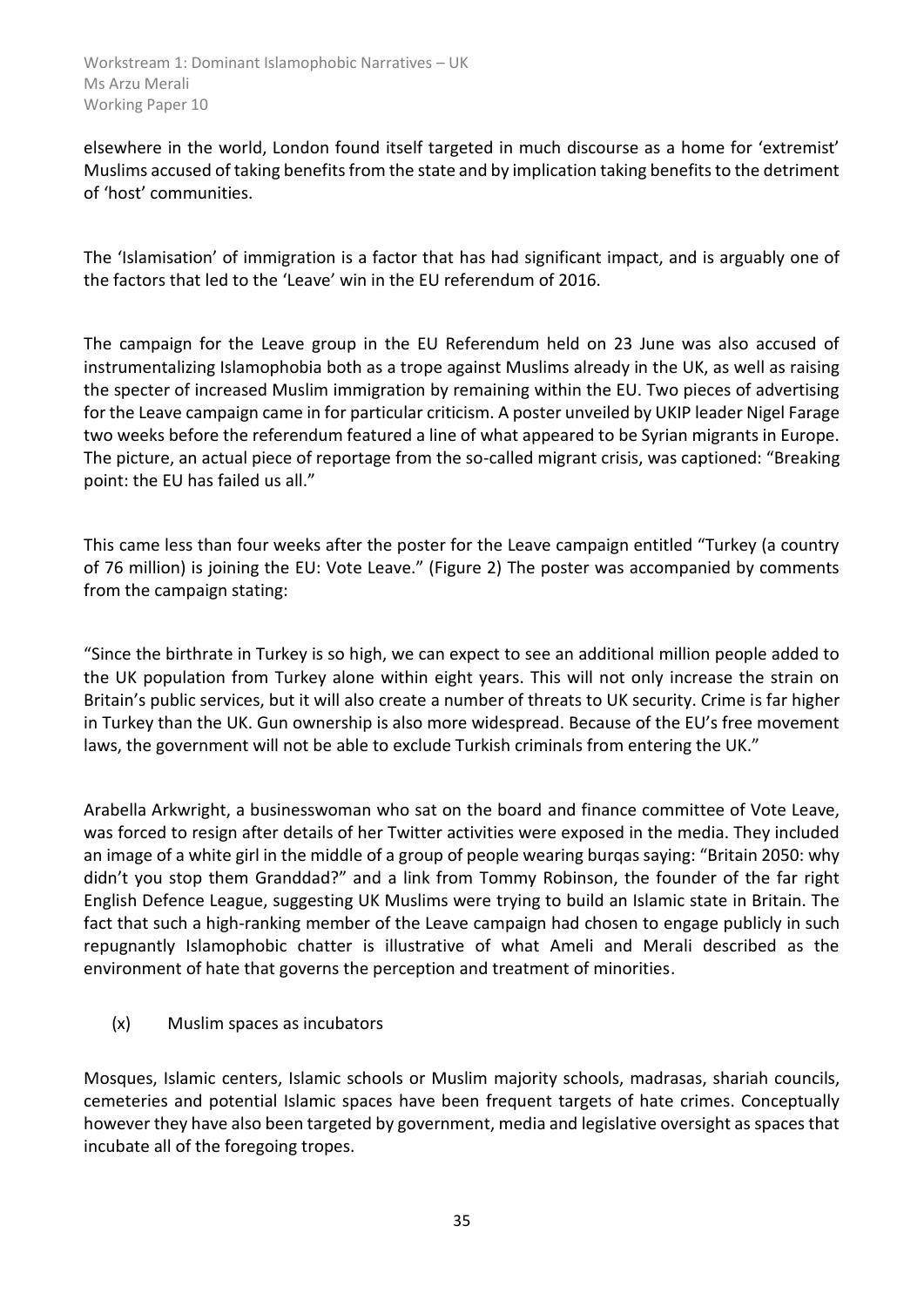elsewhere in the world, London found itself targeted in much discourse as a home for 'extremist' Muslims accused of taking benefits from the state and by implication taking benefits to the detriment of 'host' communities.

The 'Islamisation' of immigration is a factor that has had significant impact, and is arguably one of the factors that led to the 'Leave' win in the EU referendum of 2016.

The campaign for the Leave group in the EU Referendum held on 23 June was also accused of instrumentalizing Islamophobia both as a trope against Muslims already in the UK, as well as raising the specter of increased Muslim immigration by remaining within the EU. Two pieces of advertising for the Leave campaign came in for particular criticism. A poster unveiled by UKIP leader Nigel Farage two weeks before the referendum featured a line of what appeared to be Syrian migrants in Europe. The picture, an actual piece of reportage from the so-called migrant crisis, was captioned: "Breaking point: the EU has failed us all."

This came less than four weeks after the poster for the Leave campaign entitled "Turkey (a country of 76 million) is joining the EU: Vote Leave." (Figure 2) The poster was accompanied by comments from the campaign stating:

"Since the birthrate in Turkey is so high, we can expect to see an additional million people added to the UK population from Turkey alone within eight years. This will not only increase the strain on Britain's public services, but it will also create a number of threats to UK security. Crime is far higher in Turkey than the UK. Gun ownership is also more widespread. Because of the EU's free movement laws, the government will not be able to exclude Turkish criminals from entering the UK."

Arabella Arkwright, a businesswoman who sat on the board and finance committee of Vote Leave, was forced to resign after details of her Twitter activities were exposed in the media. They included an image of a white girl in the middle of a group of people wearing burqas saying: "Britain 2050: why didn't you stop them Granddad?" and a link from Tommy Robinson, the founder of the far right English Defence League, suggesting UK Muslims were trying to build an Islamic state in Britain. The fact that such a high-ranking member of the Leave campaign had chosen to engage publicly in such repugnantly Islamophobic chatter is illustrative of what Ameli and Merali described as the environment of hate that governs the perception and treatment of minorities.

(x) Muslim spaces as incubators

Mosques, Islamic centers, Islamic schools or Muslim majority schools, madrasas, shariah councils, cemeteries and potential Islamic spaces have been frequent targets of hate crimes. Conceptually however they have also been targeted by government, media and legislative oversight as spaces that incubate all of the foregoing tropes.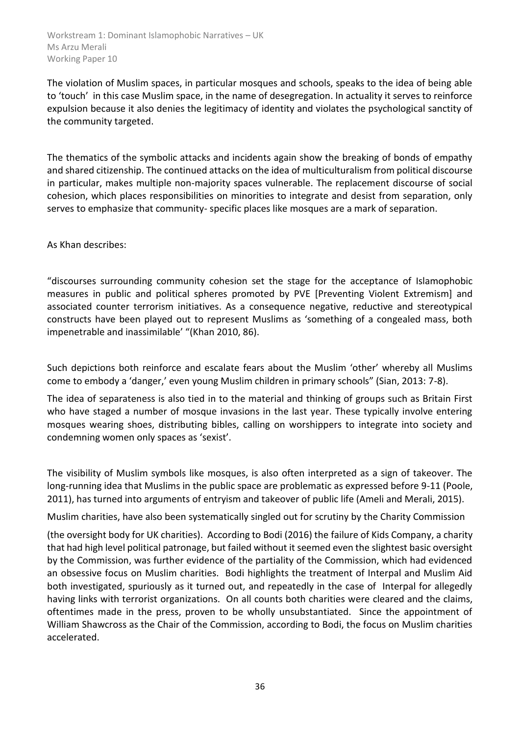The violation of Muslim spaces, in particular mosques and schools, speaks to the idea of being able to 'touch' in this case Muslim space, in the name of desegregation. In actuality it serves to reinforce expulsion because it also denies the legitimacy of identity and violates the psychological sanctity of the community targeted.

The thematics of the symbolic attacks and incidents again show the breaking of bonds of empathy and shared citizenship. The continued attacks on the idea of multiculturalism from political discourse in particular, makes multiple non-majority spaces vulnerable. The replacement discourse of social cohesion, which places responsibilities on minorities to integrate and desist from separation, only serves to emphasize that community- specific places like mosques are a mark of separation.

As Khan describes:

"discourses surrounding community cohesion set the stage for the acceptance of Islamophobic measures in public and political spheres promoted by PVE [Preventing Violent Extremism] and associated counter terrorism initiatives. As a consequence negative, reductive and stereotypical constructs have been played out to represent Muslims as 'something of a congealed mass, both impenetrable and inassimilable' "(Khan 2010, 86).

Such depictions both reinforce and escalate fears about the Muslim 'other' whereby all Muslims come to embody a 'danger,' even young Muslim children in primary schools" (Sian, 2013: 7-8).

The idea of separateness is also tied in to the material and thinking of groups such as Britain First who have staged a number of mosque invasions in the last year. These typically involve entering mosques wearing shoes, distributing bibles, calling on worshippers to integrate into society and condemning women only spaces as 'sexist'.

The visibility of Muslim symbols like mosques, is also often interpreted as a sign of takeover. The long-running idea that Muslims in the public space are problematic as expressed before 9-11 (Poole, 2011), has turned into arguments of entryism and takeover of public life (Ameli and Merali, 2015).

Muslim charities, have also been systematically singled out for scrutiny by the Charity Commission

(the oversight body for UK charities). According to Bodi (2016) the failure of Kids Company, a charity that had high level political patronage, but failed without it seemed even the slightest basic oversight by the Commission, was further evidence of the partiality of the Commission, which had evidenced an obsessive focus on Muslim charities. Bodi highlights the treatment of Interpal and Muslim Aid both investigated, spuriously as it turned out, and repeatedly in the case of Interpal for allegedly having links with terrorist organizations. On all counts both charities were cleared and the claims, oftentimes made in the press, proven to be wholly unsubstantiated. Since the appointment of William Shawcross as the Chair of the Commission, according to Bodi, the focus on Muslim charities accelerated.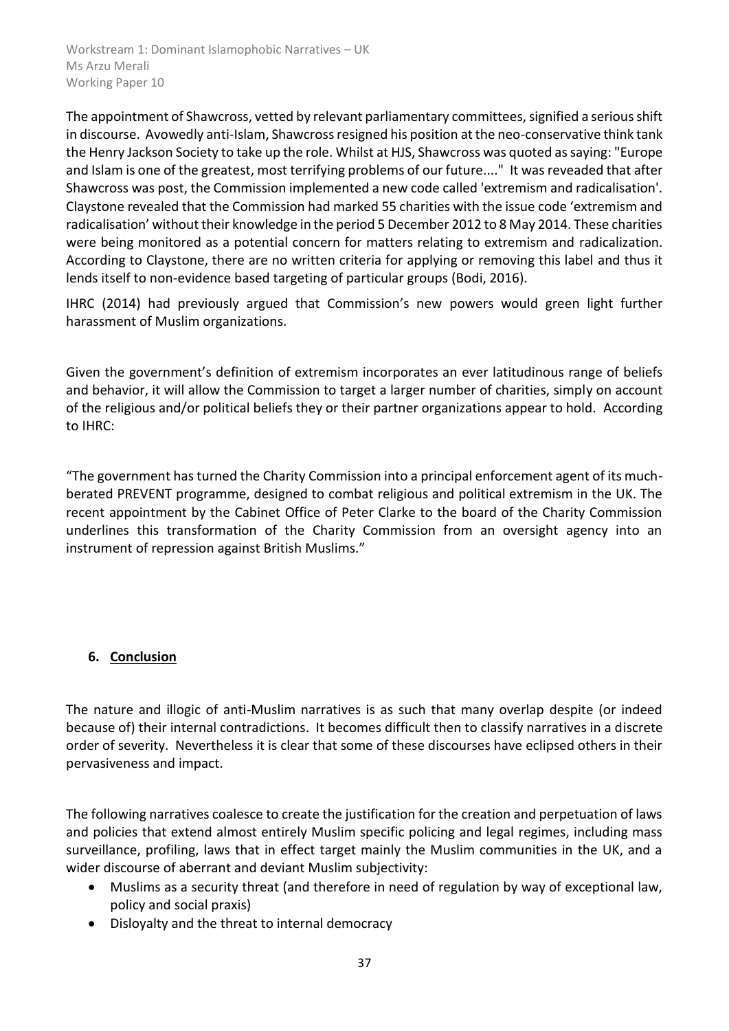The appointment of Shawcross, vetted by relevant parliamentary committees, signified a serious shift in discourse. Avowedly anti-Islam, Shawcross resigned his position at the neo-conservative think tank the Henry Jackson Society to take up the role. Whilst at HJS, Shawcross was quoted as saying: "Europe and Islam is one of the greatest, most terrifying problems of our future...." It was reveaded that after Shawcross was post, the Commission implemented a new code called 'extremism and radicalisation'. Claystone revealed that the Commission had marked 55 charities with the issue code 'extremism and radicalisation' without their knowledge in the period 5 December 2012 to 8 May 2014. These charities were being monitored as a potential concern for matters relating to extremism and radicalization. According to Claystone, there are no written criteria for applying or removing this label and thus it lends itself to non-evidence based targeting of particular groups (Bodi, 2016).

IHRC (2014) had previously argued that Commission's new powers would green light further harassment of Muslim organizations.

Given the government's definition of extremism incorporates an ever latitudinous range of beliefs and behavior, it will allow the Commission to target a larger number of charities, simply on account of the religious and/or political beliefs they or their partner organizations appear to hold. According to IHRC:

"The government has turned the Charity Commission into a principal enforcement agent of its much-berated PREVENT programme, designed to combat religious and political extremism in the UK. The recent appointment by the Cabinet Office of Peter Clarke to the board of the Charity Commission underlines this transformation of the Charity Commission from an oversight agency into an instrument of repression against British Muslims."

## 6. Conclusion

The nature and illogic of anti-Muslim narratives is as such that many overlap despite (or indeed because of) their internal contradictions. It becomes difficult then to classify narratives in a discrete order of severity. Nevertheless it is clear that some of these discourses have eclipsed others in their pervasiveness and impact.

The following narratives coalesce to create the justification for the creation and perpetuation of laws and policies that extend almost entirely Muslim specific policing and legal regimes, including mass surveillance, profiling, laws that in effect target mainly the Muslim communities in the UK, and a wider discourse of aberrant and deviant Muslim subjectivity:

- Muslims as a security threat (and therefore in need of regulation by way of exceptional law, policy and social praxis)
- Disloyalty and the threat to internal democracy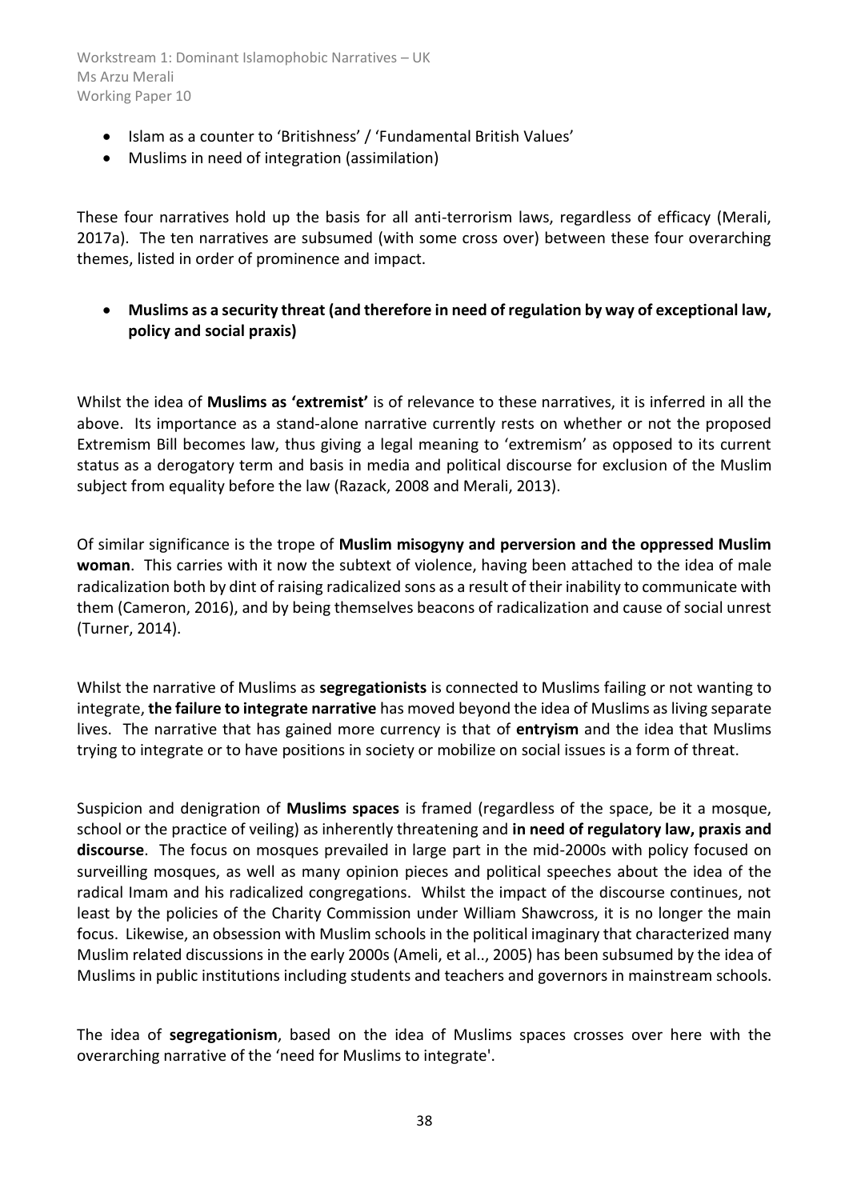- Islam as a counter to 'Britishness' / 'Fundamental British Values'
- Muslims in need of integration (assimilation)

These four narratives hold up the basis for all anti-terrorism laws, regardless of efficacy (Merali, 2017a). The ten narratives are subsumed (with some cross over) between these four overarching themes, listed in order of prominence and impact.

- **Muslims as a security threat (and therefore in need of regulation by way of exceptional law, policy and social praxis)**

Whilst the idea of **Muslims as 'extremist'** is of relevance to these narratives, it is inferred in all the above. Its importance as a stand-alone narrative currently rests on whether or not the proposed Extremism Bill becomes law, thus giving a legal meaning to 'extremism' as opposed to its current status as a derogatory term and basis in media and political discourse for exclusion of the Muslim subject from equality before the law (Razack, 2008 and Merali, 2013).

Of similar significance is the trope of **Muslim misogyny and perversion and the oppressed Muslim woman**. This carries with it now the subtext of violence, having been attached to the idea of male radicalization both by dint of raising radicalized sons as a result of their inability to communicate with them (Cameron, 2016), and by being themselves beacons of radicalization and cause of social unrest (Turner, 2014).

Whilst the narrative of Muslims as **segregationists** is connected to Muslims failing or not wanting to integrate, **the failure to integrate narrative** has moved beyond the idea of Muslims as living separate lives. The narrative that has gained more currency is that of **entryism** and the idea that Muslims trying to integrate or to have positions in society or mobilize on social issues is a form of threat.

Suspicion and denigration of **Muslims spaces** is framed (regardless of the space, be it a mosque, school or the practice of veiling) as inherently threatening and **in need of regulatory law, praxis and discourse**. The focus on mosques prevailed in large part in the mid-2000s with policy focused on surveilling mosques, as well as many opinion pieces and political speeches about the idea of the radical Imam and his radicalized congregations. Whilst the impact of the discourse continues, not least by the policies of the Charity Commission under William Shawcross, it is no longer the main focus. Likewise, an obsession with Muslim schools in the political imaginary that characterized many Muslim related discussions in the early 2000s (Ameli, et al.., 2005) has been subsumed by the idea of Muslims in public institutions including students and teachers and governors in mainstream schools.

The idea of **segregationism**, based on the idea of Muslims spaces crosses over here with the overarching narrative of the 'need for Muslims to integrate'.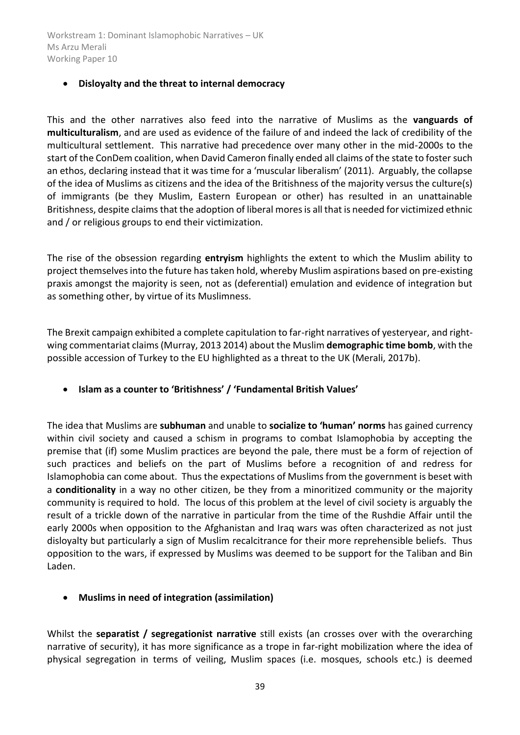- **Disloyalty and the threat to internal democracy**

This and the other narratives also feed into the narrative of Muslims as the **vanguards of multiculturalism**, and are used as evidence of the failure of and indeed the lack of credibility of the multicultural settlement. This narrative had precedence over many other in the mid-2000s to the start of the ConDem coalition, when David Cameron finally ended all claims of the state to foster such an ethos, declaring instead that it was time for a 'muscular liberalism' (2011). Arguably, the collapse of the idea of Muslims as citizens and the idea of the Britishness of the majority versus the culture(s) of immigrants (be they Muslim, Eastern European or other) has resulted in an unattainable Britishness, despite claims that the adoption of liberal mores is all that is needed for victimized ethnic and / or religious groups to end their victimization.

The rise of the obsession regarding **entryism** highlights the extent to which the Muslim ability to project themselves into the future has taken hold, whereby Muslim aspirations based on pre-existing praxis amongst the majority is seen, not as (deferential) emulation and evidence of integration but as something other, by virtue of its Muslimness.

The Brexit campaign exhibited a complete capitulation to far-right narratives of yesteryear, and right-wing commentariat claims (Murray, 2013 2014) about the Muslim **demographic time bomb**, with the possible accession of Turkey to the EU highlighted as a threat to the UK (Merali, 2017b).

- **Islam as a counter to 'Britishness' / 'Fundamental British Values'**

The idea that Muslims are **subhuman** and unable to **socialize to 'human' norms** has gained currency within civil society and caused a schism in programs to combat Islamophobia by accepting the premise that (if) some Muslim practices are beyond the pale, there must be a form of rejection of such practices and beliefs on the part of Muslims before a recognition of and redress for Islamophobia can come about. Thus the expectations of Muslims from the government is beset with a **conditionality** in a way no other citizen, be they from a minoritized community or the majority community is required to hold. The locus of this problem at the level of civil society is arguably the result of a trickle down of the narrative in particular from the time of the Rushdie Affair until the early 2000s when opposition to the Afghanistan and Iraq wars was often characterized as not just disloyalty but particularly a sign of Muslim recalcitrance for their more reprehensible beliefs. Thus opposition to the wars, if expressed by Muslims was deemed to be support for the Taliban and Bin Laden.

- **Muslims in need of integration (assimilation)**

Whilst the **separatist / segregationist narrative** still exists (an crosses over with the overarching narrative of security), it has more significance as a trope in far-right mobilization where the idea of physical segregation in terms of veiling, Muslim spaces (i.e. mosques, schools etc.) is deemed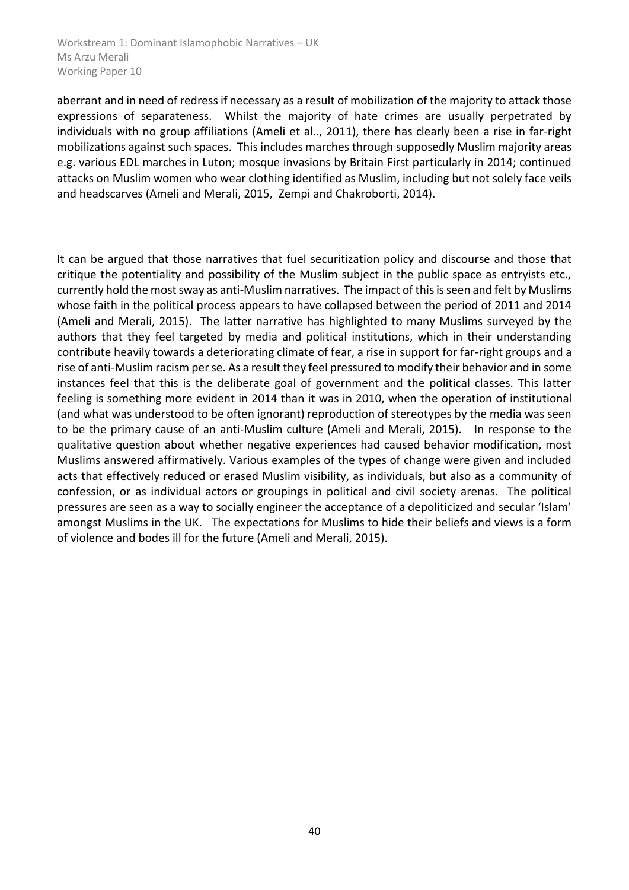aberrant and in need of redress if necessary as a result of mobilization of the majority to attack those expressions of separateness. Whilst the majority of hate crimes are usually perpetrated by individuals with no group affiliations (Ameli et al.., 2011), there has clearly been a rise in far-right mobilizations against such spaces. This includes marches through supposedly Muslim majority areas e.g. various EDL marches in Luton; mosque invasions by Britain First particularly in 2014; continued attacks on Muslim women who wear clothing identified as Muslim, including but not solely face veils and headscarves (Ameli and Merali, 2015, Zempi and Chakroborti, 2014).

It can be argued that those narratives that fuel securitization policy and discourse and those that critique the potentiality and possibility of the Muslim subject in the public space as entryists etc., currently hold the most sway as anti-Muslim narratives. The impact of this is seen and felt by Muslims whose faith in the political process appears to have collapsed between the period of 2011 and 2014 (Ameli and Merali, 2015). The latter narrative has highlighted to many Muslims surveyed by the authors that they feel targeted by media and political institutions, which in their understanding contribute heavily towards a deteriorating climate of fear, a rise in support for far-right groups and a rise of anti-Muslim racism per se. As a result they feel pressured to modify their behavior and in some instances feel that this is the deliberate goal of government and the political classes. This latter feeling is something more evident in 2014 than it was in 2010, when the operation of institutional (and what was understood to be often ignorant) reproduction of stereotypes by the media was seen to be the primary cause of an anti-Muslim culture (Ameli and Merali, 2015). In response to the qualitative question about whether negative experiences had caused behavior modification, most Muslims answered affirmatively. Various examples of the types of change were given and included acts that effectively reduced or erased Muslim visibility, as individuals, but also as a community of confession, or as individual actors or groupings in political and civil society arenas. The political pressures are seen as a way to socially engineer the acceptance of a depoliticized and secular 'Islam' amongst Muslims in the UK. The expectations for Muslims to hide their beliefs and views is a form of violence and bodes ill for the future (Ameli and Merali, 2015).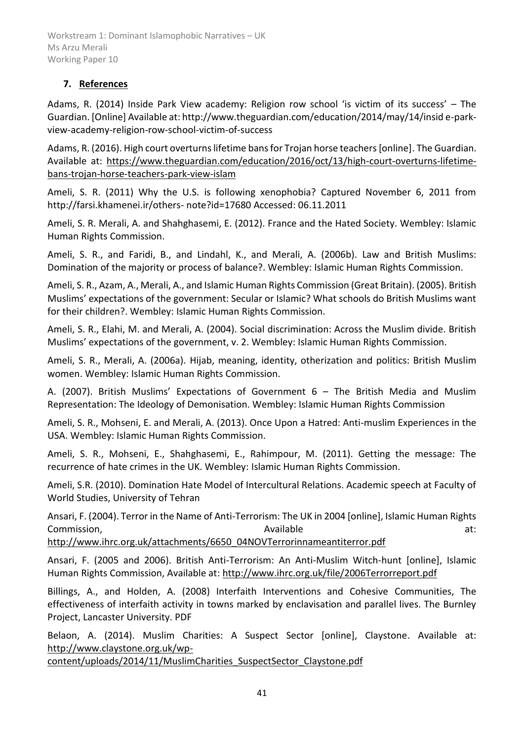## 7. References

Adams, R. (2014) Inside Park View academy: Religion row school 'is victim of its success' – The Guardian. [Online] Available at: http://www.theguardian.com/education/2014/may/14/insid e-park-view-academy-religion-row-school-victim-of-success

Adams, R. (2016). High court overturns lifetime bans for Trojan horse teachers [online]. The Guardian. Available at: https://www.theguardian.com/education/2016/oct/13/high-court-overturns-lifetime-bans-trojan-horse-teachers-park-view-islam

Ameli, S. R. (2011) Why the U.S. is following xenophobia? Captured November 6, 2011 from http://farsi.khamenei.ir/others- note?id=17680 Accessed: 06.11.2011

Ameli, S. R. Merali, A. and Shahghasemi, E. (2012). France and the Hated Society. Wembley: Islamic Human Rights Commission.

Ameli, S. R., and Faridi, B., and Lindahl, K., and Merali, A. (2006b). Law and British Muslims: Domination of the majority or process of balance?. Wembley: Islamic Human Rights Commission.

Ameli, S. R., Azam, A., Merali, A., and Islamic Human Rights Commission (Great Britain). (2005). British Muslims' expectations of the government: Secular or Islamic? What schools do British Muslims want for their children?. Wembley: Islamic Human Rights Commission.

Ameli, S. R., Elahi, M. and Merali, A. (2004). Social discrimination: Across the Muslim divide. British Muslims' expectations of the government, v. 2. Wembley: Islamic Human Rights Commission.

Ameli, S. R., Merali, A. (2006a). Hijab, meaning, identity, otherization and politics: British Muslim women. Wembley: Islamic Human Rights Commission.

A. (2007). British Muslims' Expectations of Government 6 – The British Media and Muslim Representation: The Ideology of Demonisation. Wembley: Islamic Human Rights Commission

Ameli, S. R., Mohseni, E. and Merali, A. (2013). Once Upon a Hatred: Anti-muslim Experiences in the USA. Wembley: Islamic Human Rights Commission.

Ameli, S. R., Mohseni, E., Shahghasemi, E., Rahimpour, M. (2011). Getting the message: The recurrence of hate crimes in the UK. Wembley: Islamic Human Rights Commission.

Ameli, S.R. (2010). Domination Hate Model of Intercultural Relations. Academic speech at Faculty of World Studies, University of Tehran

Ansari, F. (2004). Terror in the Name of Anti-Terrorism: The UK in 2004 [online], Islamic Human Rights Commission, Available at: http://www.ihrc.org.uk/attachments/6650_04NOVTerrorinnameantiterror.pdf

Ansari, F. (2005 and 2006). British Anti-Terrorism: An Anti-Muslim Witch-hunt [online], Islamic Human Rights Commission, Available at: http://www.ihrc.org.uk/file/2006Terrorreport.pdf

Billings, A., and Holden, A. (2008) Interfaith Interventions and Cohesive Communities, The effectiveness of interfaith activity in towns marked by enclavisation and parallel lives. The Burnley Project, Lancaster University. PDF

Belaon, A. (2014). Muslim Charities: A Suspect Sector [online], Claystone. Available at: http://www.claystone.org.uk/wp-content/uploads/2014/11/MuslimCharities_SuspectSector_Claystone.pdf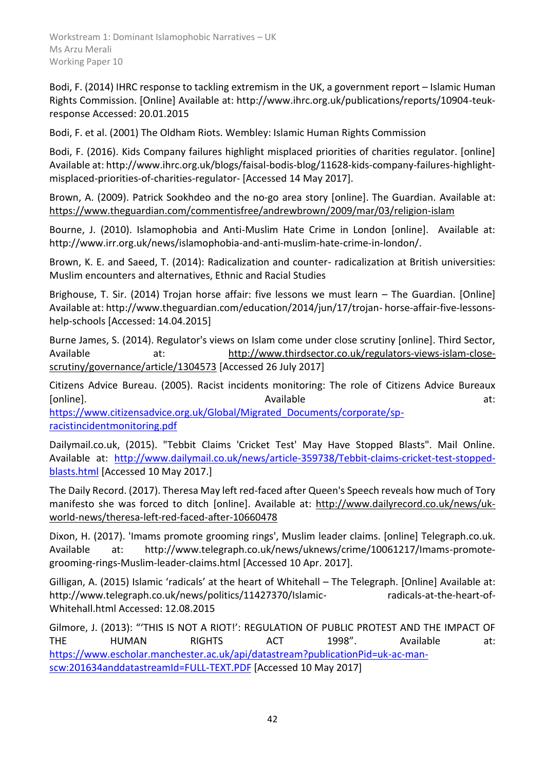Bodi, F. (2014) IHRC response to tackling extremism in the UK, a government report – Islamic Human Rights Commission. [Online] Available at: http://www.ihrc.org.uk/publications/reports/10904-teuk-response Accessed: 20.01.2015

Bodi, F. et al. (2001) The Oldham Riots. Wembley: Islamic Human Rights Commission

Bodi, F. (2016). Kids Company failures highlight misplaced priorities of charities regulator. [online] Available at: http://www.ihrc.org.uk/blogs/faisal-bodis-blog/11628-kids-company-failures-highlight-misplaced-priorities-of-charities-regulator- [Accessed 14 May 2017].

Brown, A. (2009). Patrick Sookhdeo and the no-go area story [online]. The Guardian. Available at: https://www.theguardian.com/commentisfree/andrewbrown/2009/mar/03/religion-islam

Bourne, J. (2010). Islamophobia and Anti-Muslim Hate Crime in London [online]. Available at: http://www.irr.org.uk/news/islamophobia-and-anti-muslim-hate-crime-in-london/.

Brown, K. E. and Saeed, T. (2014): Radicalization and counter- radicalization at British universities: Muslim encounters and alternatives, Ethnic and Racial Studies

Brighouse, T. Sir. (2014) Trojan horse affair: five lessons we must learn – The Guardian. [Online] Available at: http://www.theguardian.com/education/2014/jun/17/trojan- horse-affair-five-lessons-help-schools [Accessed: 14.04.2015]

Burne James, S. (2014). Regulator's views on Islam come under close scrutiny [online]. Third Sector, Available at: http://www.thirdsector.co.uk/regulators-views-islam-close-scrutiny/governance/article/1304573 [Accessed 26 July 2017]

Citizens Advice Bureau. (2005). Racist incidents monitoring: The role of Citizens Advice Bureaux [online]. Available at: https://www.citizensadvice.org.uk/Global/Migrated_Documents/corporate/sp-racistincidentmonitoring.pdf

Dailymail.co.uk, (2015). "Tebbit Claims 'Cricket Test' May Have Stopped Blasts". Mail Online. Available at: http://www.dailymail.co.uk/news/article-359738/Tebbit-claims-cricket-test-stopped-blasts.html [Accessed 10 May 2017.]

The Daily Record. (2017). Theresa May left red-faced after Queen's Speech reveals how much of Tory manifesto she was forced to ditch [online]. Available at: http://www.dailyrecord.co.uk/news/uk-world-news/theresa-left-red-faced-after-10660478

Dixon, H. (2017). 'Imams promote grooming rings', Muslim leader claims. [online] Telegraph.co.uk. Available at: http://www.telegraph.co.uk/news/uknews/crime/10061217/Imams-promote-grooming-rings-Muslim-leader-claims.html [Accessed 10 Apr. 2017].

Gilligan, A. (2015) Islamic 'radicals' at the heart of Whitehall – The Telegraph. [Online] Available at: http://www.telegraph.co.uk/news/politics/11427370/Islamic- radicals-at-the-heart-of-Whitehall.html Accessed: 12.08.2015

Gilmore, J. (2013): "'THIS IS NOT A RIOT!': REGULATION OF PUBLIC PROTEST AND THE IMPACT OF THE HUMAN RIGHTS ACT 1998". Available at: https://www.escholar.manchester.ac.uk/api/datastream?publicationPid=uk-ac-man-scw:201634anddatastreamId=FULL-TEXT.PDF [Accessed 10 May 2017]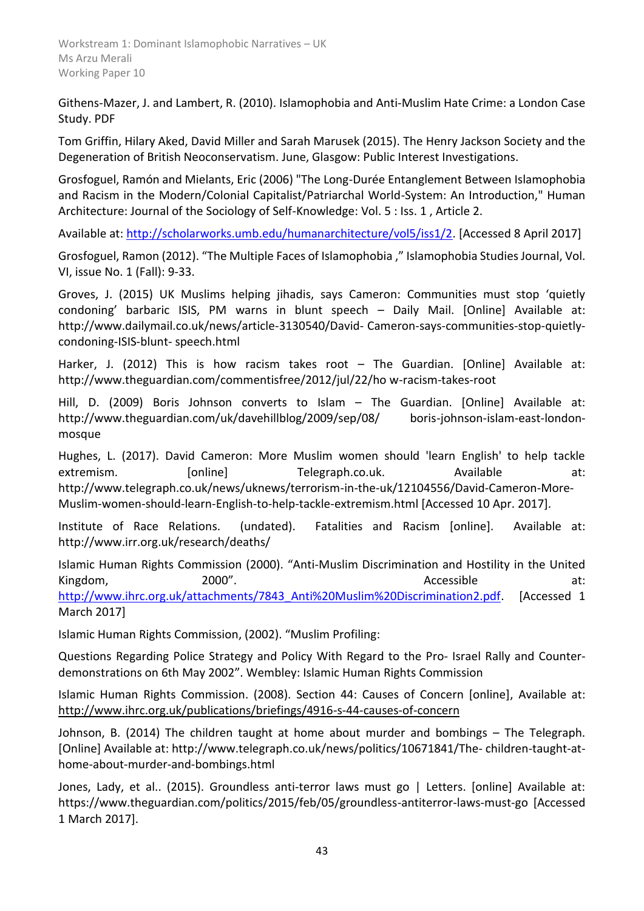Githens-Mazer, J. and Lambert, R. (2010). Islamophobia and Anti-Muslim Hate Crime: a London Case Study. PDF

Tom Griffin, Hilary Aked, David Miller and Sarah Marusek (2015). The Henry Jackson Society and the Degeneration of British Neoconservatism. June, Glasgow: Public Interest Investigations.

Grosfoguel, Ramón and Mielants, Eric (2006) "The Long-Durée Entanglement Between Islamophobia and Racism in the Modern/Colonial Capitalist/Patriarchal World-System: An Introduction," Human Architecture: Journal of the Sociology of Self-Knowledge: Vol. 5 : Iss. 1 , Article 2.

Available at: http://scholarworks.umb.edu/humanarchitecture/vol5/iss1/2. [Accessed 8 April 2017]

Grosfoguel, Ramon (2012). "The Multiple Faces of Islamophobia ," Islamophobia Studies Journal, Vol. VI, issue No. 1 (Fall): 9-33.

Groves, J. (2015) UK Muslims helping jihadis, says Cameron: Communities must stop 'quietly condoning' barbaric ISIS, PM warns in blunt speech – Daily Mail. [Online] Available at: http://www.dailymail.co.uk/news/article-3130540/David- Cameron-says-communities-stop-quietly-condoning-ISIS-blunt- speech.html

Harker, J. (2012) This is how racism takes root – The Guardian. [Online] Available at: http://www.theguardian.com/commentisfree/2012/jul/22/ho w-racism-takes-root

Hill, D. (2009) Boris Johnson converts to Islam – The Guardian. [Online] Available at: http://www.theguardian.com/uk/davehillblog/2009/sep/08/ boris-johnson-islam-east-london-mosque

Hughes, L. (2017). David Cameron: More Muslim women should 'learn English' to help tackle extremism. [online] Telegraph.co.uk. Available at: http://www.telegraph.co.uk/news/uknews/terrorism-in-the-uk/12104556/David-Cameron-More-Muslim-women-should-learn-English-to-help-tackle-extremism.html [Accessed 10 Apr. 2017].

Institute of Race Relations. (undated). Fatalities and Racism [online]. Available at: http://www.irr.org.uk/research/deaths/

Islamic Human Rights Commission (2000). "Anti-Muslim Discrimination and Hostility in the United Kingdom, 2000". Accessible at: http://www.ihrc.org.uk/attachments/7843_Anti%20Muslim%20Discrimination2.pdf. [Accessed 1 March 2017]

Islamic Human Rights Commission, (2002). "Muslim Profiling:

Questions Regarding Police Strategy and Policy With Regard to the Pro- Israel Rally and Counter-demonstrations on 6th May 2002". Wembley: Islamic Human Rights Commission

Islamic Human Rights Commission. (2008). Section 44: Causes of Concern [online], Available at: http://www.ihrc.org.uk/publications/briefings/4916-s-44-causes-of-concern

Johnson, B. (2014) The children taught at home about murder and bombings – The Telegraph. [Online] Available at: http://www.telegraph.co.uk/news/politics/10671841/The- children-taught-at-home-about-murder-and-bombings.html

Jones, Lady, et al.. (2015). Groundless anti-terror laws must go | Letters. [online] Available at: https://www.theguardian.com/politics/2015/feb/05/groundless-antiterror-laws-must-go [Accessed 1 March 2017].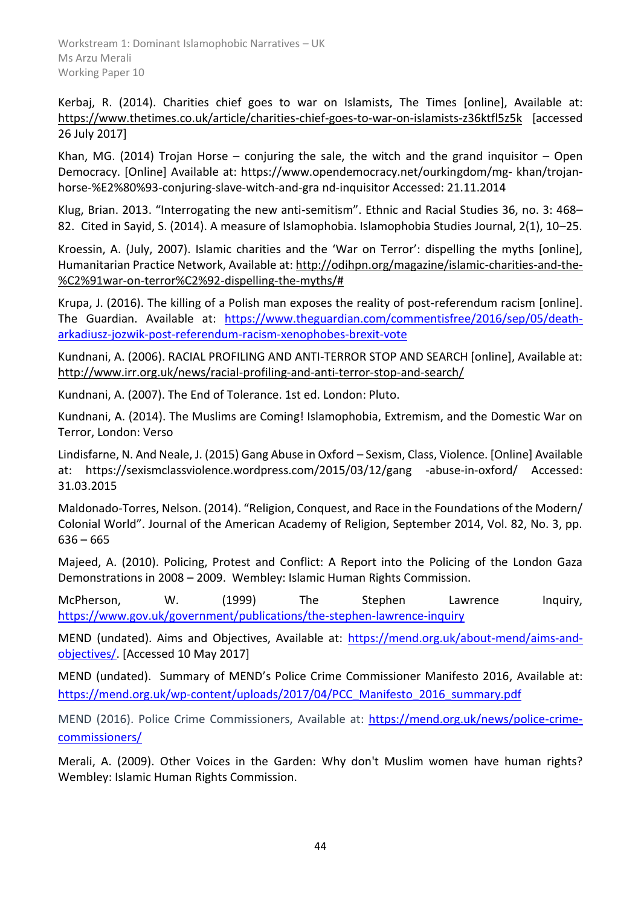Kerbaj, R. (2014). Charities chief goes to war on Islamists, The Times [online], Available at: https://www.thetimes.co.uk/article/charities-chief-goes-to-war-on-islamists-z36ktfl5z5k [accessed 26 July 2017]

Khan, MG. (2014) Trojan Horse – conjuring the sale, the witch and the grand inquisitor – Open Democracy. [Online] Available at: https://www.opendemocracy.net/ourkingdom/mg- khan/trojan-horse-%E2%80%93-conjuring-slave-witch-and-gra nd-inquisitor Accessed: 21.11.2014

Klug, Brian. 2013. "Interrogating the new anti-semitism". Ethnic and Racial Studies 36, no. 3: 468–82. Cited in Sayid, S. (2014). A measure of Islamophobia. Islamophobia Studies Journal, 2(1), 10–25.

Kroessin, A. (July, 2007). Islamic charities and the 'War on Terror': dispelling the myths [online], Humanitarian Practice Network, Available at: http://odihpn.org/magazine/islamic-charities-and-the-%C2%91war-on-terror%C2%92-dispelling-the-myths/#

Krupa, J. (2016). The killing of a Polish man exposes the reality of post-referendum racism [online]. The Guardian. Available at: https://www.theguardian.com/commentisfree/2016/sep/05/death-arkadiusz-jozwik-post-referendum-racism-xenophobes-brexit-vote

Kundnani, A. (2006). RACIAL PROFILING AND ANTI-TERROR STOP AND SEARCH [online], Available at: http://www.irr.org.uk/news/racial-profiling-and-anti-terror-stop-and-search/

Kundnani, A. (2007). The End of Tolerance. 1st ed. London: Pluto.

Kundnani, A. (2014). The Muslims are Coming! Islamophobia, Extremism, and the Domestic War on Terror, London: Verso

Lindisfarne, N. And Neale, J. (2015) Gang Abuse in Oxford – Sexism, Class, Violence. [Online] Available at: https://sexismclassviolence.wordpress.com/2015/03/12/gang -abuse-in-oxford/ Accessed: 31.03.2015

Maldonado-Torres, Nelson. (2014). "Religion, Conquest, and Race in the Foundations of the Modern/ Colonial World". Journal of the American Academy of Religion, September 2014, Vol. 82, No. 3, pp. 636 – 665

Majeed, A. (2010). Policing, Protest and Conflict: A Report into the Policing of the London Gaza Demonstrations in 2008 – 2009. Wembley: Islamic Human Rights Commission.

McPherson, W. (1999) The Stephen Lawrence Inquiry, https://www.gov.uk/government/publications/the-stephen-lawrence-inquiry

MEND (undated). Aims and Objectives, Available at: https://mend.org.uk/about-mend/aims-and-objectives/. [Accessed 10 May 2017]

MEND (undated). Summary of MEND's Police Crime Commissioner Manifesto 2016, Available at: https://mend.org.uk/wp-content/uploads/2017/04/PCC_Manifesto_2016_summary.pdf

MEND (2016). Police Crime Commissioners, Available at: https://mend.org.uk/news/police-crime-commissioners/

Merali, A. (2009). Other Voices in the Garden: Why don't Muslim women have human rights? Wembley: Islamic Human Rights Commission.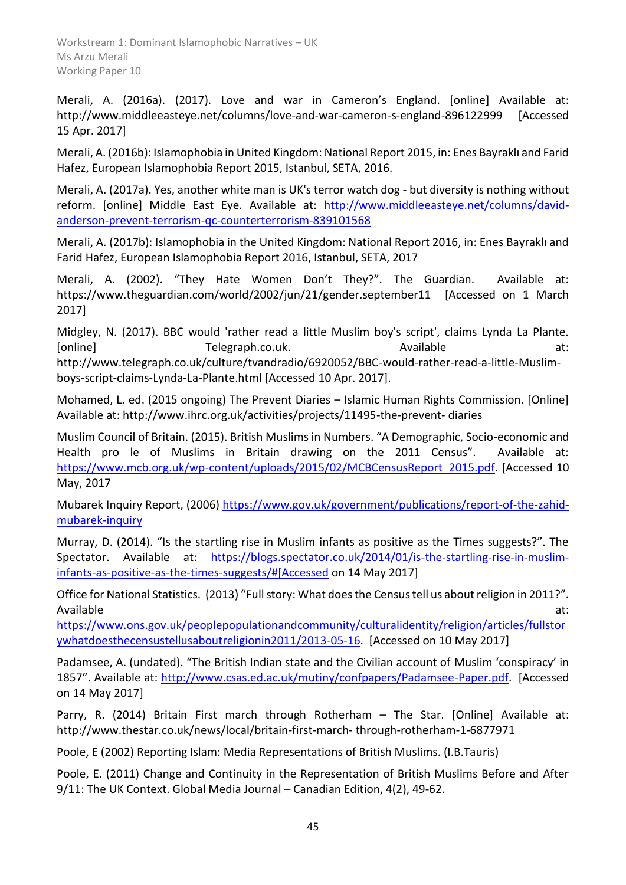Merali, A. (2016a). (2017). Love and war in Cameron's England. [online] Available at: http://www.middleeasteye.net/columns/love-and-war-cameron-s-england-896122999 [Accessed 15 Apr. 2017]

Merali, A. (2016b): Islamophobia in United Kingdom: National Report 2015, in: Enes Bayraklı and Farid Hafez, European Islamophobia Report 2015, Istanbul, SETA, 2016.

Merali, A. (2017a). Yes, another white man is UK's terror watch dog - but diversity is nothing without reform. [online] Middle East Eye. Available at: http://www.middleeasteye.net/columns/david-anderson-prevent-terrorism-qc-counterterrorism-839101568

Merali, A. (2017b): Islamophobia in the United Kingdom: National Report 2016, in: Enes Bayraklı and Farid Hafez, European Islamophobia Report 2016, Istanbul, SETA, 2017

Merali, A. (2002). "They Hate Women Don't They?". The Guardian. Available at: https://www.theguardian.com/world/2002/jun/21/gender.september11 [Accessed on 1 March 2017]

Midgley, N. (2017). BBC would 'rather read a little Muslim boy's script', claims Lynda La Plante. [online] Telegraph.co.uk. Available at: http://www.telegraph.co.uk/culture/tvandradio/6920052/BBC-would-rather-read-a-little-Muslim-boys-script-claims-Lynda-La-Plante.html [Accessed 10 Apr. 2017].

Mohamed, L. ed. (2015 ongoing) The Prevent Diaries – Islamic Human Rights Commission. [Online] Available at: http://www.ihrc.org.uk/activities/projects/11495-the-prevent- diaries

Muslim Council of Britain. (2015). British Muslims in Numbers. "A Demographic, Socio-economic and Health pro le of Muslims in Britain drawing on the 2011 Census". Available at: https://www.mcb.org.uk/wp-content/uploads/2015/02/MCBCensusReport_2015.pdf. [Accessed 10 May, 2017

Mubarek Inquiry Report, (2006) https://www.gov.uk/government/publications/report-of-the-zahid-mubarek-inquiry

Murray, D. (2014). "Is the startling rise in Muslim infants as positive as the Times suggests?". The Spectator. Available at: https://blogs.spectator.co.uk/2014/01/is-the-startling-rise-in-muslim-infants-as-positive-as-the-times-suggests/#[Accessed on 14 May 2017]

Office for National Statistics. (2013) "Full story: What does the Census tell us about religion in 2011?". Available at: https://www.ons.gov.uk/peoplepopulationandcommunity/culturalidentity/religion/articles/fullstorywhatdoesthecensustellusaboutreligionin2011/2013-05-16. [Accessed on 10 May 2017]

Padamsee, A. (undated). "The British Indian state and the Civilian account of Muslim 'conspiracy' in 1857". Available at: http://www.csas.ed.ac.uk/mutiny/confpapers/Padamsee-Paper.pdf. [Accessed on 14 May 2017]

Parry, R. (2014) Britain First march through Rotherham – The Star. [Online] Available at: http://www.thestar.co.uk/news/local/britain-first-march- through-rotherham-1-6877971

Poole, E (2002) Reporting Islam: Media Representations of British Muslims. (I.B.Tauris)

Poole, E. (2011) Change and Continuity in the Representation of British Muslims Before and After 9/11: The UK Context. Global Media Journal – Canadian Edition, 4(2), 49-62.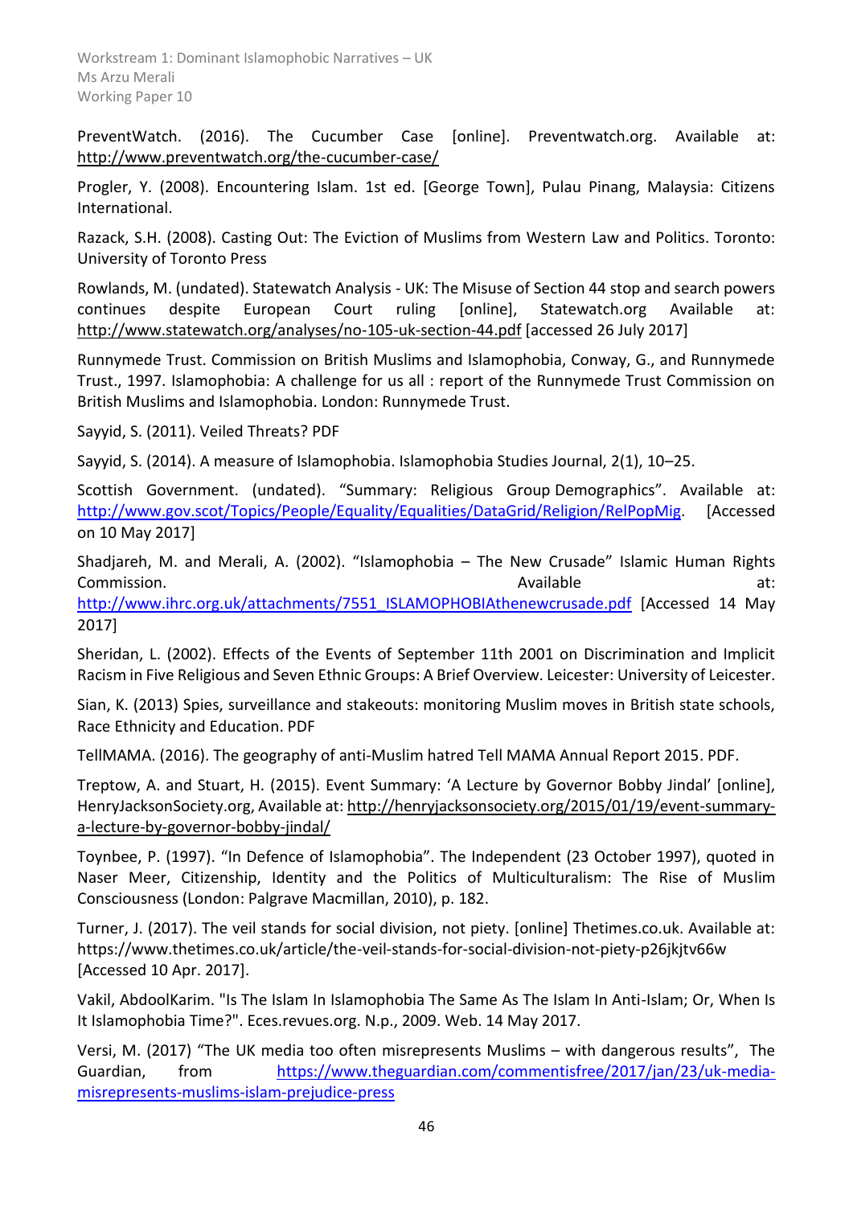PreventWatch. (2016). The Cucumber Case [online]. Preventwatch.org. Available at: http://www.preventwatch.org/the-cucumber-case/

Progler, Y. (2008). Encountering Islam. 1st ed. [George Town], Pulau Pinang, Malaysia: Citizens International.

Razack, S.H. (2008). Casting Out: The Eviction of Muslims from Western Law and Politics. Toronto: University of Toronto Press

Rowlands, M. (undated). Statewatch Analysis - UK: The Misuse of Section 44 stop and search powers continues despite European Court ruling [online], Statewatch.org Available at: http://www.statewatch.org/analyses/no-105-uk-section-44.pdf [accessed 26 July 2017]

Runnymede Trust. Commission on British Muslims and Islamophobia, Conway, G., and Runnymede Trust., 1997. Islamophobia: A challenge for us all : report of the Runnymede Trust Commission on British Muslims and Islamophobia. London: Runnymede Trust.

Sayyid, S. (2011). Veiled Threats? PDF

Sayyid, S. (2014). A measure of Islamophobia. Islamophobia Studies Journal, 2(1), 10–25.

Scottish Government. (undated). "Summary: Religious Group Demographics". Available at: http://www.gov.scot/Topics/People/Equality/Equalities/DataGrid/Religion/RelPopMig. [Accessed on 10 May 2017]

Shadjareh, M. and Merali, A. (2002). "Islamophobia – The New Crusade" Islamic Human Rights Commission. Available at: http://www.ihrc.org.uk/attachments/7551_ISLAMOPHOBIAthenewcrusade.pdf [Accessed 14 May 2017]

Sheridan, L. (2002). Effects of the Events of September 11th 2001 on Discrimination and Implicit Racism in Five Religious and Seven Ethnic Groups: A Brief Overview. Leicester: University of Leicester.

Sian, K. (2013) Spies, surveillance and stakeouts: monitoring Muslim moves in British state schools, Race Ethnicity and Education. PDF

TellMAMA. (2016). The geography of anti-Muslim hatred Tell MAMA Annual Report 2015. PDF.

Treptow, A. and Stuart, H. (2015). Event Summary: 'A Lecture by Governor Bobby Jindal' [online], HenryJacksonSociety.org, Available at: http://henryjacksonsociety.org/2015/01/19/event-summary-a-lecture-by-governor-bobby-jindal/

Toynbee, P. (1997). "In Defence of Islamophobia". The Independent (23 October 1997), quoted in Naser Meer, Citizenship, Identity and the Politics of Multiculturalism: The Rise of Muslim Consciousness (London: Palgrave Macmillan, 2010), p. 182.

Turner, J. (2017). The veil stands for social division, not piety. [online] Thetimes.co.uk. Available at: https://www.thetimes.co.uk/article/the-veil-stands-for-social-division-not-piety-p26jkjtv66w [Accessed 10 Apr. 2017].

Vakil, AbdoolKarim. "Is The Islam In Islamophobia The Same As The Islam In Anti-Islam; Or, When Is It Islamophobia Time?". Eces.revues.org. N.p., 2009. Web. 14 May 2017.

Versi, M. (2017) "The UK media too often misrepresents Muslims – with dangerous results", The Guardian, from https://www.theguardian.com/commentisfree/2017/jan/23/uk-media-misrepresents-muslims-islam-prejudice-press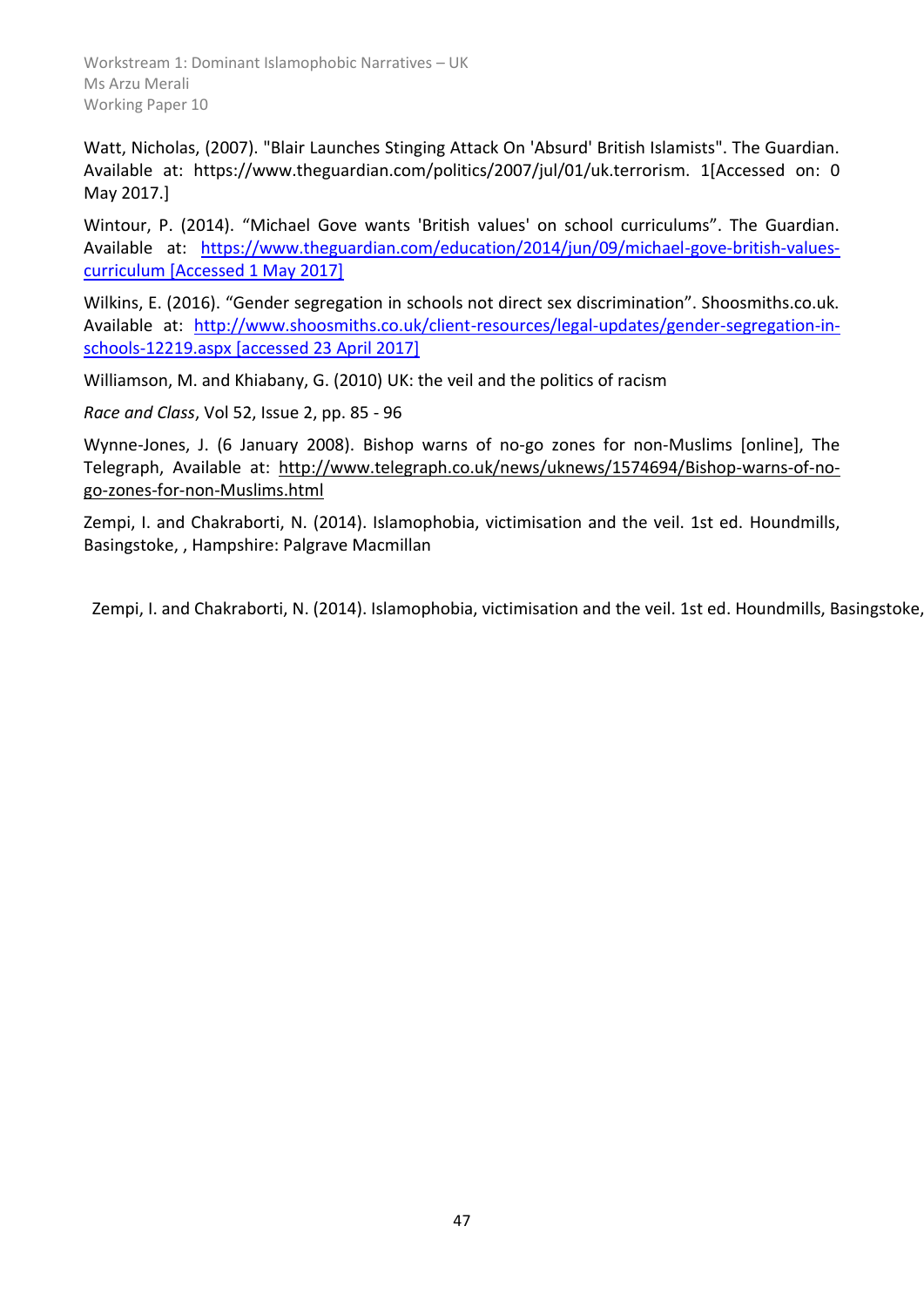Watt, Nicholas, (2007). "Blair Launches Stinging Attack On 'Absurd' British Islamists". The Guardian. Available at: https://www.theguardian.com/politics/2007/jul/01/uk.terrorism. 1[Accessed on: 0 May 2017.]

Wintour, P. (2014). "Michael Gove wants 'British values' on school curriculums". The Guardian. Available at: https://www.theguardian.com/education/2014/jun/09/michael-gove-british-values-curriculum [Accessed 1 May 2017]

Wilkins, E. (2016). "Gender segregation in schools not direct sex discrimination". Shoosmiths.co.uk. Available at: http://www.shoosmiths.co.uk/client-resources/legal-updates/gender-segregation-in-schools-12219.aspx [accessed 23 April 2017]

Williamson, M. and Khiabany, G. (2010) UK: the veil and the politics of racism

*Race and Class*, Vol 52, Issue 2, pp. 85 - 96

Wynne-Jones, J. (6 January 2008). Bishop warns of no-go zones for non-Muslims [online], The Telegraph, Available at: http://www.telegraph.co.uk/news/uknews/1574694/Bishop-warns-of-no-go-zones-for-non-Muslims.html

Zempi, I. and Chakraborti, N. (2014). Islamophobia, victimisation and the veil. 1st ed. Houndmills, Basingstoke, , Hampshire: Palgrave Macmillan

Zempi, I. and Chakraborti, N. (2014). Islamophobia, victimisation and the veil. 1st ed. Houndmills, Basingstoke,